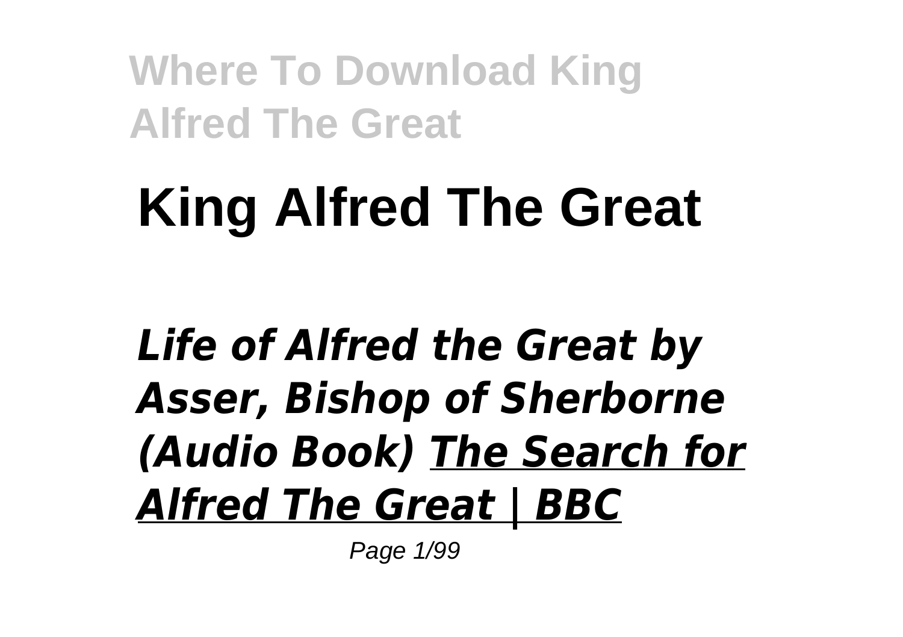# King Alfred The Great

***Life of Alfred the Great by Asser, Bishop of Sherborne (Audio Book)*** ***The Search for Alfred The Great | BBC***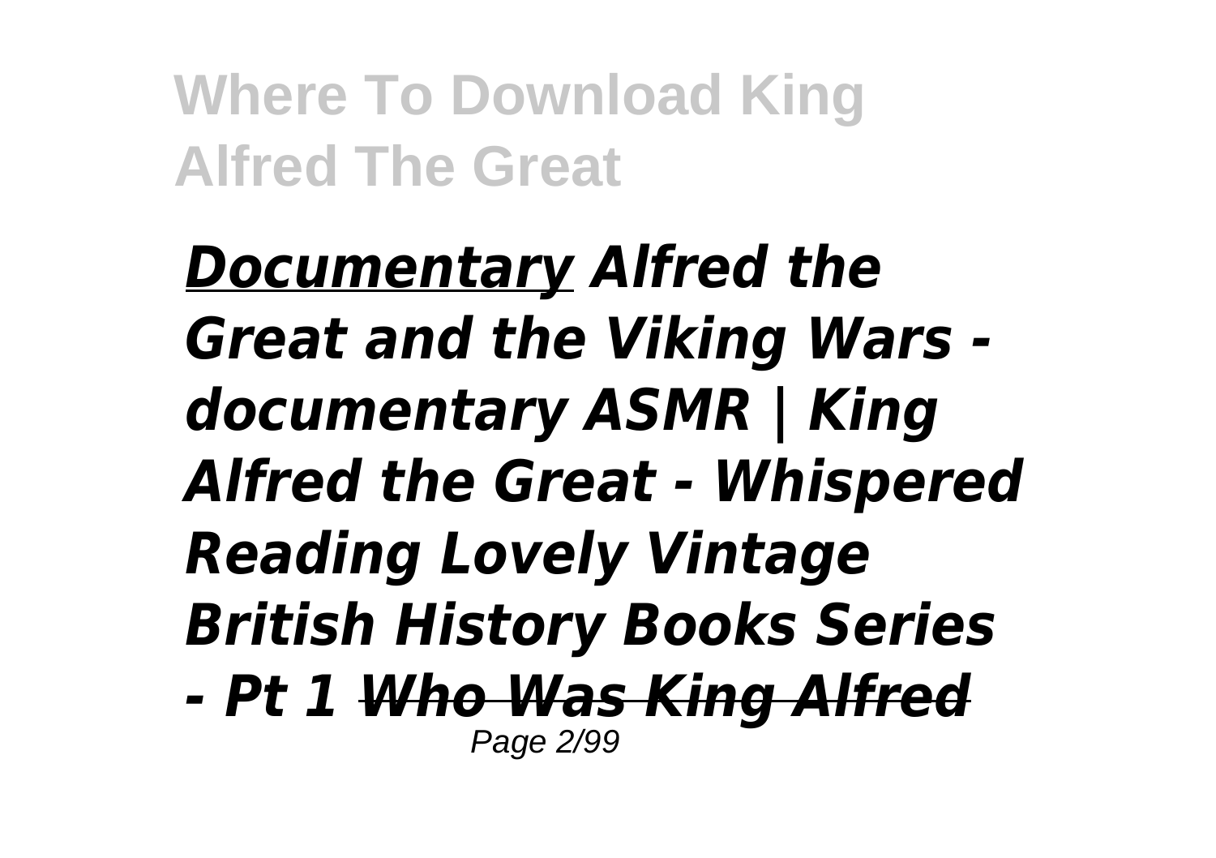***Documentary** Alfred the Great and the Viking Wars - documentary ASMR | King Alfred the Great - Whispered Reading Lovely Vintage British History Books Series - Pt 1 ~~Who Was King Alfred~~*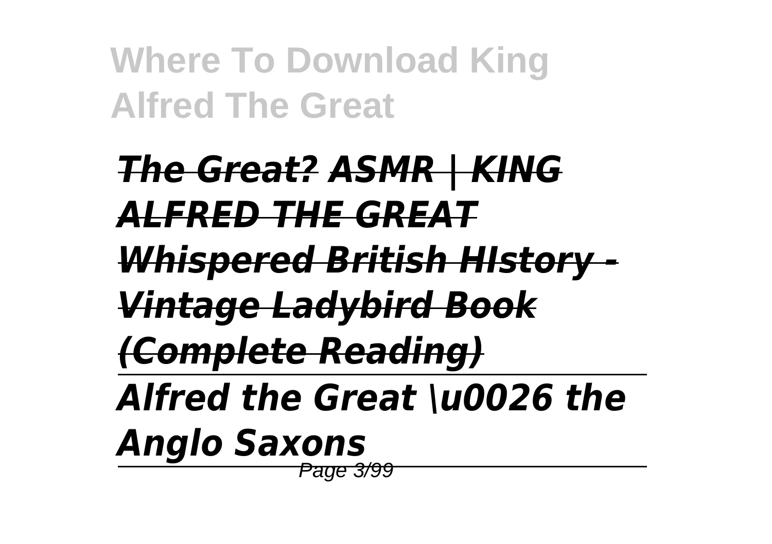*The Great? ASMR | KING ALFRED THE GREAT Whispered British HIstory - Vintage Ladybird Book (Complete Reading)*

---

*Alfred the Great \u0026 the Anglo Saxons*

---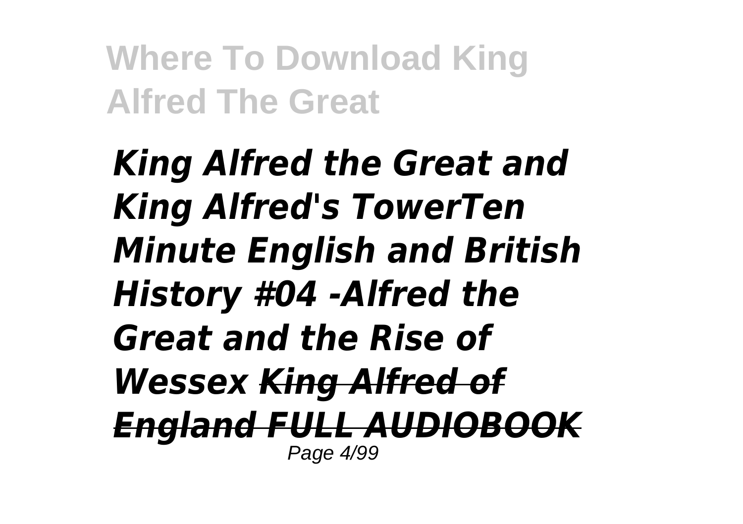*King Alfred the Great and King Alfred's TowerTen Minute English and British History #04 -Alfred the Great and the Rise of Wessex ~~King Alfred of England FULL AUDIOBOOK~~*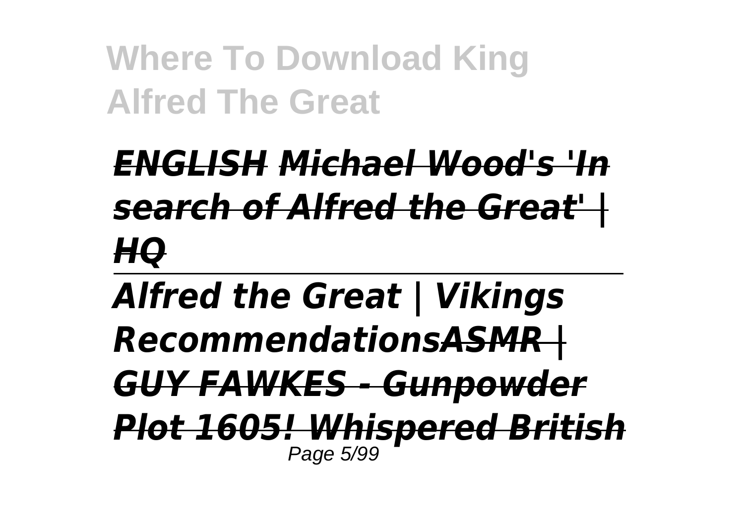*ENGLISH Michael Wood's 'In search of Alfred the Great' | HQ*

*Alfred the Great | Vikings Recommendations ASMR | GUY FAWKES - Gunpowder Plot 1605! Whispered British*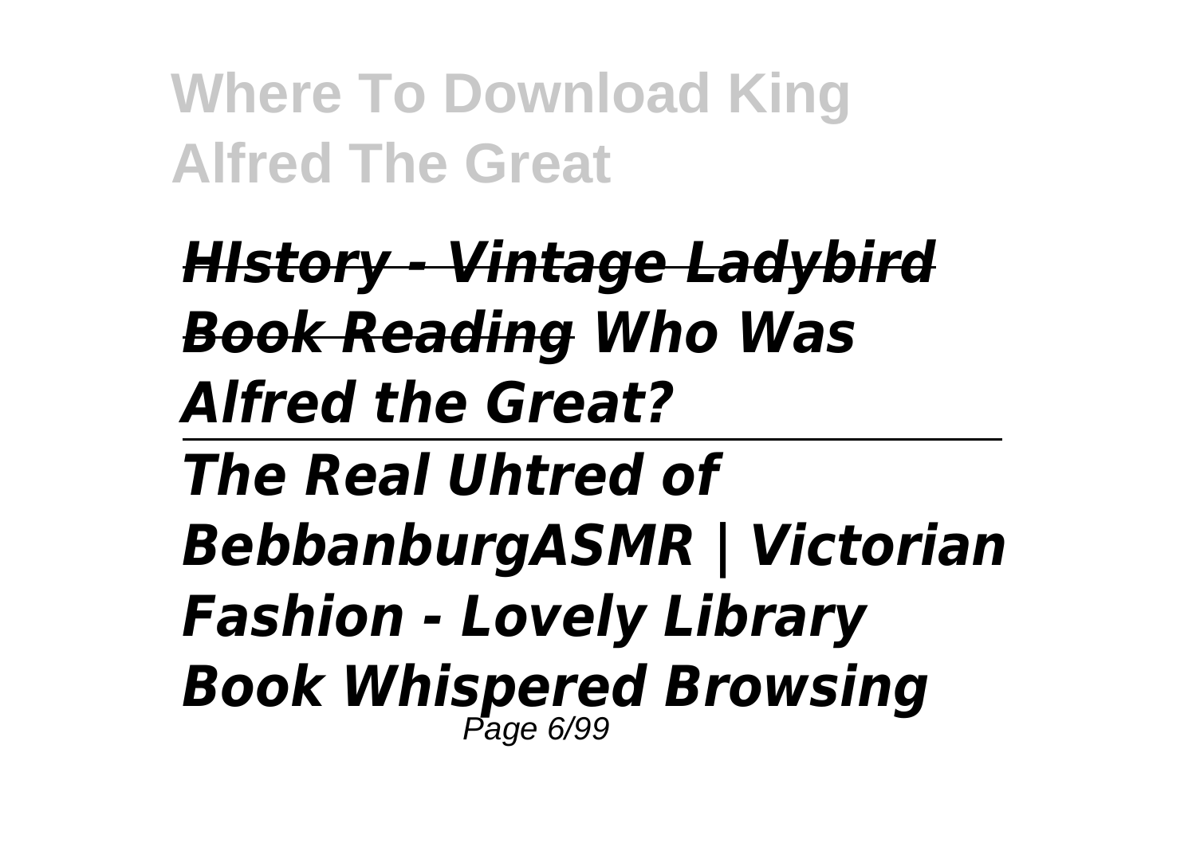*~~HIstory - Vintage Ladybird Book Reading~~ Who Was Alfred the Great?*

---

*The Real Uhtred of BebbanburgASMR | Victorian Fashion - Lovely Library Book Whispered Browsing*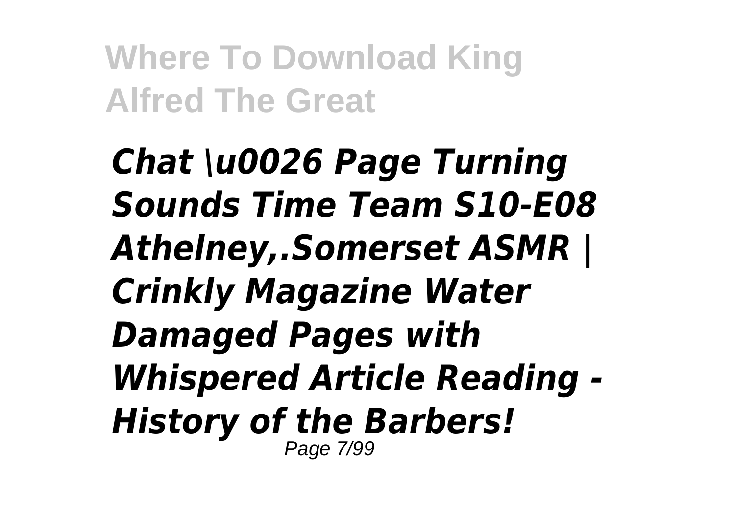***Chat \u0026 Page Turning Sounds Time Team S10-E08 Athelney,.Somerset ASMR | Crinkly Magazine Water Damaged Pages with Whispered Article Reading - History of the Barbers!***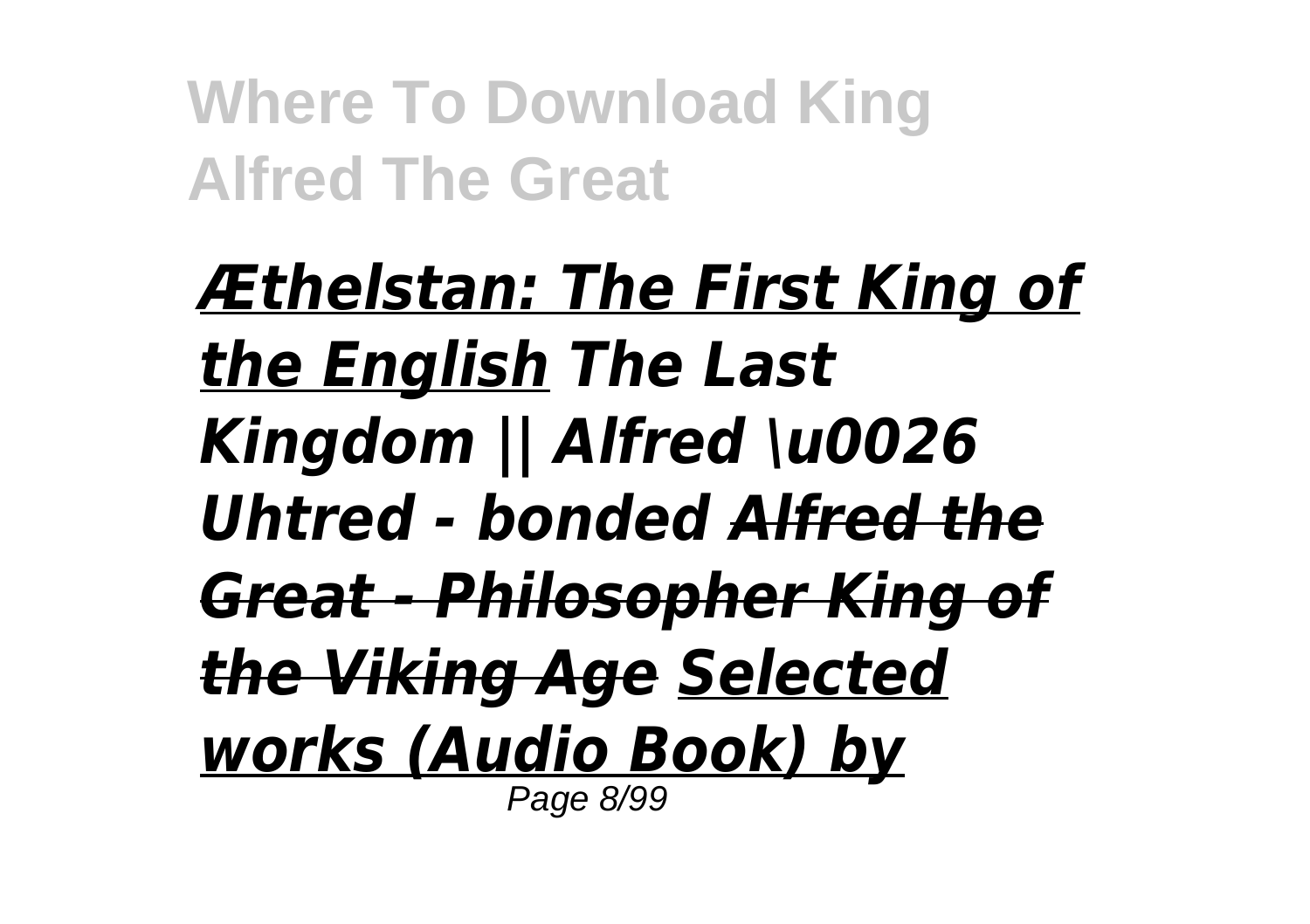*Æthelstan: The First King of the English* *The Last Kingdom || Alfred \u0026 Uhtred - bonded* ~~*Alfred the Great - Philosopher King of the Viking Age*~~ *Selected works (Audio Book) by*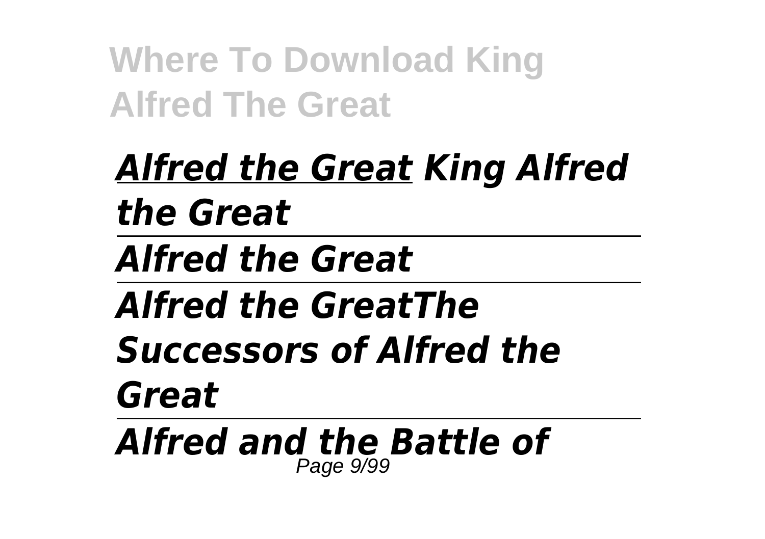*Alfred the Great* *King Alfred the Great*

---

*Alfred the Great*

---

*Alfred the GreatThe Successors of Alfred the Great*

---

*Alfred and the Battle of*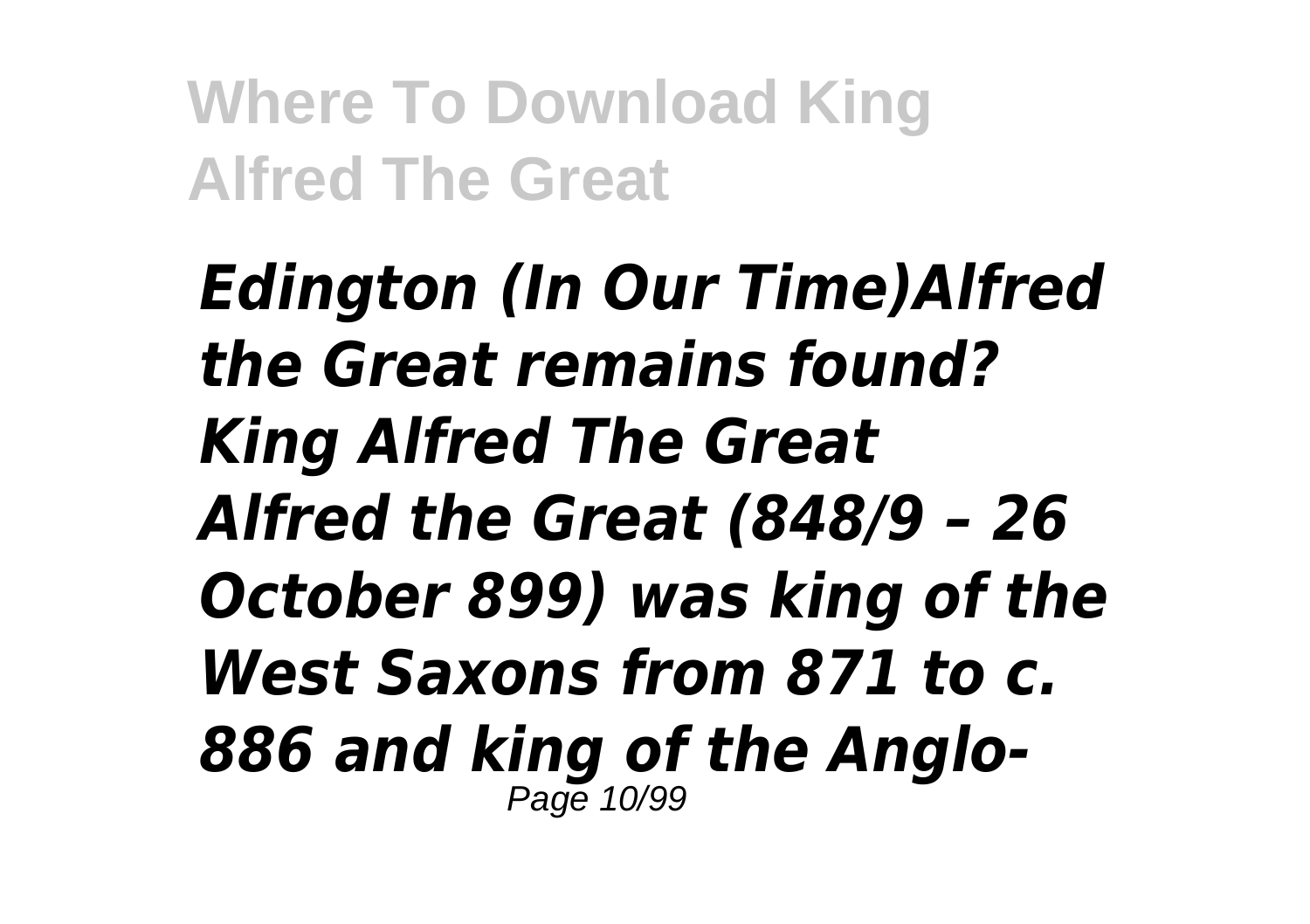*Edington (In Our Time)Alfred the Great remains found? King Alfred The Great*
*Alfred the Great (848/9 – 26 October 899) was king of the West Saxons from 871 to c. 886 and king of the Anglo-*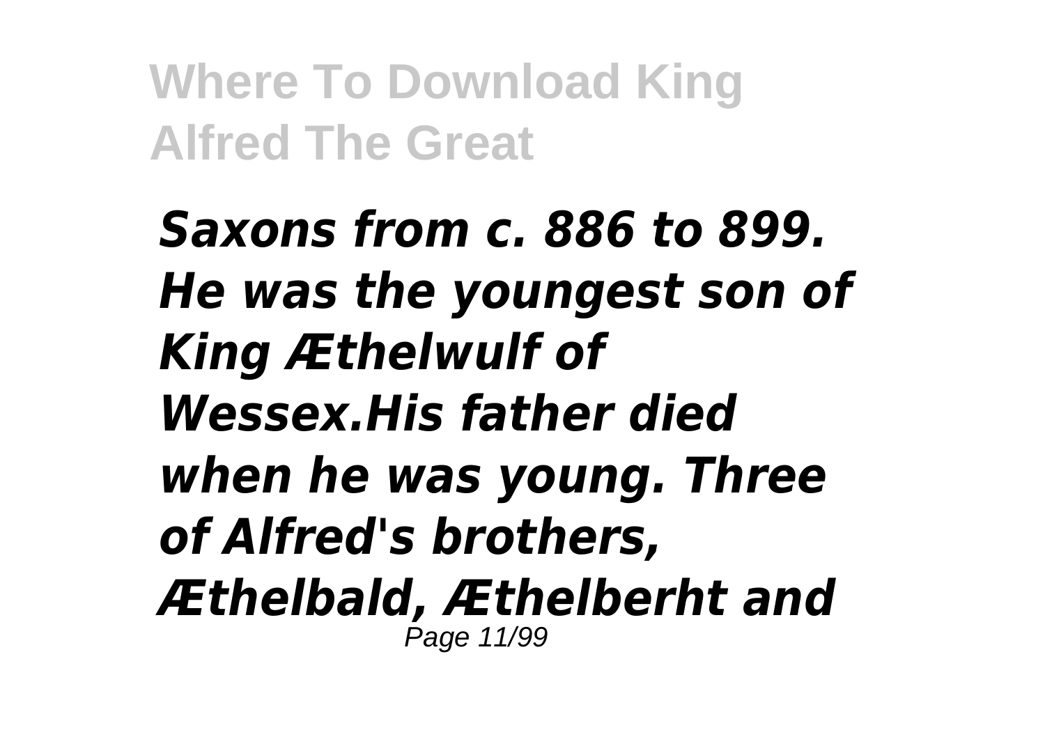*Saxons from c. 886 to 899. He was the youngest son of King Æthelwulf of Wessex.His father died when he was young. Three of Alfred's brothers, Æthelbald, Æthelberht and*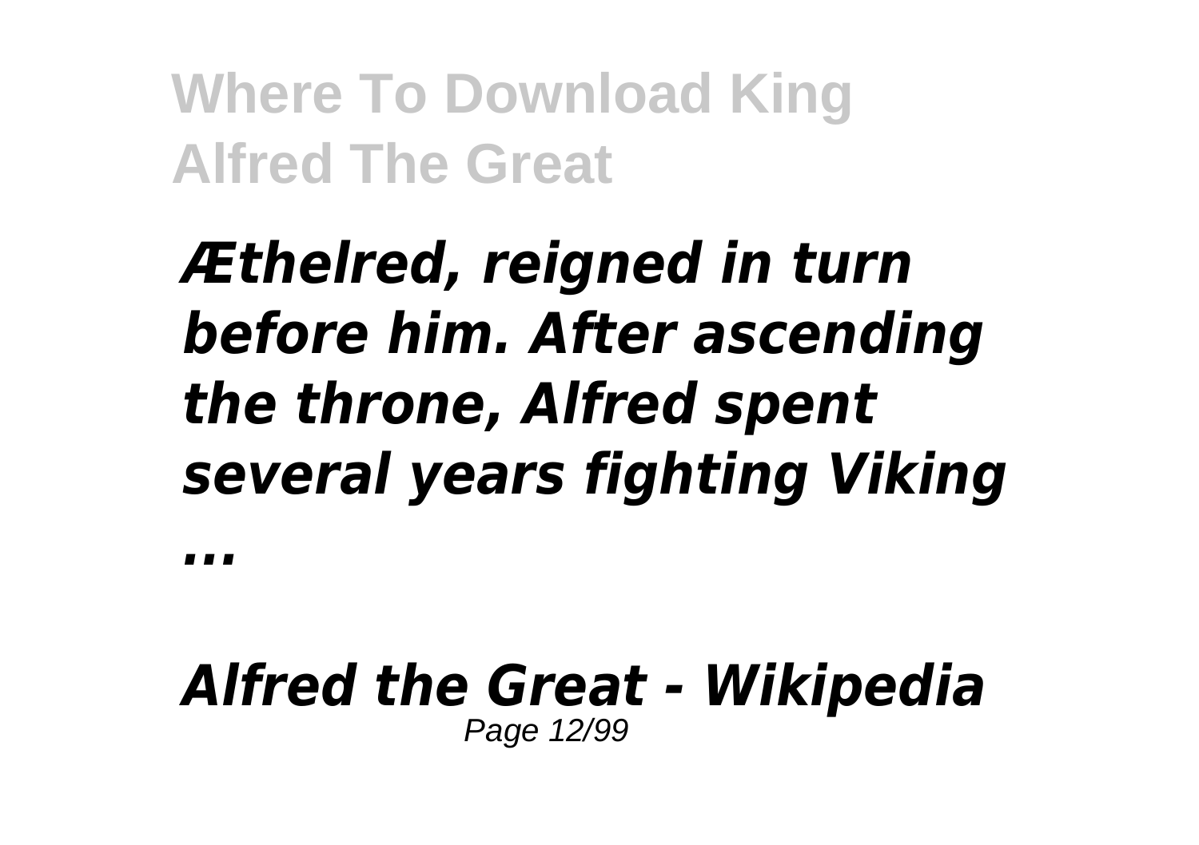*Æthelred, reigned in turn before him. After ascending the throne, Alfred spent several years fighting Viking ...*

***Alfred the Great - Wikipedia***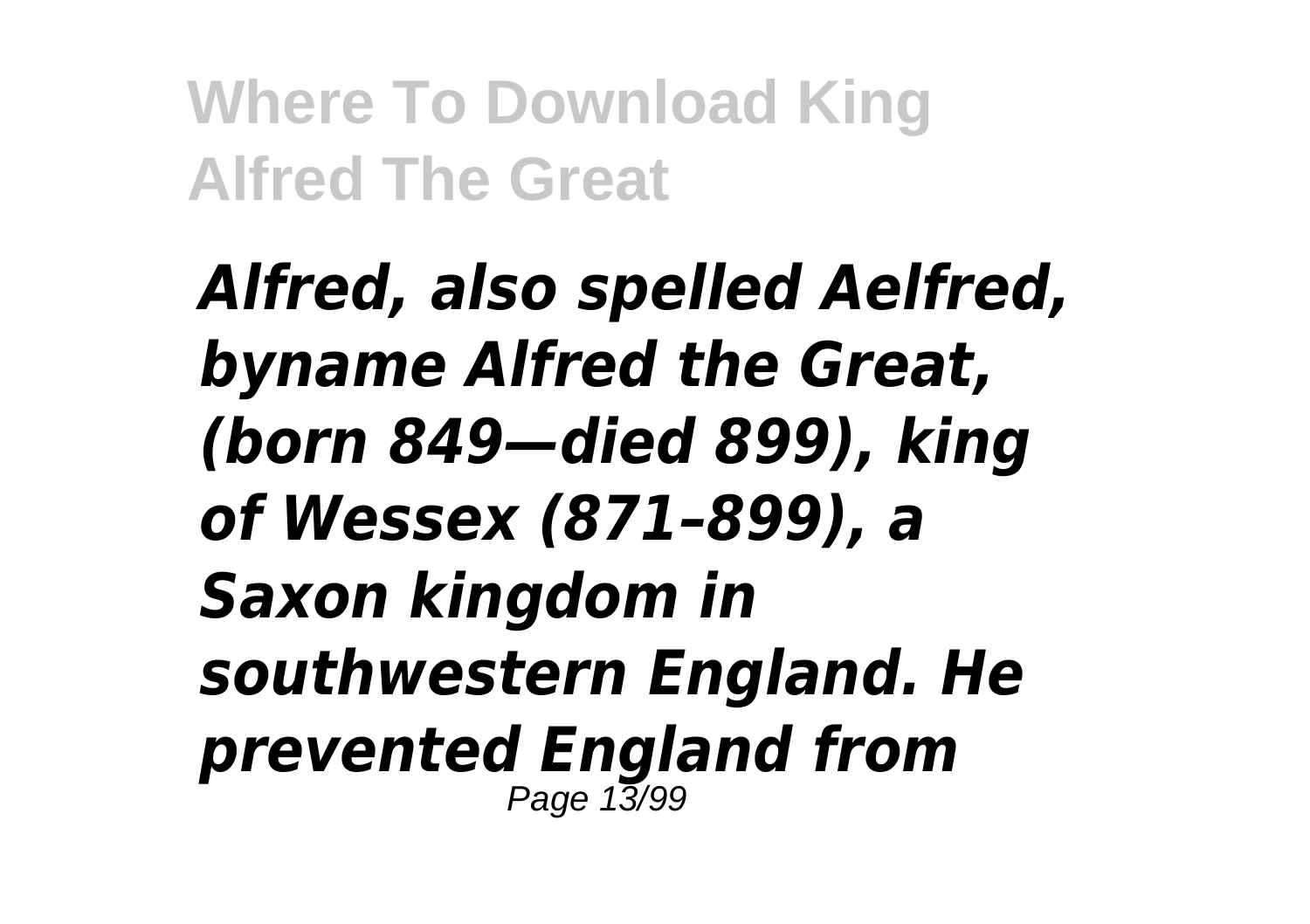*Alfred, also spelled Aelfred, byname Alfred the Great, (born 849—died 899), king of Wessex (871–899), a Saxon kingdom in southwestern England. He prevented England from*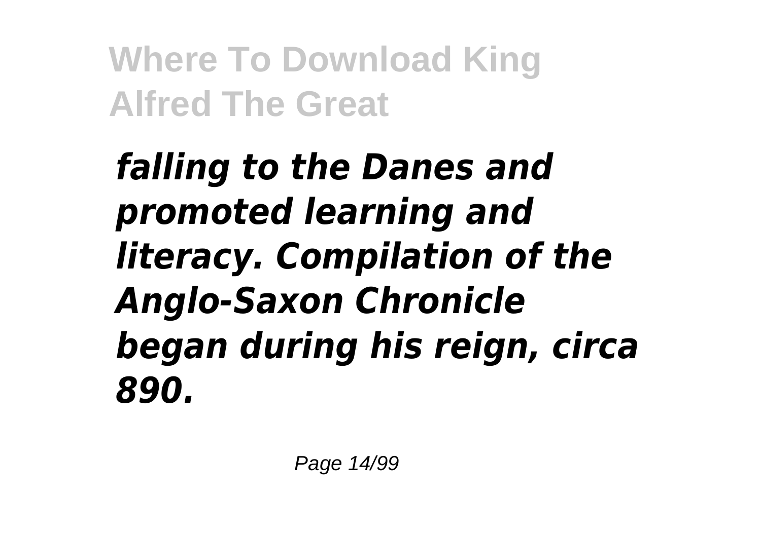***falling to the Danes and promoted learning and literacy. Compilation of the Anglo-Saxon Chronicle began during his reign, circa 890.***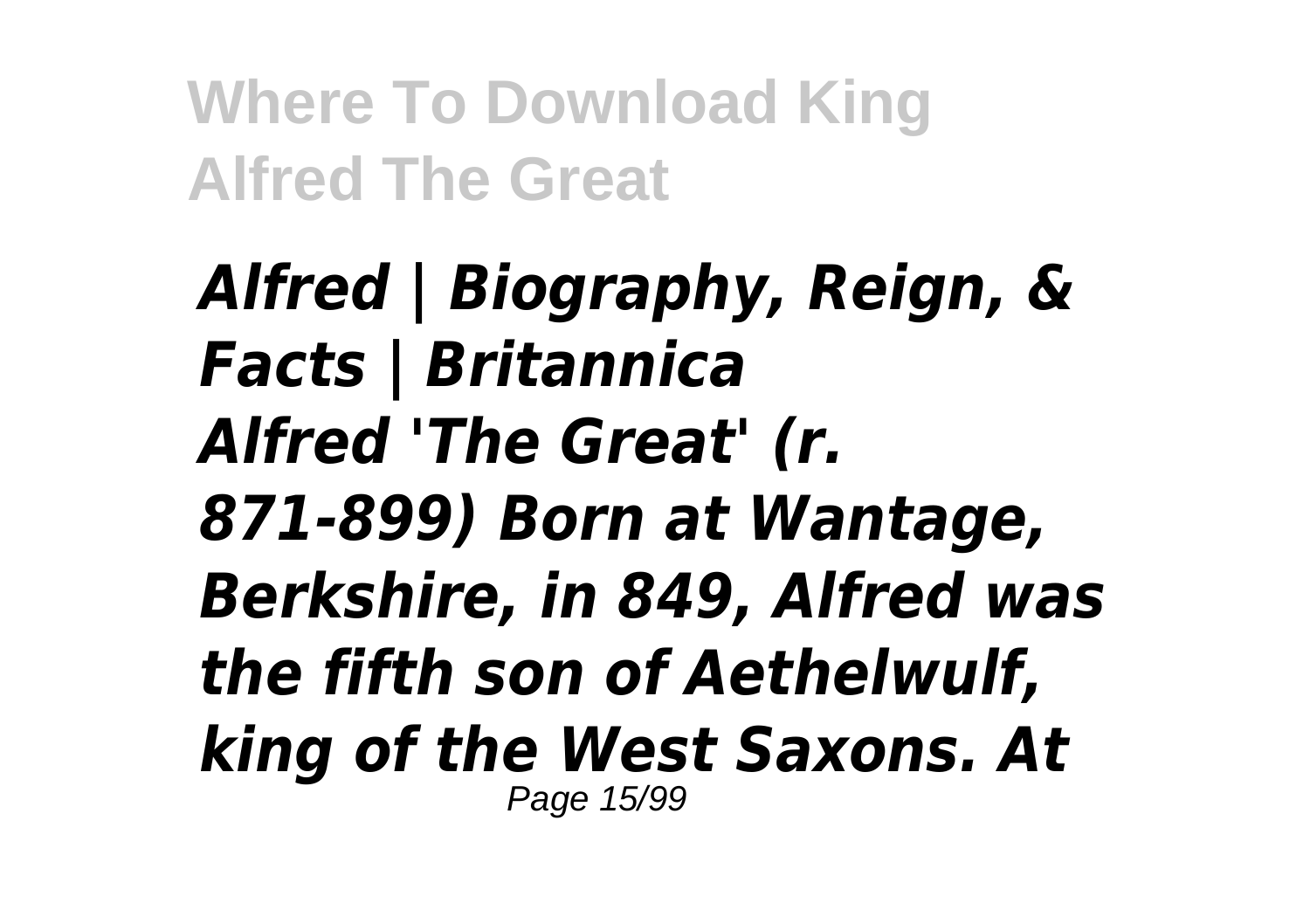*Alfred | Biography, Reign, & Facts | Britannica*

*Alfred 'The Great' (r. 871-899) Born at Wantage, Berkshire, in 849, Alfred was the fifth son of Aethelwulf, king of the West Saxons. At*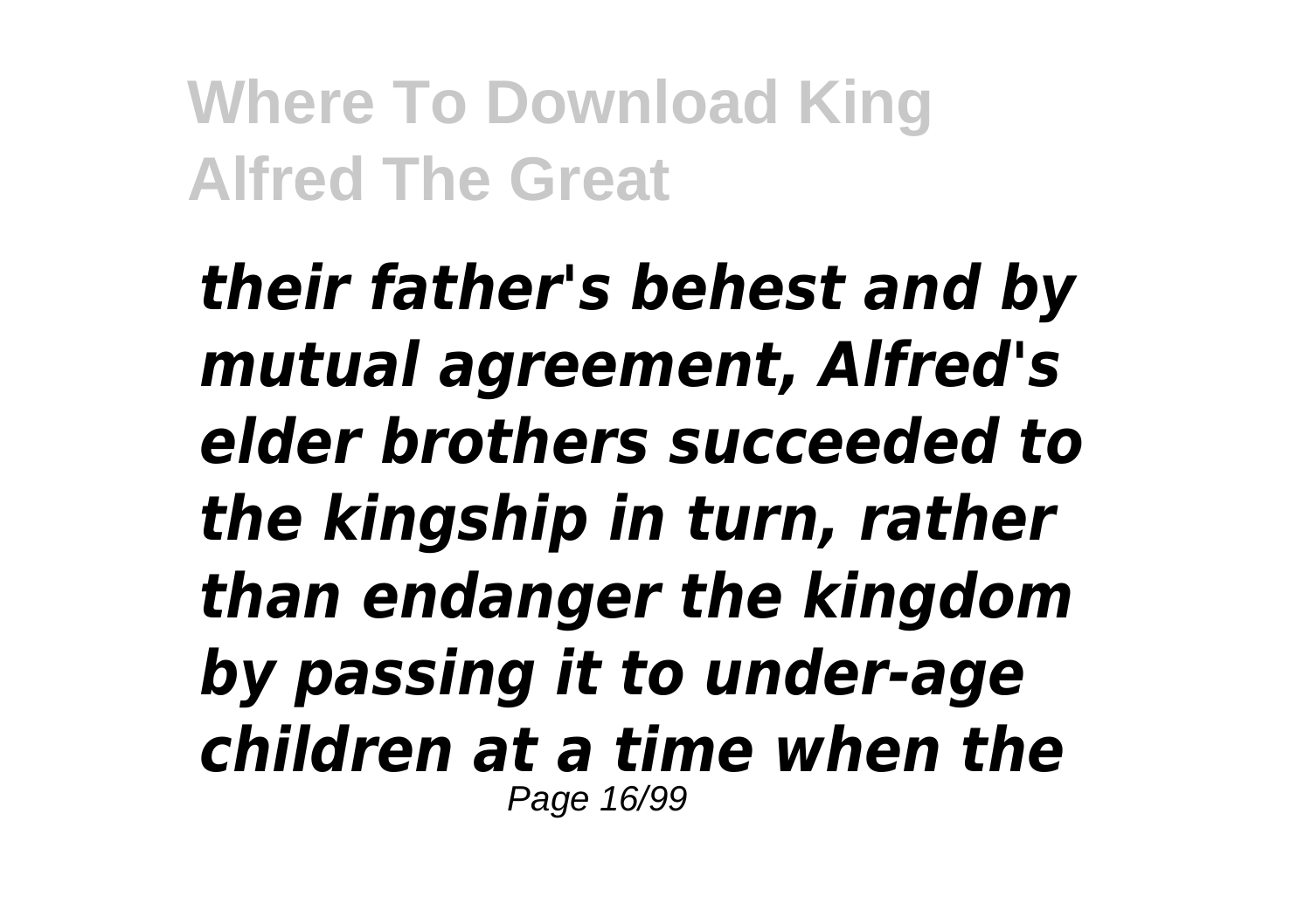*their father's behest and by mutual agreement, Alfred's elder brothers succeeded to the kingship in turn, rather than endanger the kingdom by passing it to under-age children at a time when the*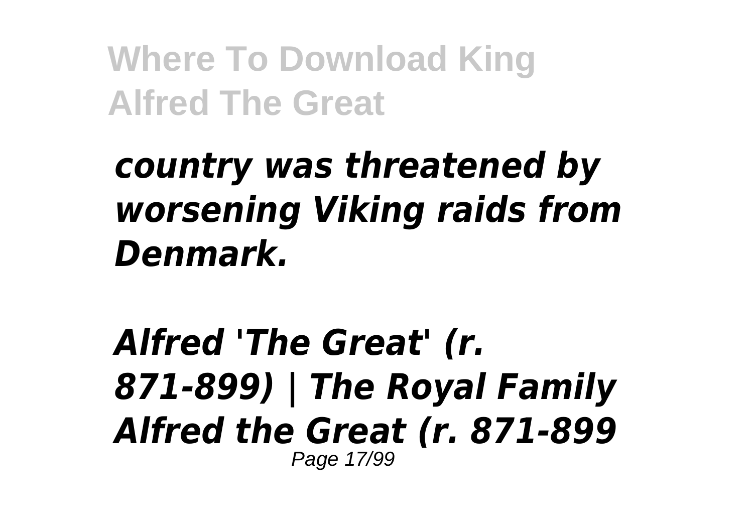*country was threatened by worsening Viking raids from Denmark.*

*Alfred 'The Great' (r. 871-899) | The Royal Family*
*Alfred the Great (r. 871-899*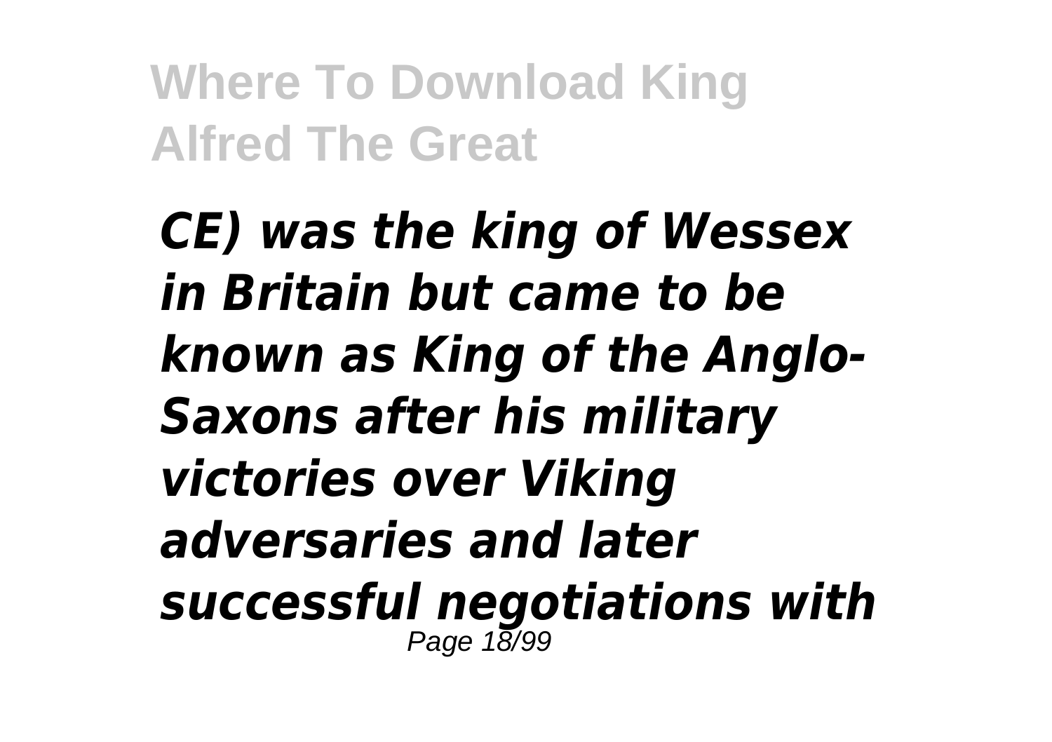*CE) was the king of Wessex in Britain but came to be known as King of the Anglo-Saxons after his military victories over Viking adversaries and later successful negotiations with*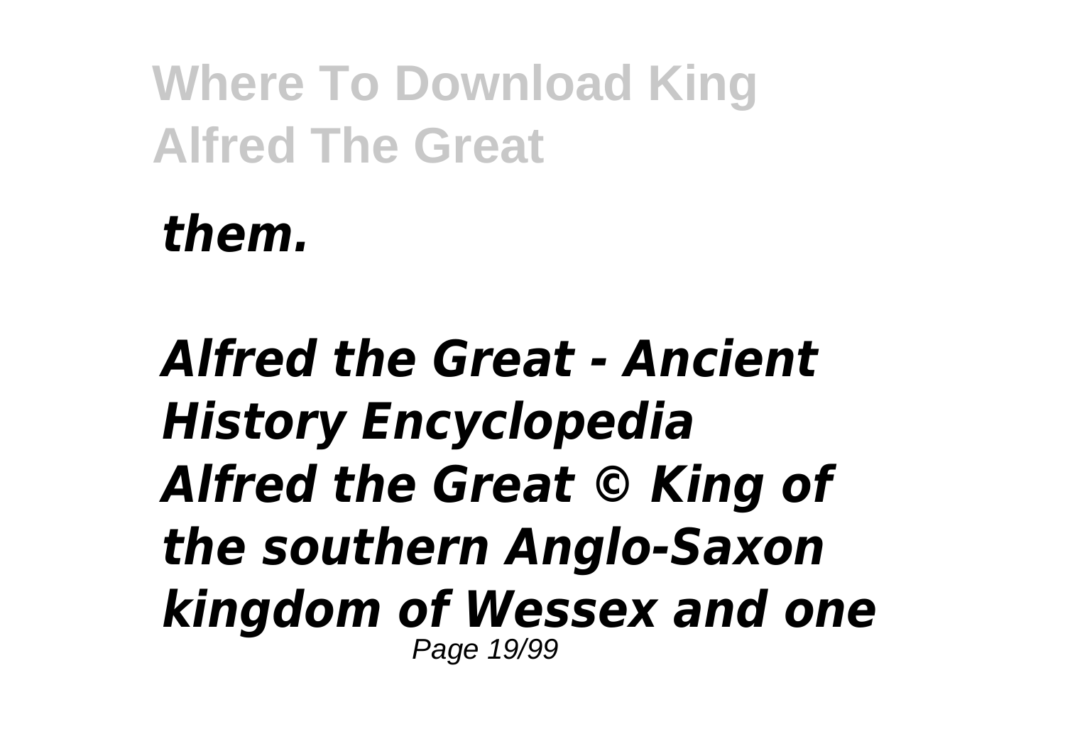*them.*

***Alfred the Great - Ancient History Encyclopedia***
***Alfred the Great © King of the southern Anglo-Saxon kingdom of Wessex and one***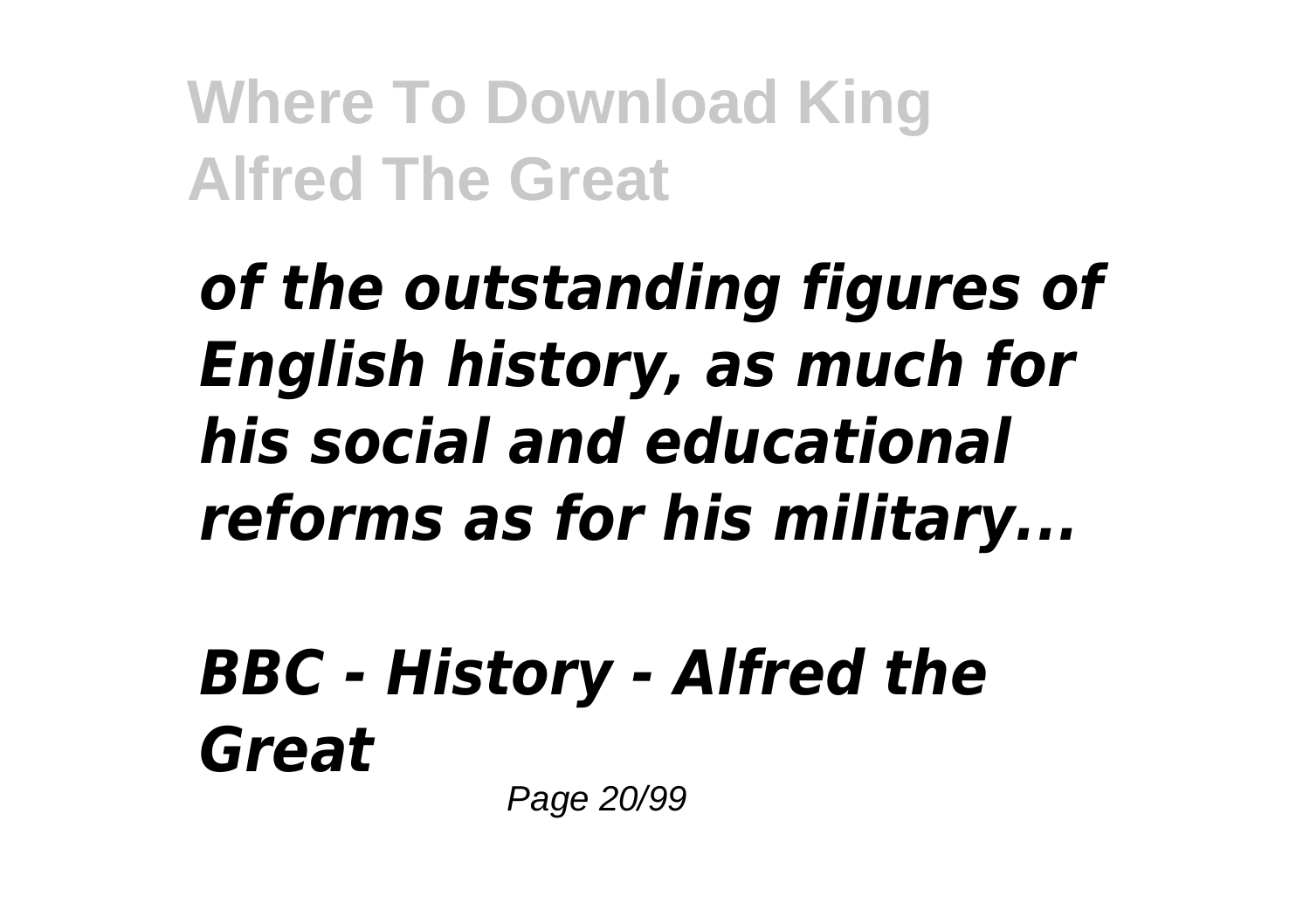*of the outstanding figures of English history, as much for his social and educational reforms as for his military...*

***BBC - History - Alfred the Great***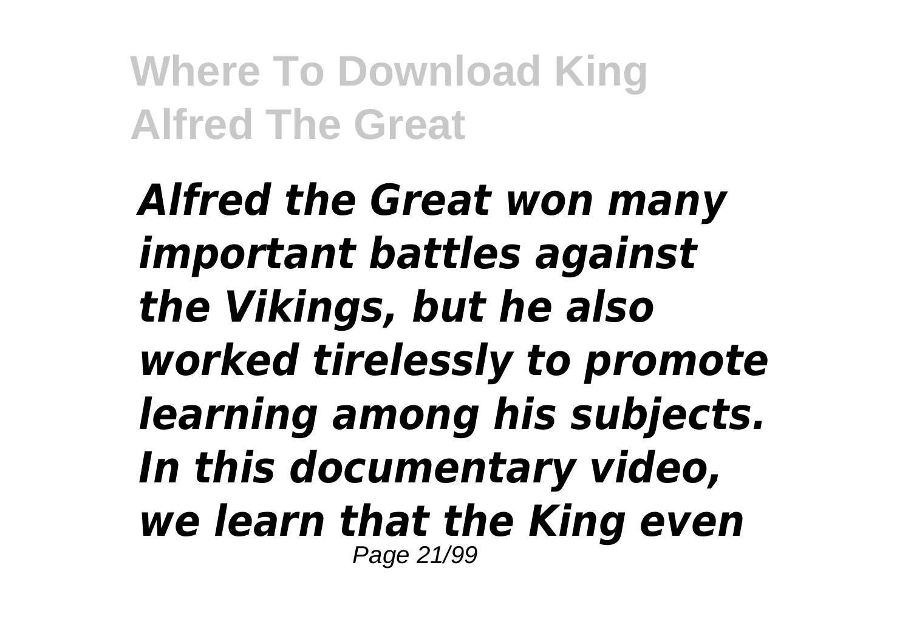*Alfred the Great won many important battles against the Vikings, but he also worked tirelessly to promote learning among his subjects. In this documentary video, we learn that the King even*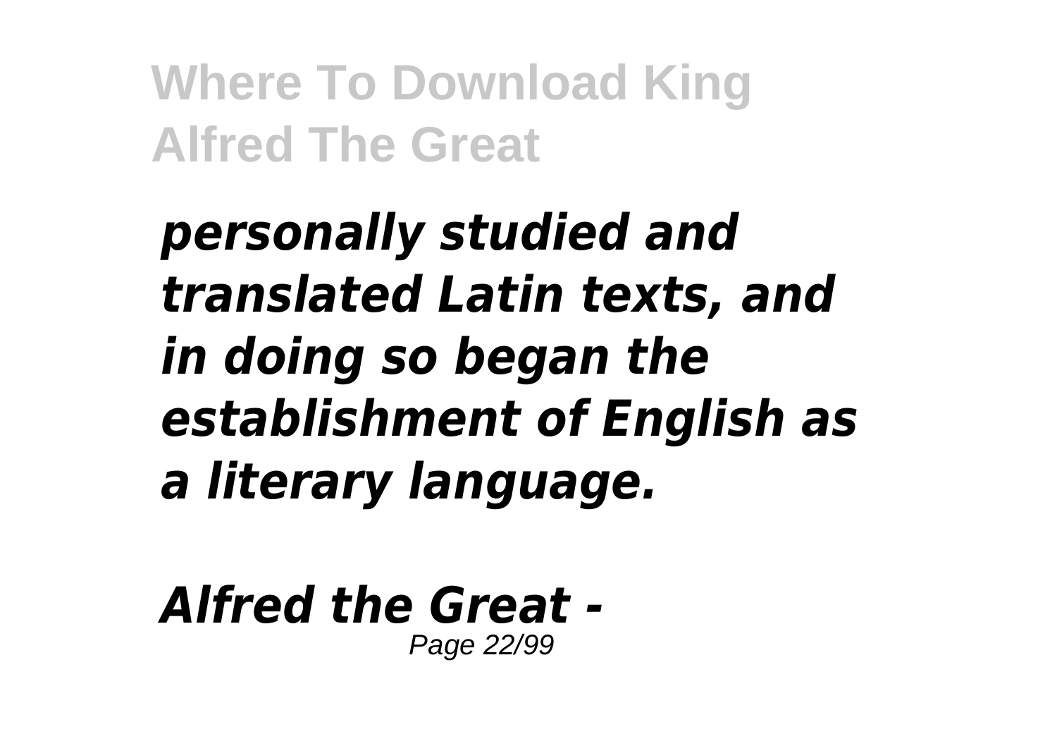*personally studied and translated Latin texts, and in doing so began the establishment of English as a literary language.*

***Alfred the Great -***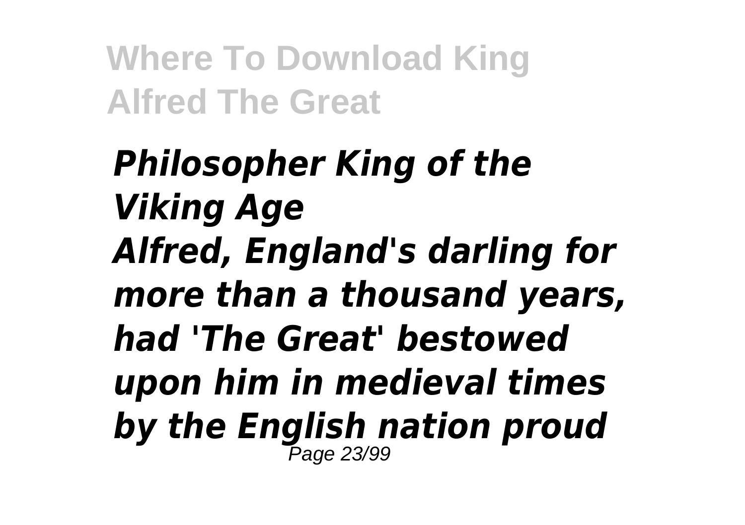*Philosopher King of the Viking Age*
*Alfred, England's darling for more than a thousand years, had 'The Great' bestowed upon him in medieval times by the English nation proud*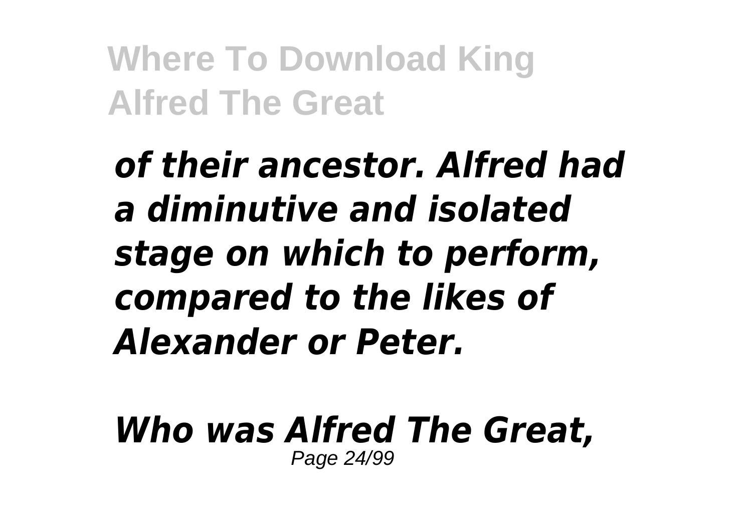*of their ancestor. Alfred had a diminutive and isolated stage on which to perform, compared to the likes of Alexander or Peter.*

*Who was Alfred The Great,*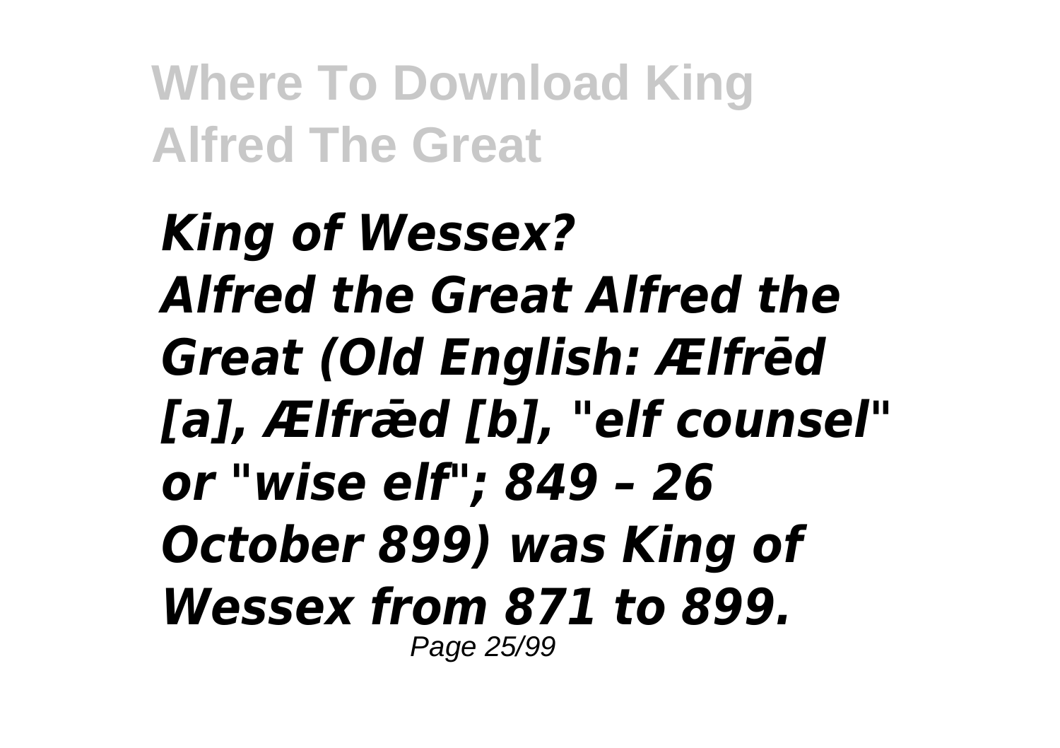*King of Wessex?*
*Alfred the Great Alfred the Great (Old English: Ælfrēd [a], Ælfrǣd [b], "elf counsel" or "wise elf"; 849 – 26 October 899) was King of Wessex from 871 to 899.*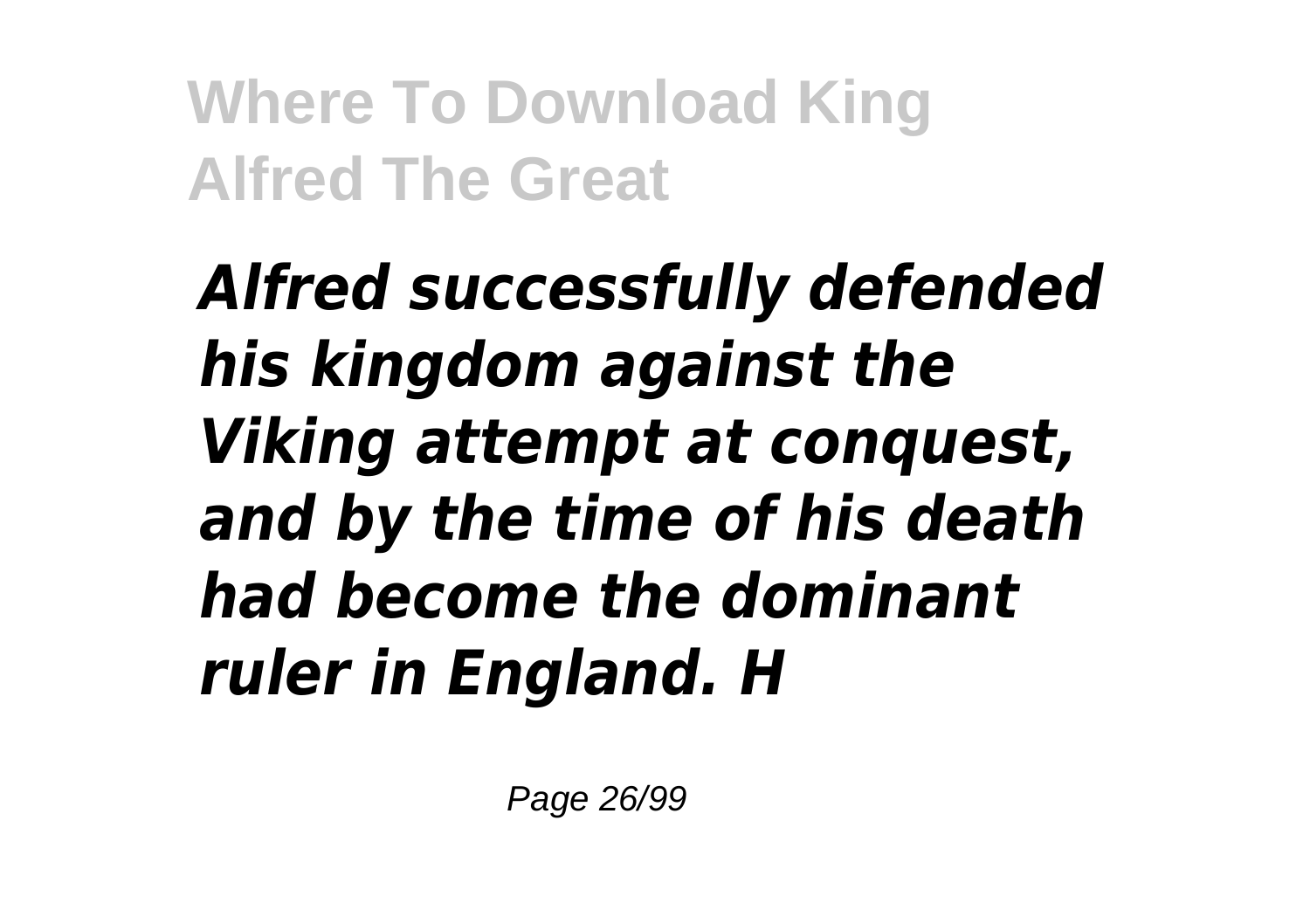***Alfred successfully defended his kingdom against the Viking attempt at conquest, and by the time of his death had become the dominant ruler in England. H***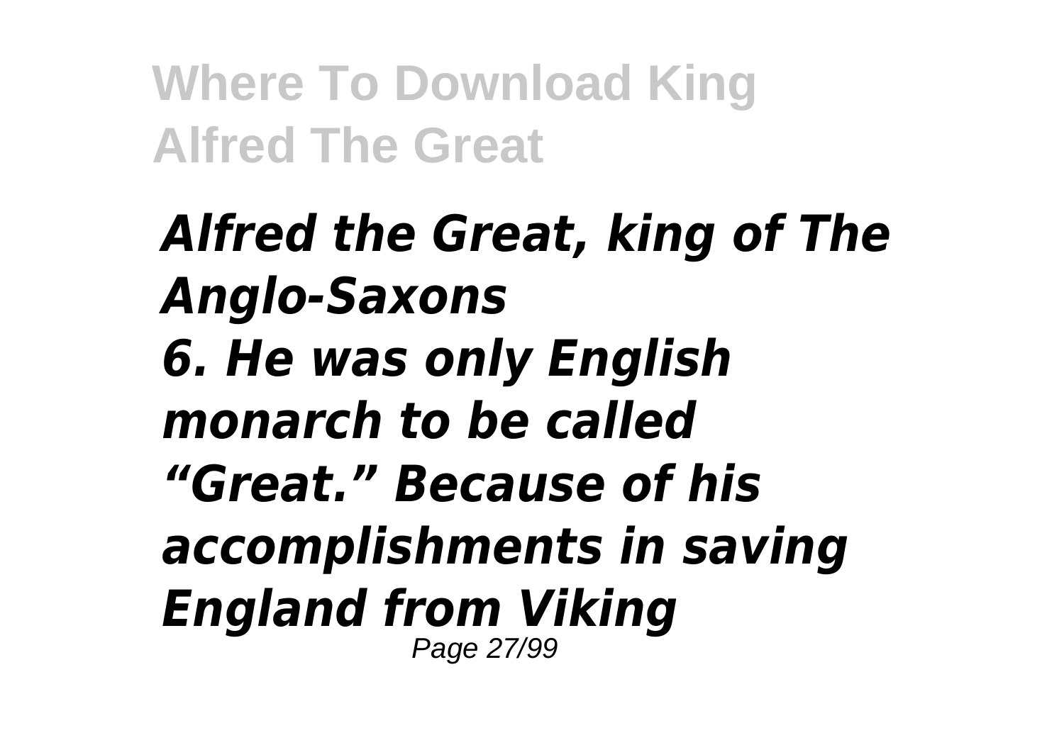***Alfred the Great, king of The Anglo-Saxons***

***6. He was only English monarch to be called "Great." Because of his accomplishments in saving England from Viking***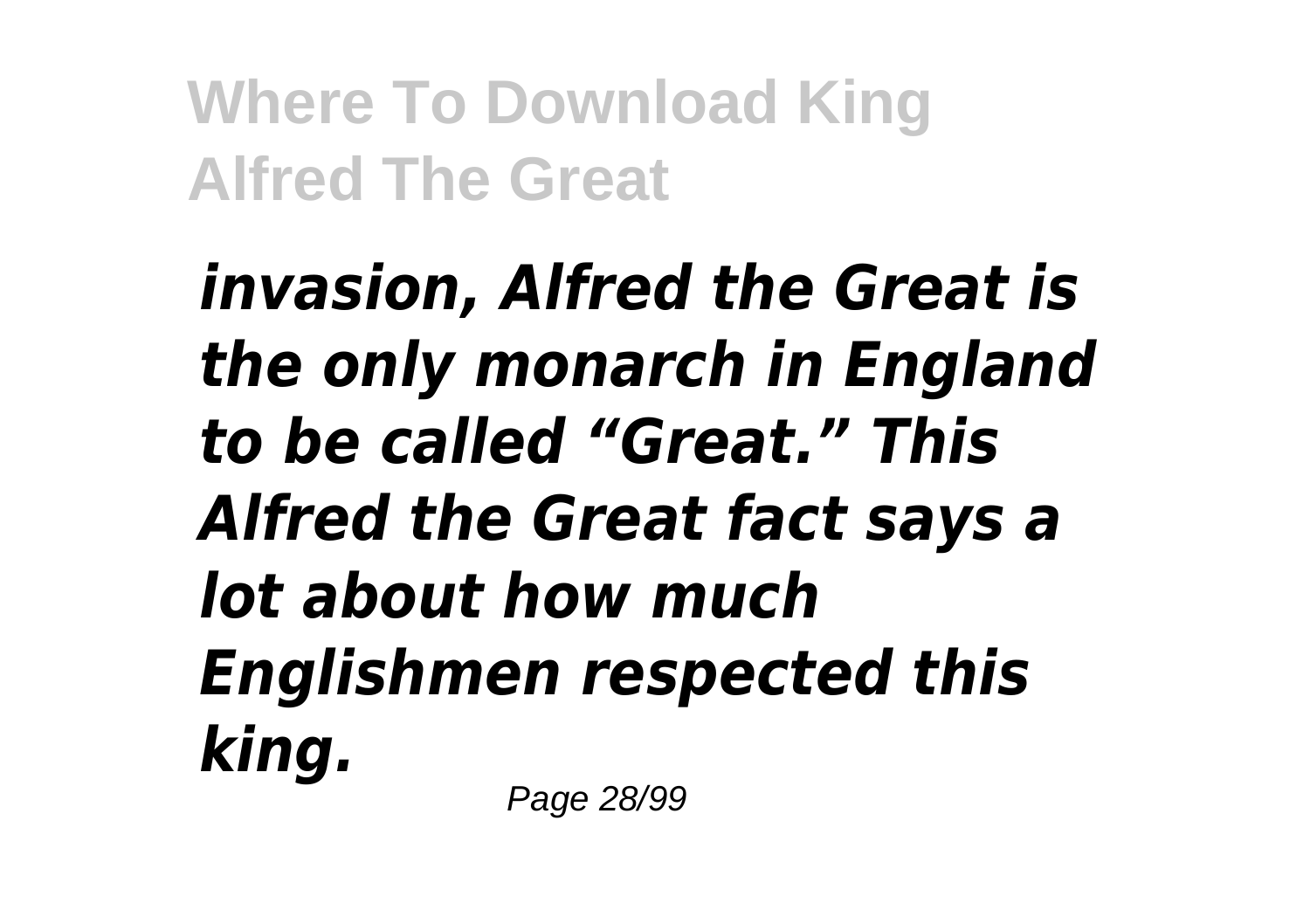*invasion, Alfred the Great is the only monarch in England to be called “Great.” This Alfred the Great fact says a lot about how much Englishmen respected this king.*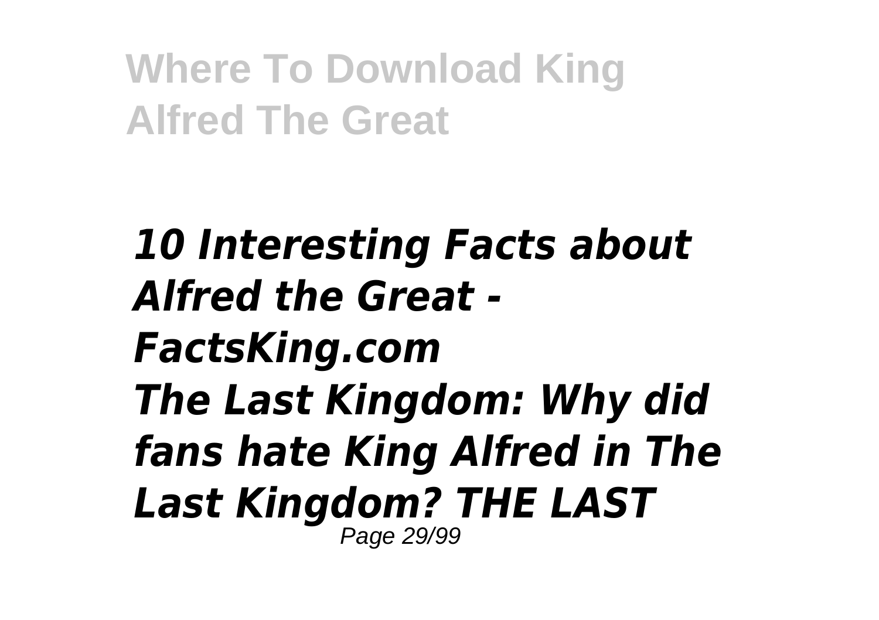*10 Interesting Facts about Alfred the Great - FactsKing.com*
*The Last Kingdom: Why did fans hate King Alfred in The Last Kingdom? THE LAST*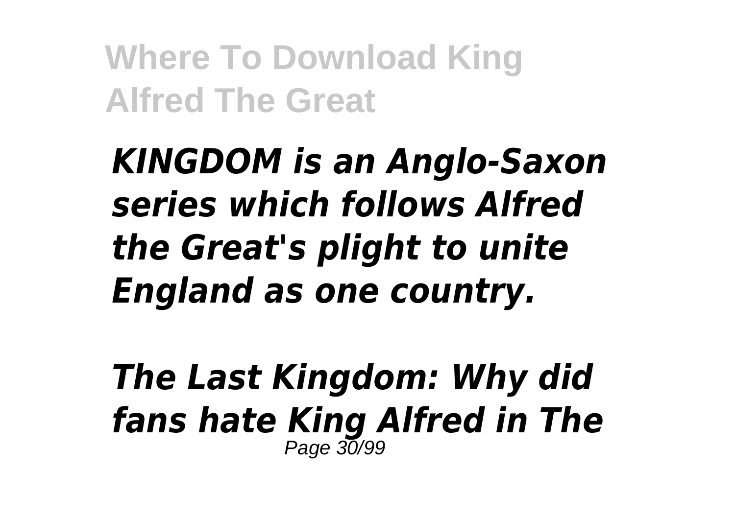*KINGDOM is an Anglo-Saxon series which follows Alfred the Great's plight to unite England as one country.*

*The Last Kingdom: Why did fans hate King Alfred in The*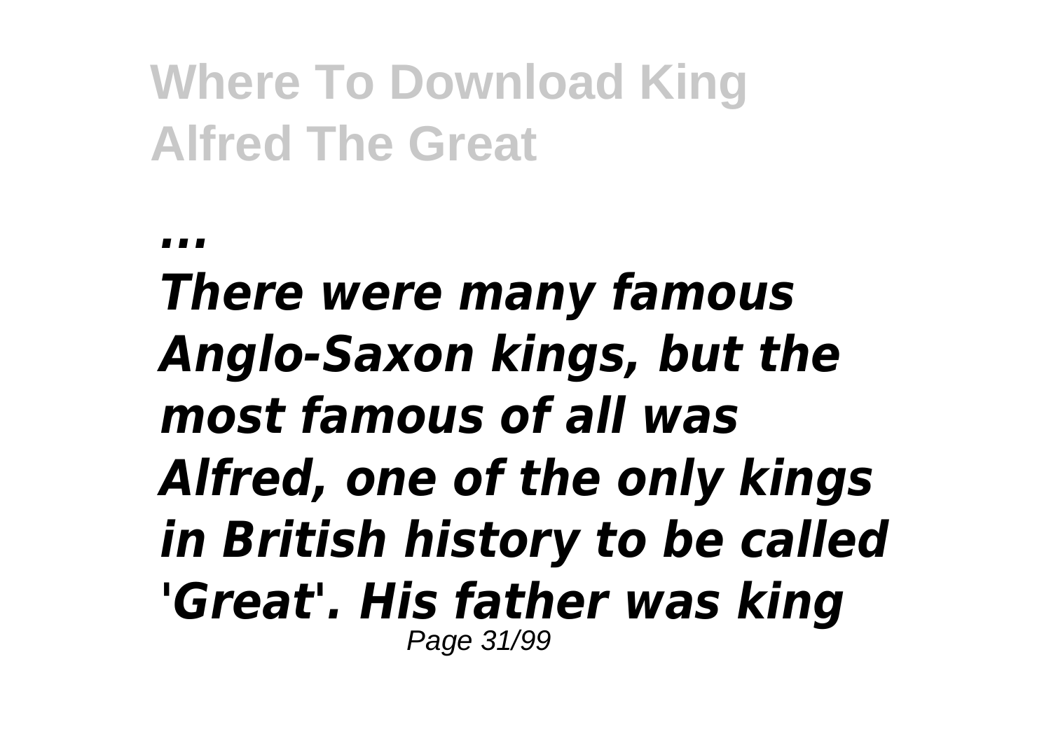*...*

***There were many famous Anglo-Saxon kings, but the most famous of all was Alfred, one of the only kings in British history to be called 'Great'. His father was king***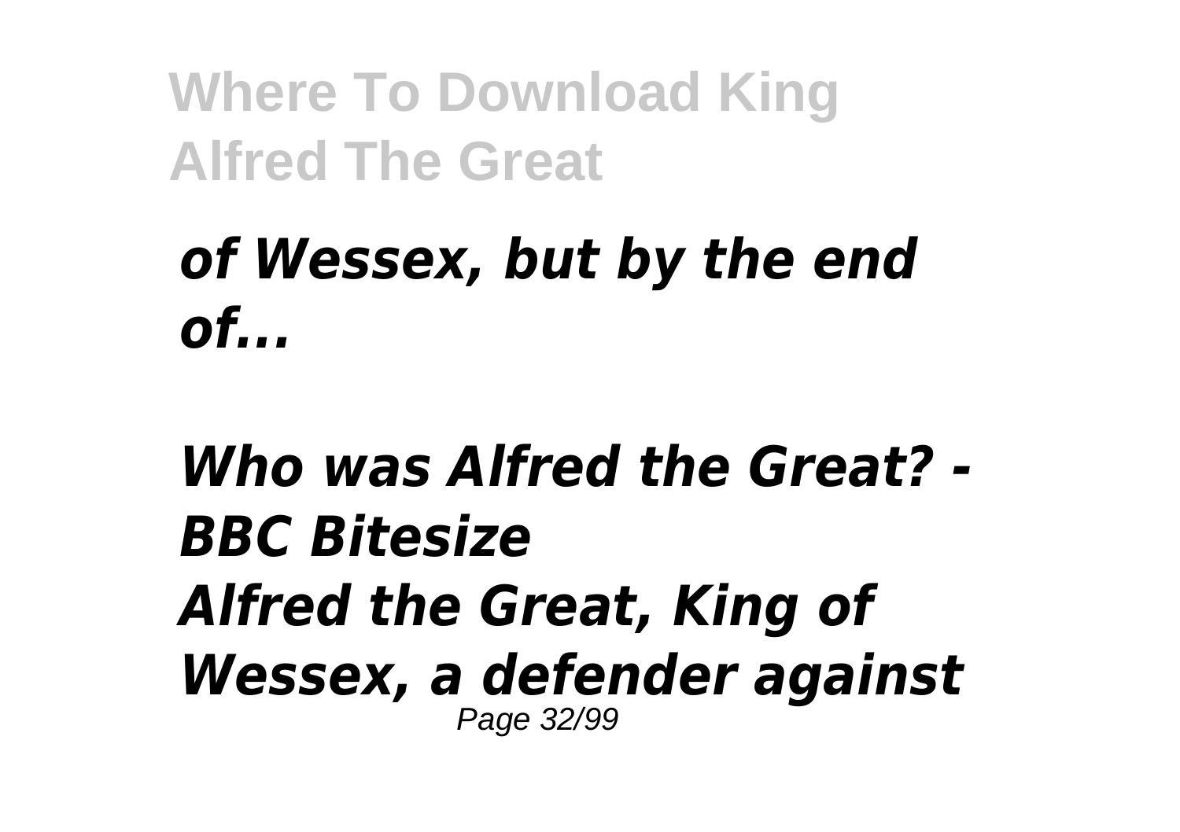*of Wessex, but by the end of...*

***Who was Alfred the Great? - BBC Bitesize***
***Alfred the Great, King of Wessex, a defender against***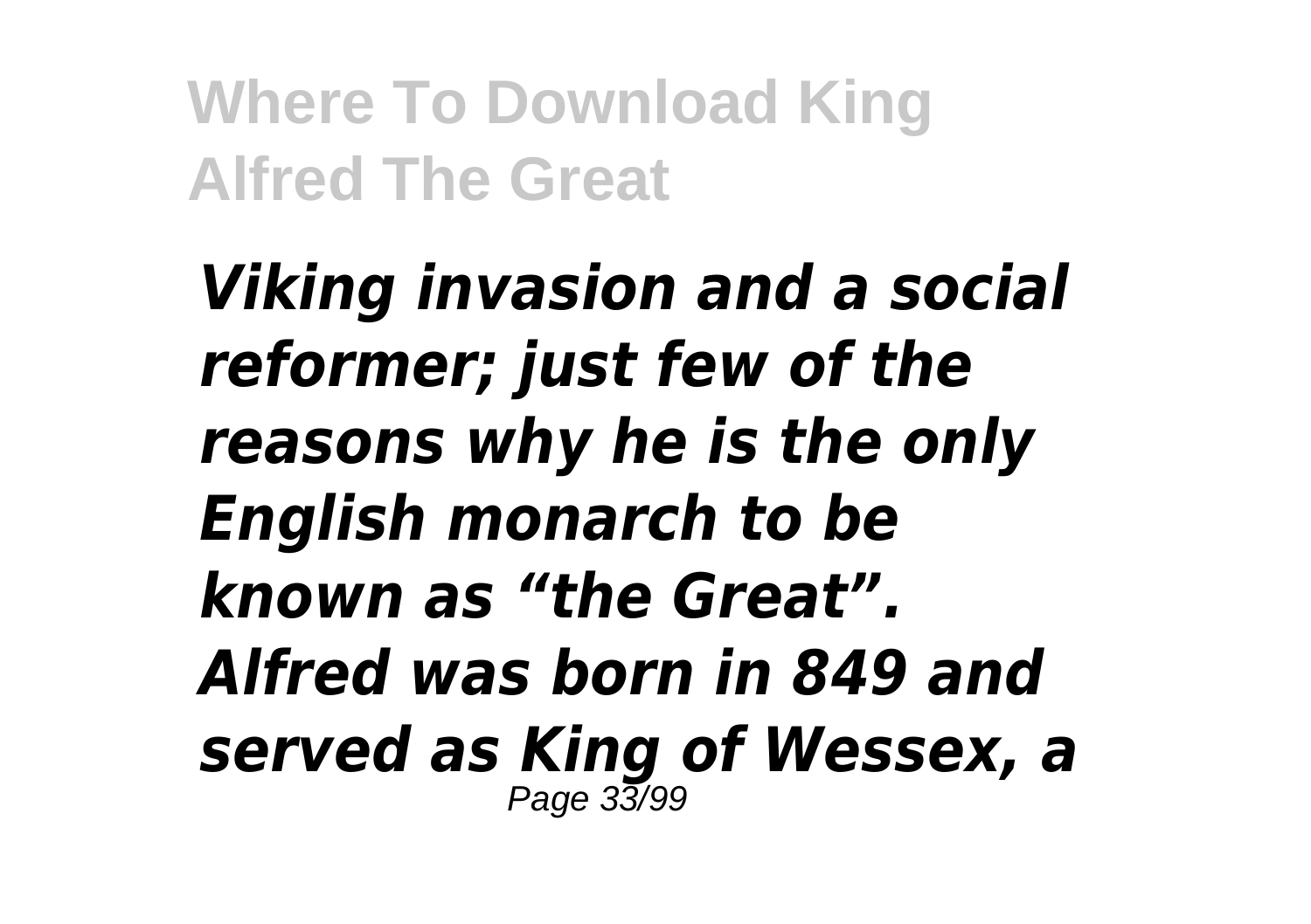*Viking invasion and a social reformer; just few of the reasons why he is the only English monarch to be known as “the Great”. Alfred was born in 849 and served as King of Wessex, a*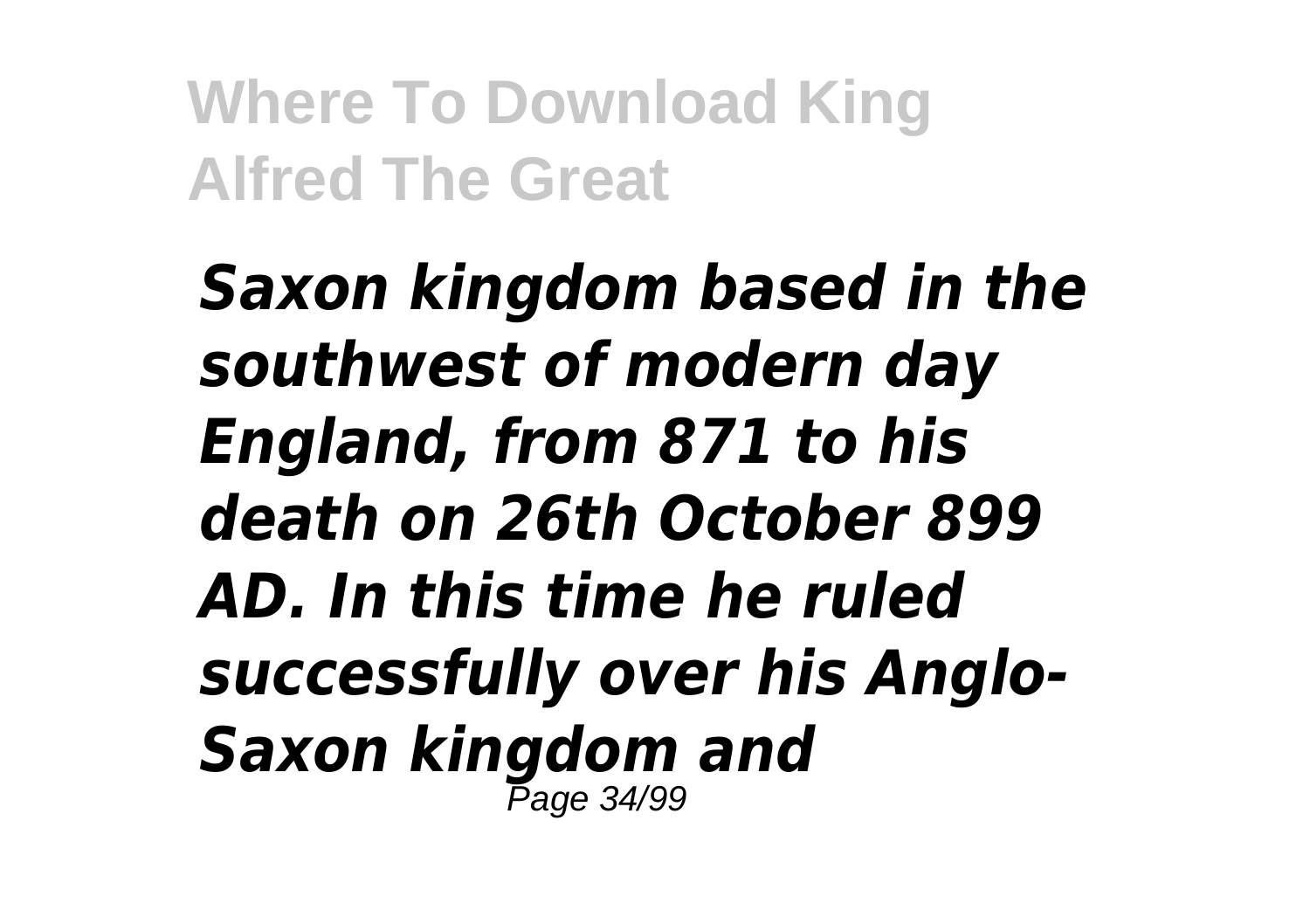*Saxon kingdom based in the southwest of modern day England, from 871 to his death on 26th October 899 AD. In this time he ruled successfully over his Anglo-Saxon kingdom and*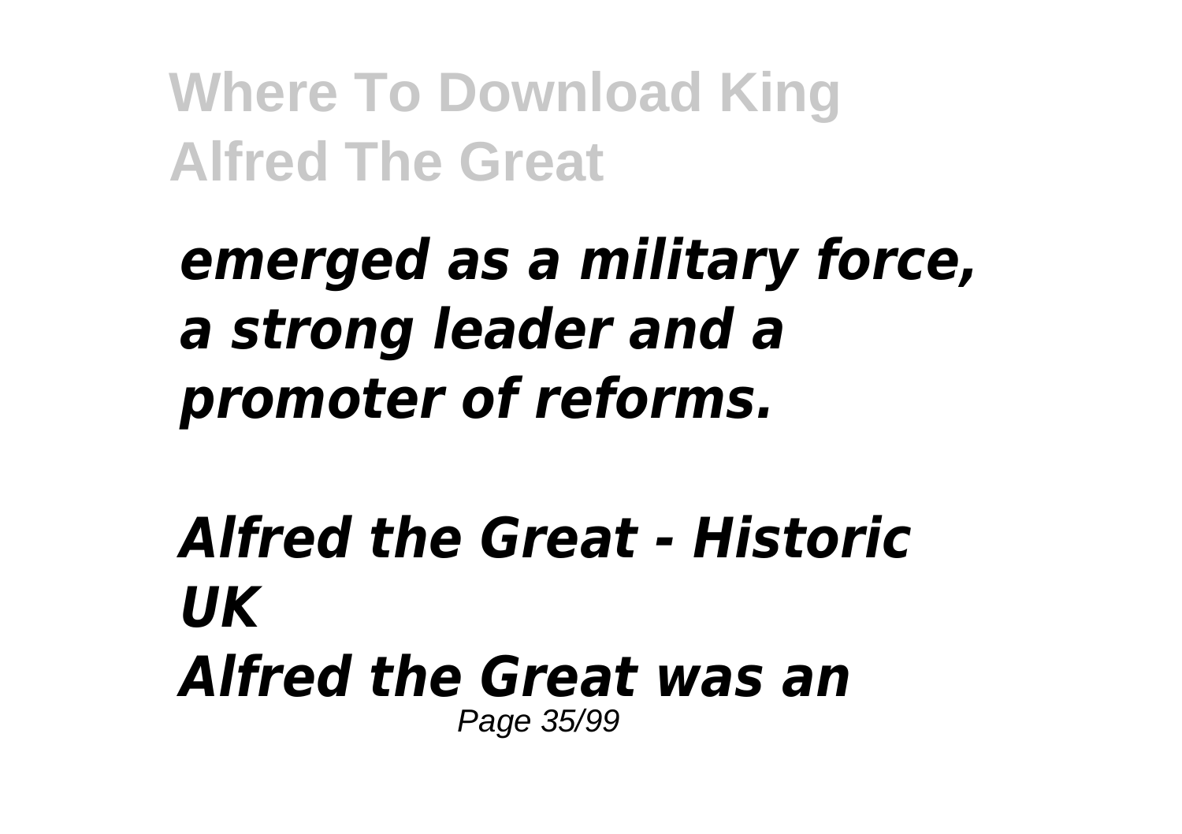*emerged as a military force, a strong leader and a promoter of reforms.*

***Alfred the Great - Historic UK***

***Alfred the Great was an***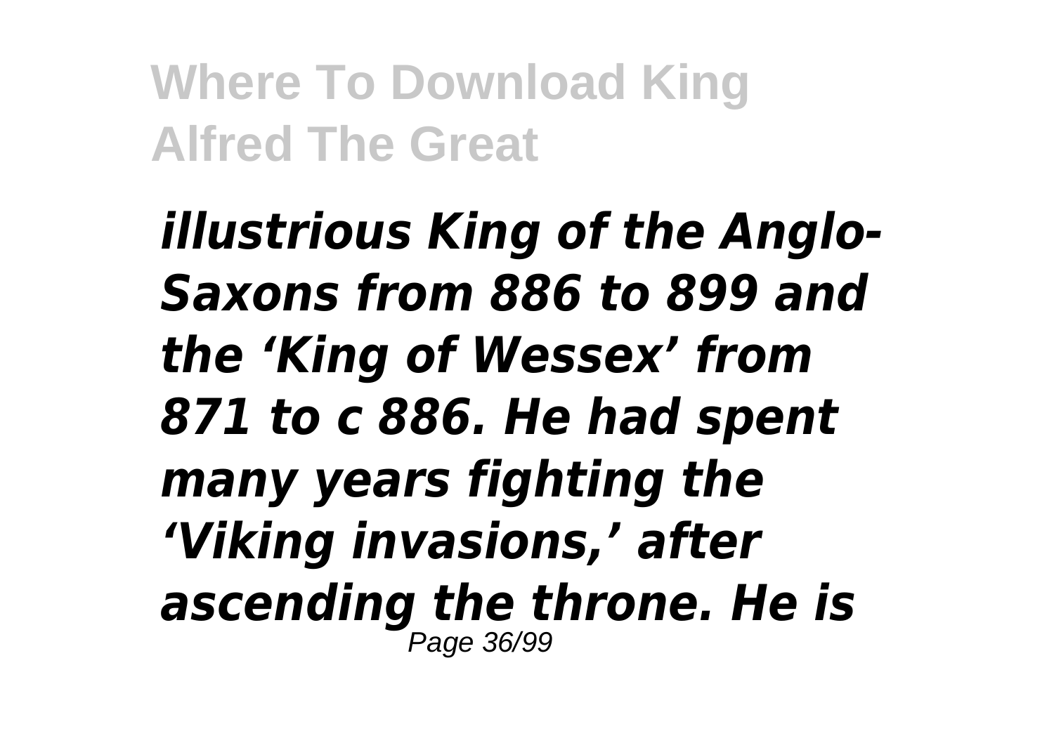*illustrious King of the Anglo-Saxons from 886 to 899 and the 'King of Wessex' from 871 to c 886. He had spent many years fighting the 'Viking invasions,' after ascending the throne. He is*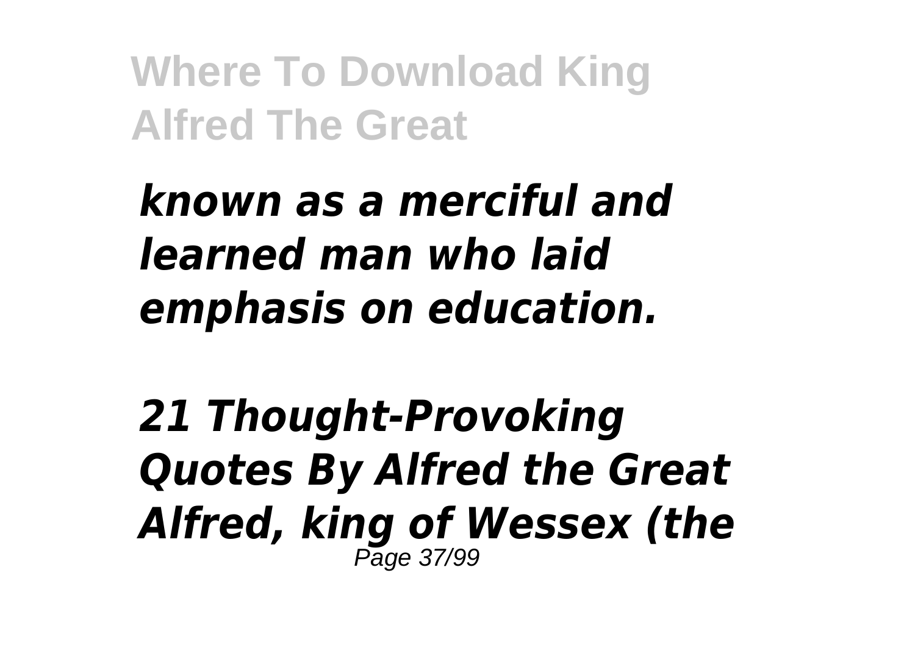*known as a merciful and learned man who laid emphasis on education.*

*21 Thought-Provoking Quotes By Alfred the Great Alfred, king of Wessex (the*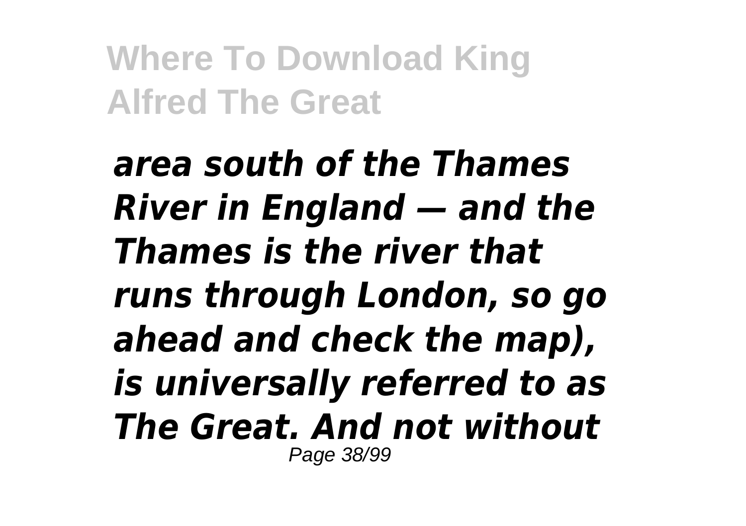*area south of the Thames River in England — and the Thames is the river that runs through London, so go ahead and check the map), is universally referred to as The Great. And not without*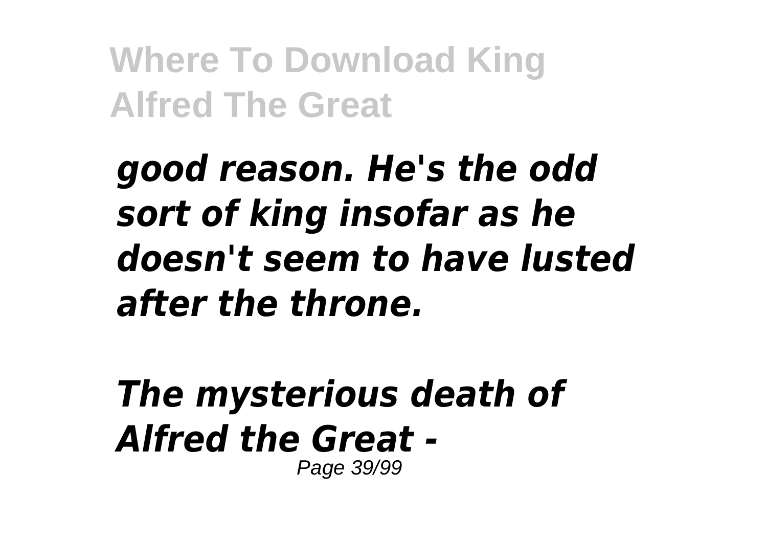*good reason. He's the odd sort of king insofar as he doesn't seem to have lusted after the throne.*

*The mysterious death of Alfred the Great -*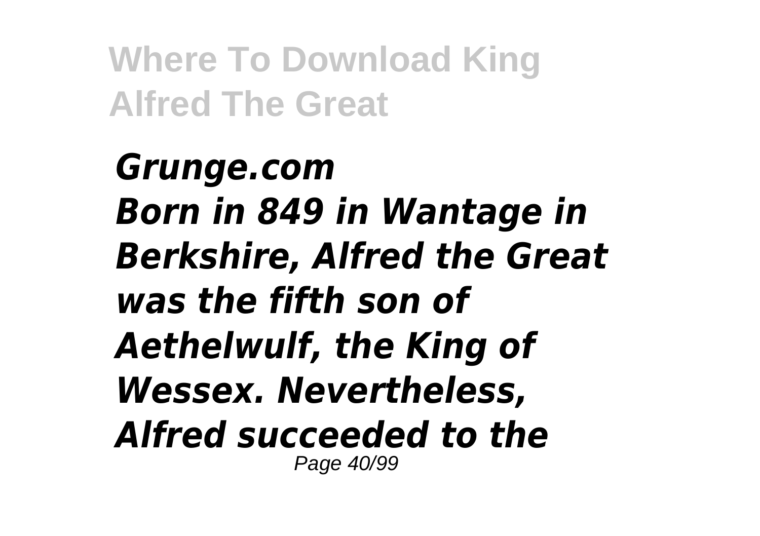*Grunge.com*
*Born in 849 in Wantage in Berkshire, Alfred the Great was the fifth son of Aethelwulf, the King of Wessex. Nevertheless, Alfred succeeded to the*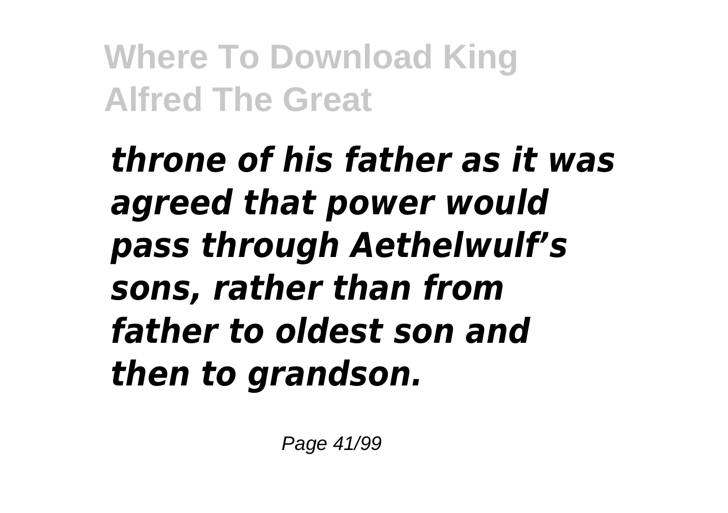***throne of his father as it was agreed that power would pass through Aethelwulf's sons, rather than from father to oldest son and then to grandson.***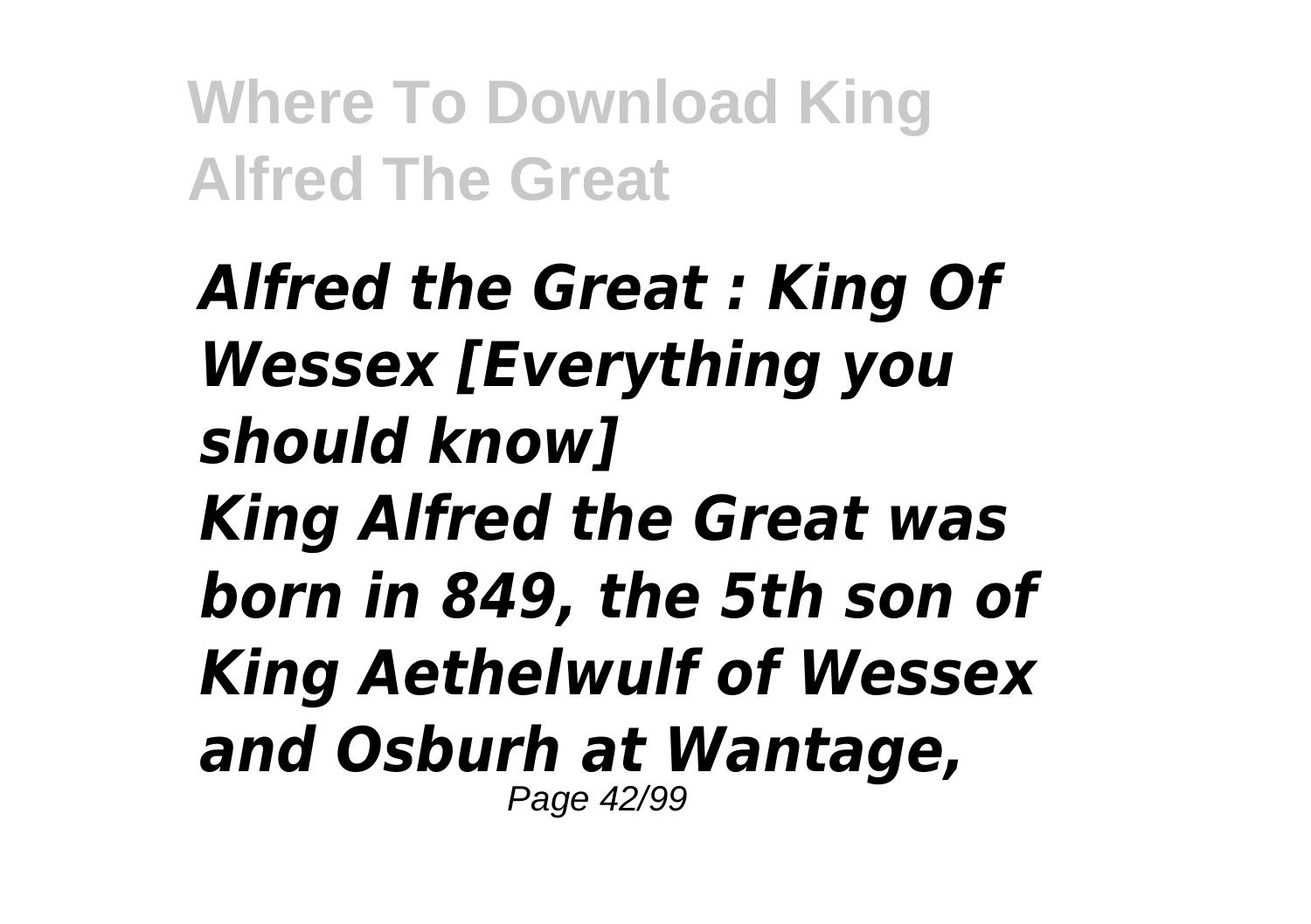*Alfred the Great : King Of Wessex [Everything you should know]*

*King Alfred the Great was born in 849, the 5th son of King Aethelwulf of Wessex and Osburh at Wantage,*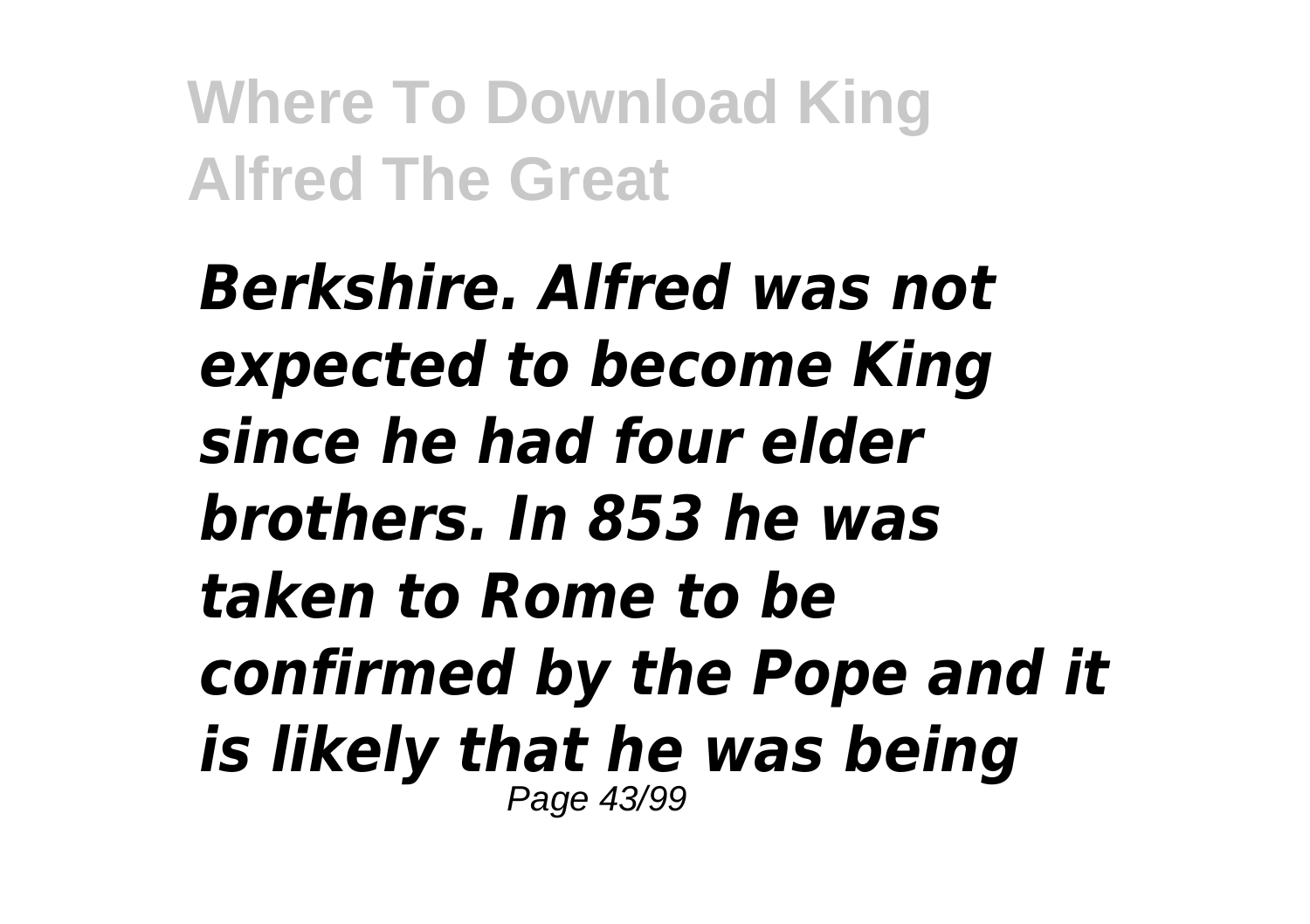***Berkshire. Alfred was not expected to become King since he had four elder brothers. In 853 he was taken to Rome to be confirmed by the Pope and it is likely that he was being***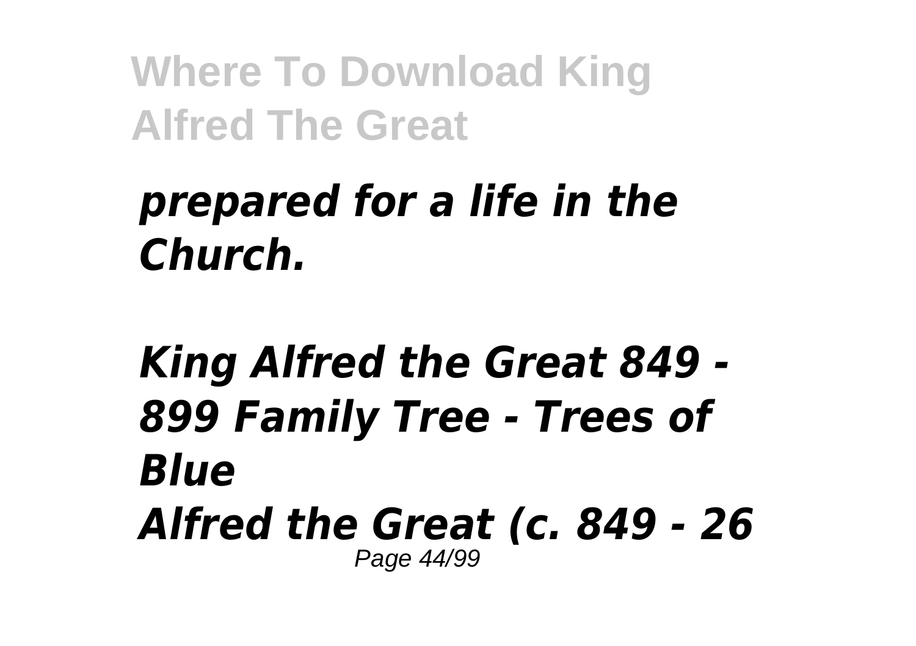*prepared for a life in the Church.*

***King Alfred the Great 849 - 899 Family Tree - Trees of Blue***

***Alfred the Great (c. 849 - 26***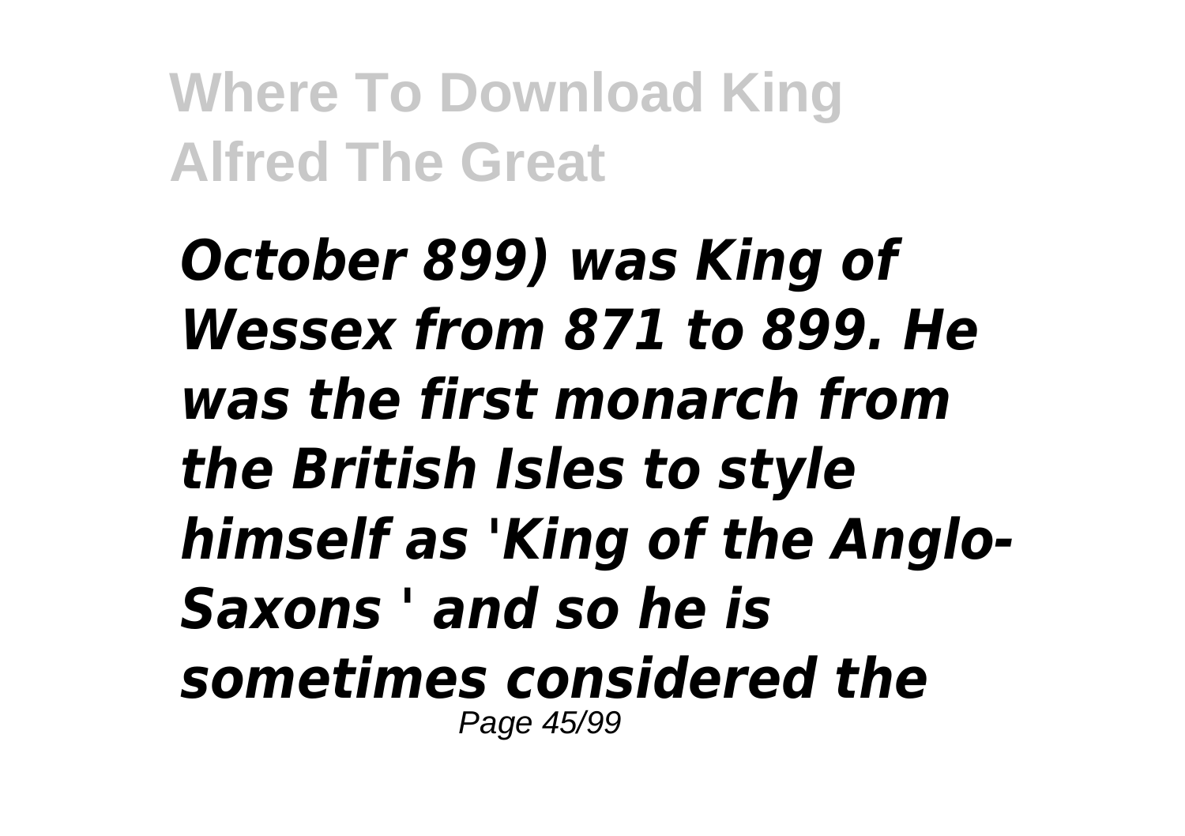*October 899) was King of Wessex from 871 to 899. He was the first monarch from the British Isles to style himself as 'King of the Anglo-Saxons ' and so he is sometimes considered the*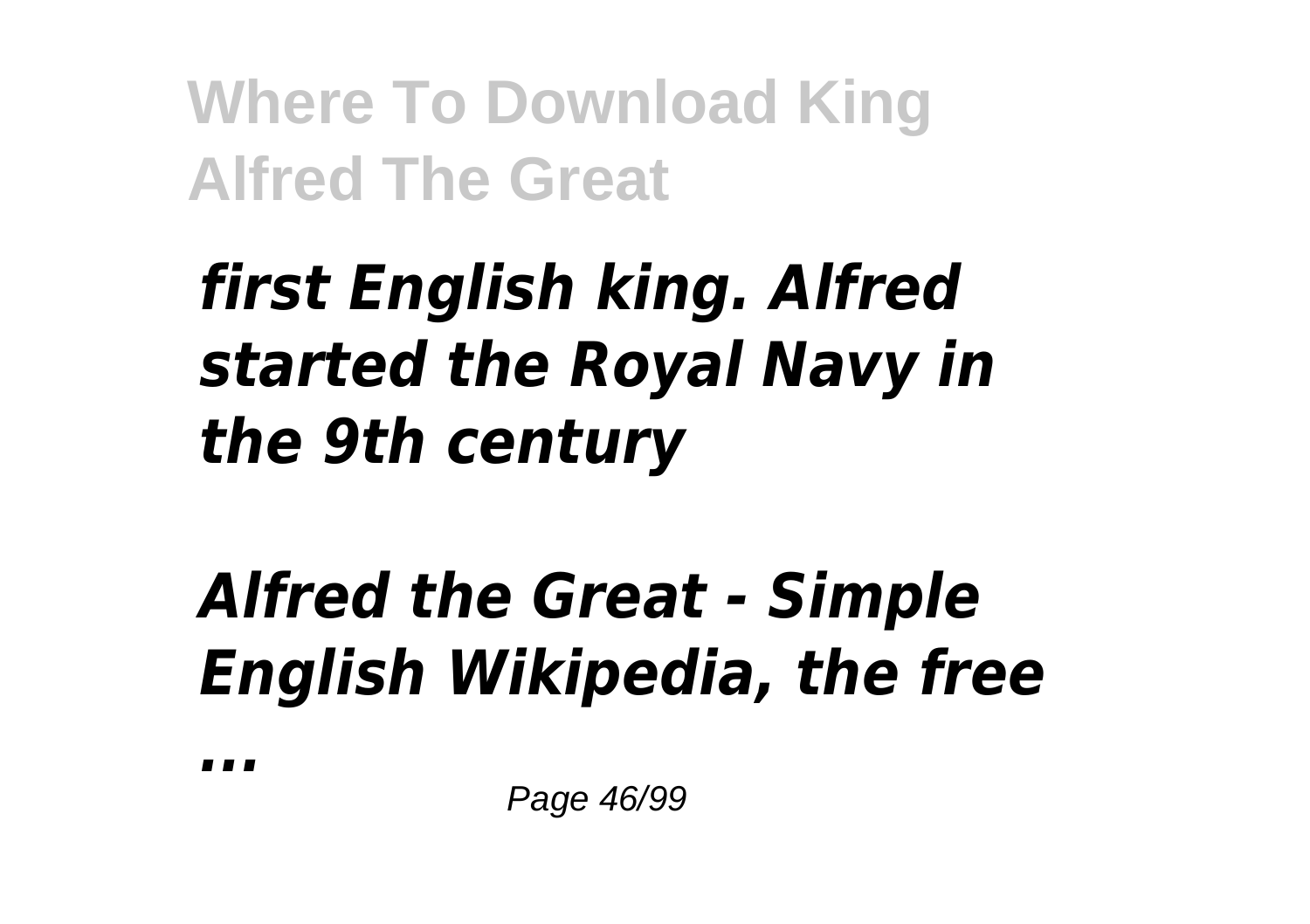*first English king. Alfred started the Royal Navy in the 9th century*

*Alfred the Great - Simple English Wikipedia, the free ...*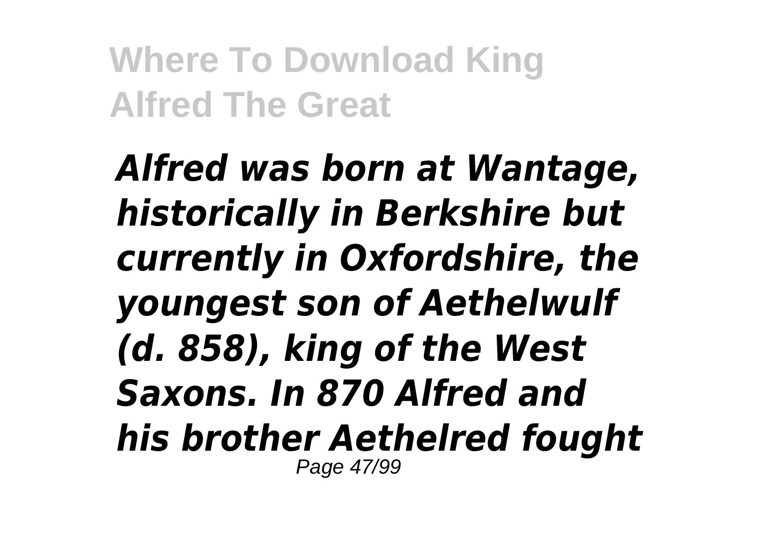*Alfred was born at Wantage, historically in Berkshire but currently in Oxfordshire, the youngest son of Aethelwulf (d. 858), king of the West Saxons. In 870 Alfred and his brother Aethelred fought*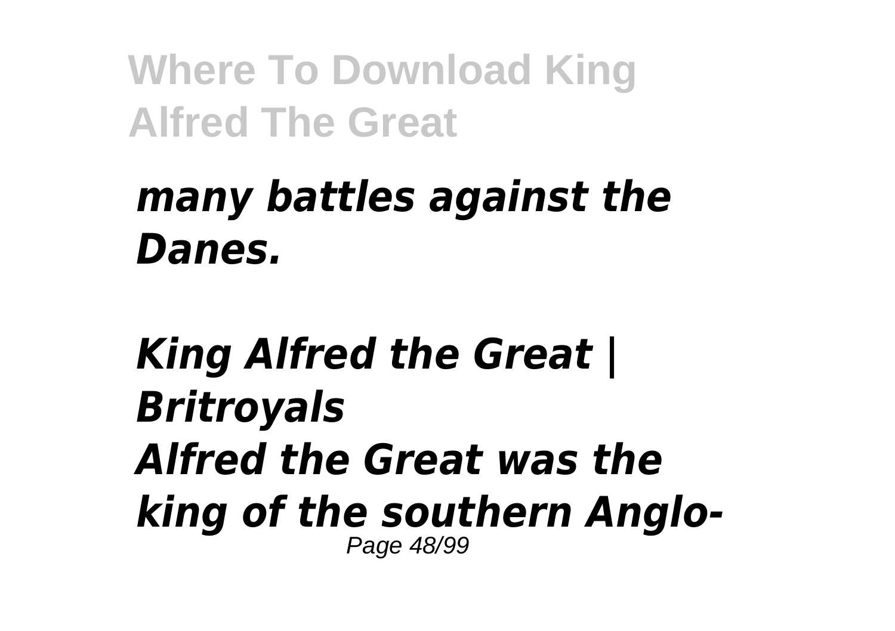*many battles against the Danes.*

*King Alfred the Great | Britroyals*
*Alfred the Great was the king of the southern Anglo-*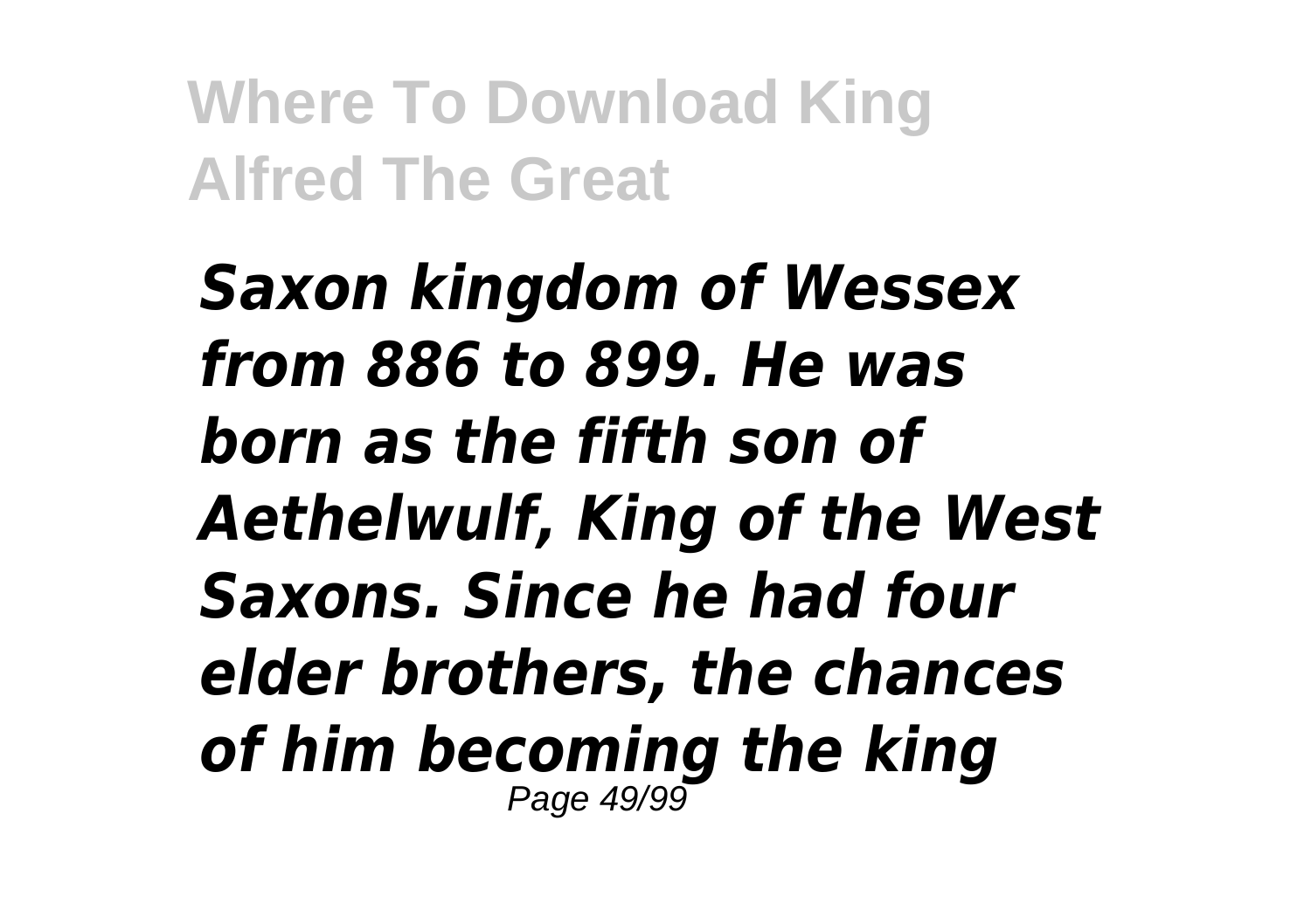*Saxon kingdom of Wessex from 886 to 899. He was born as the fifth son of Aethelwulf, King of the West Saxons. Since he had four elder brothers, the chances of him becoming the king*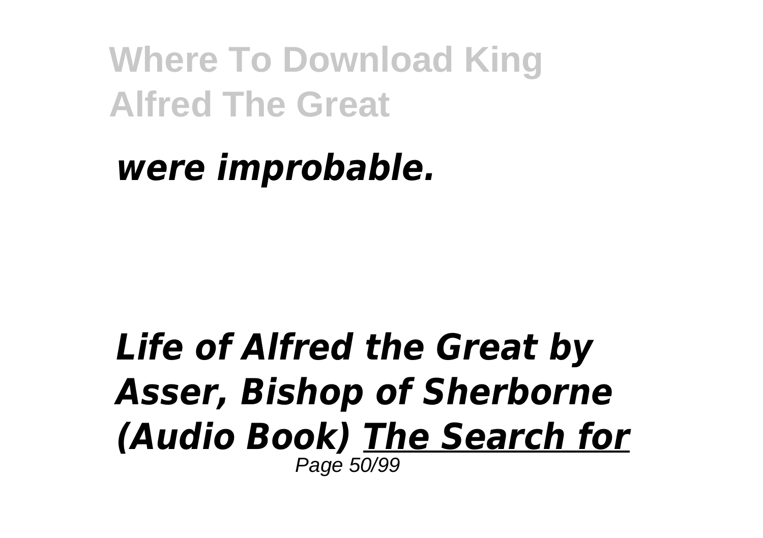***were improbable.***

***Life of Alfred the Great by Asser, Bishop of Sherborne (Audio Book) The Search for***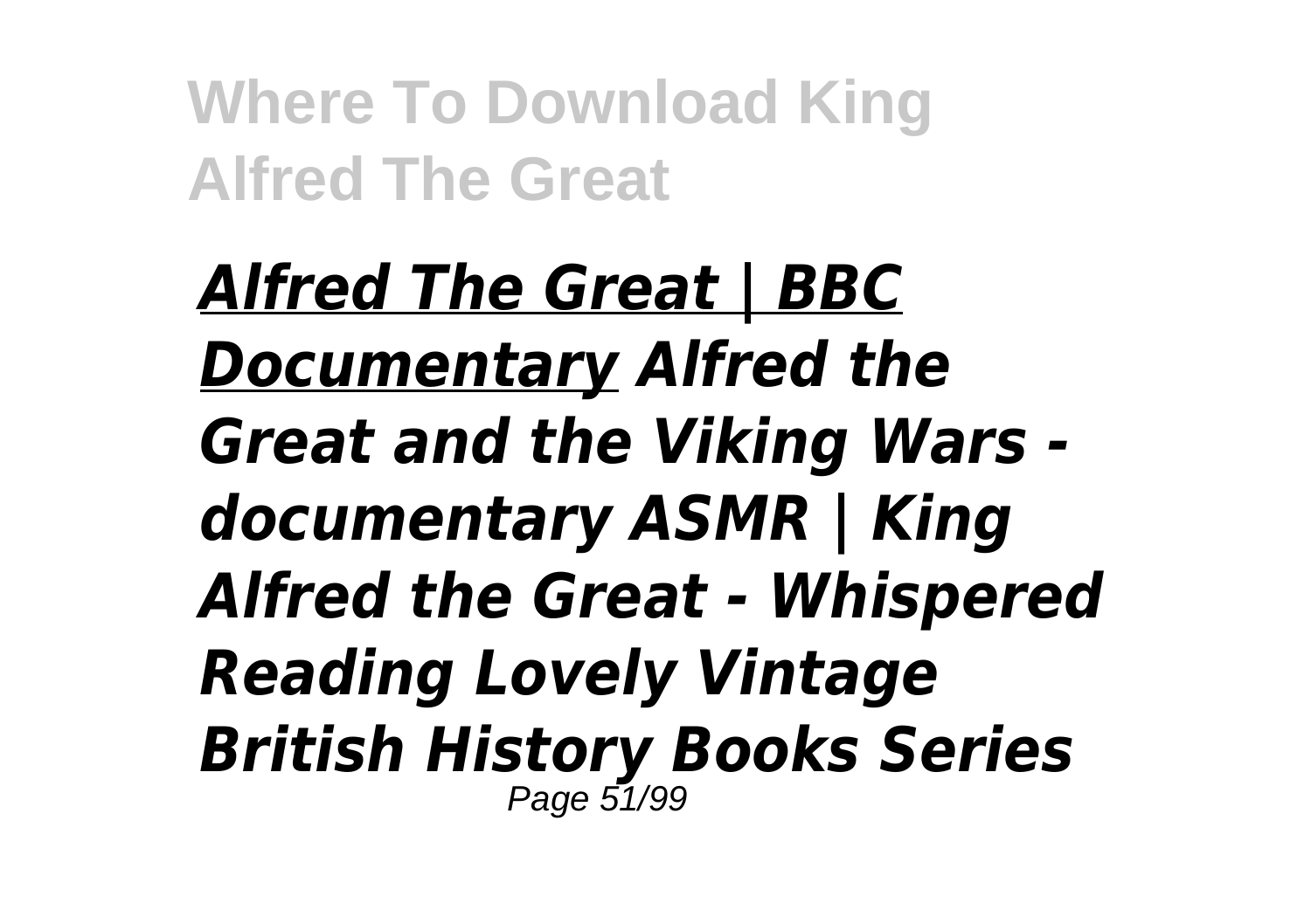***Alfred The Great | BBC Documentary*** ***Alfred the Great and the Viking Wars - documentary ASMR | King Alfred the Great - Whispered Reading Lovely Vintage British History Books Series***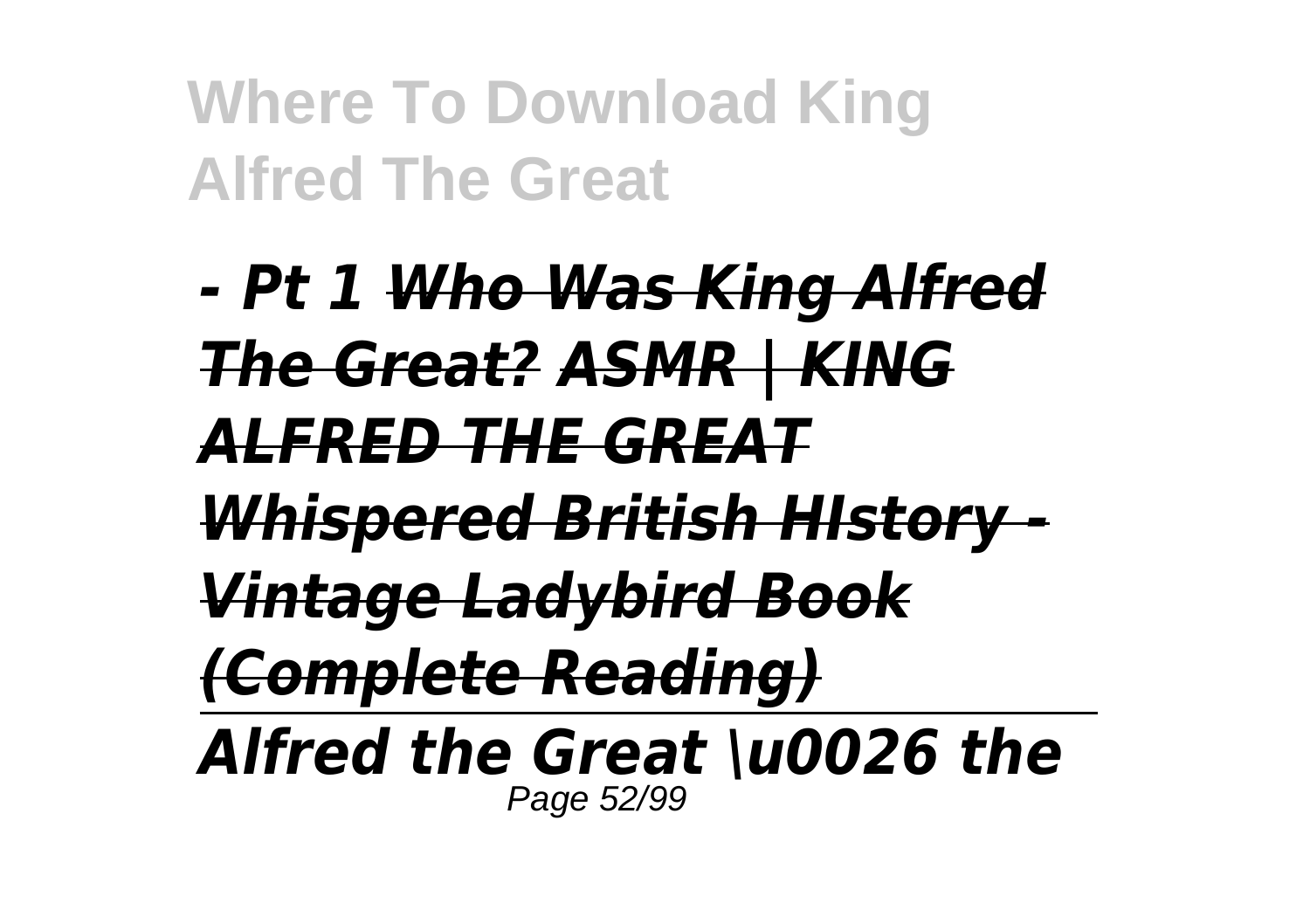*- Pt 1 ~~Who Was King Alfred The Great?~~ ~~ASMR | KING ALFRED THE GREAT Whispered British HIstory - Vintage Ladybird Book (Complete Reading)~~*

*Alfred the Great \u0026 the*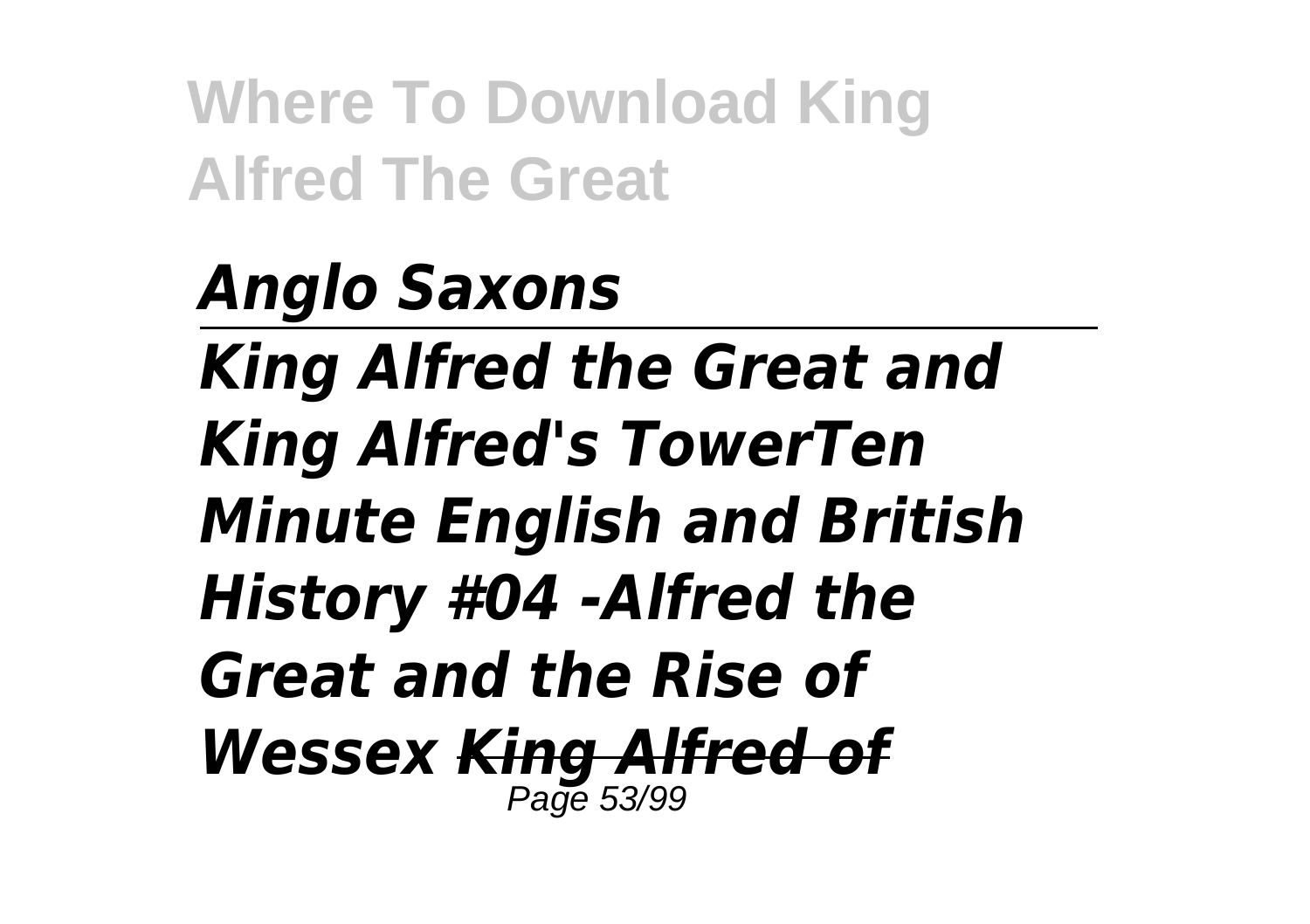*Anglo Saxons*

*King Alfred the Great and King Alfred's TowerTen Minute English and British History #04 -Alfred the Great and the Rise of Wessex* ~~*King Alfred of*~~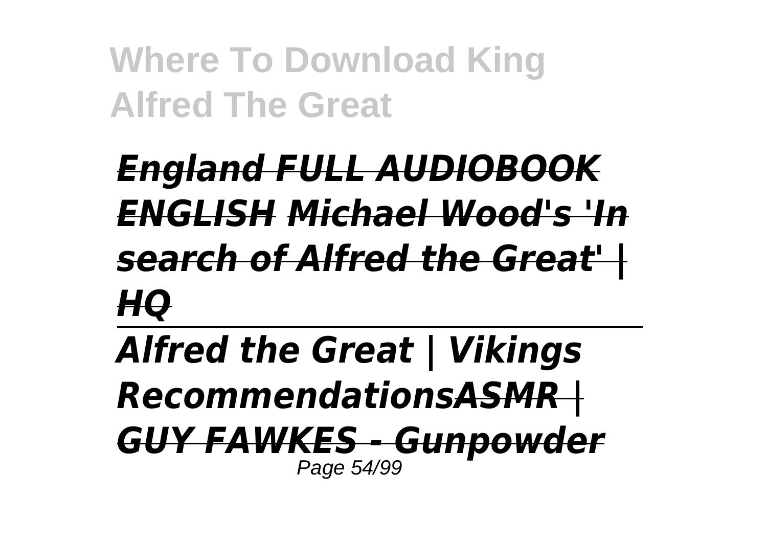*England FULL AUDIOBOOK ENGLISH Michael Wood's 'In search of Alfred the Great' | HQ*

---

*Alfred the Great | Vikings RecommendationsASMR | GUY FAWKES - Gunpowder*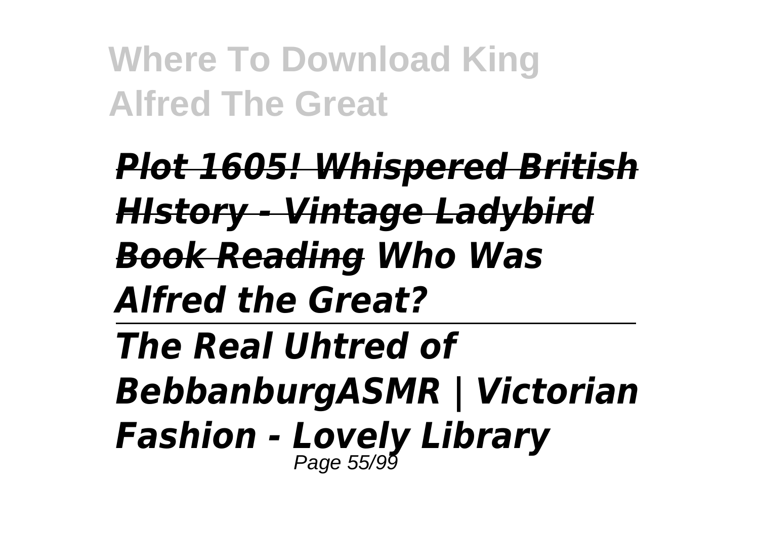*Plot 1605! Whispered British HIstory - Vintage Ladybird Book Reading* *Who Was Alfred the Great?*

---

*The Real Uhtred of BebbanburgASMR | Victorian Fashion - Lovely Library*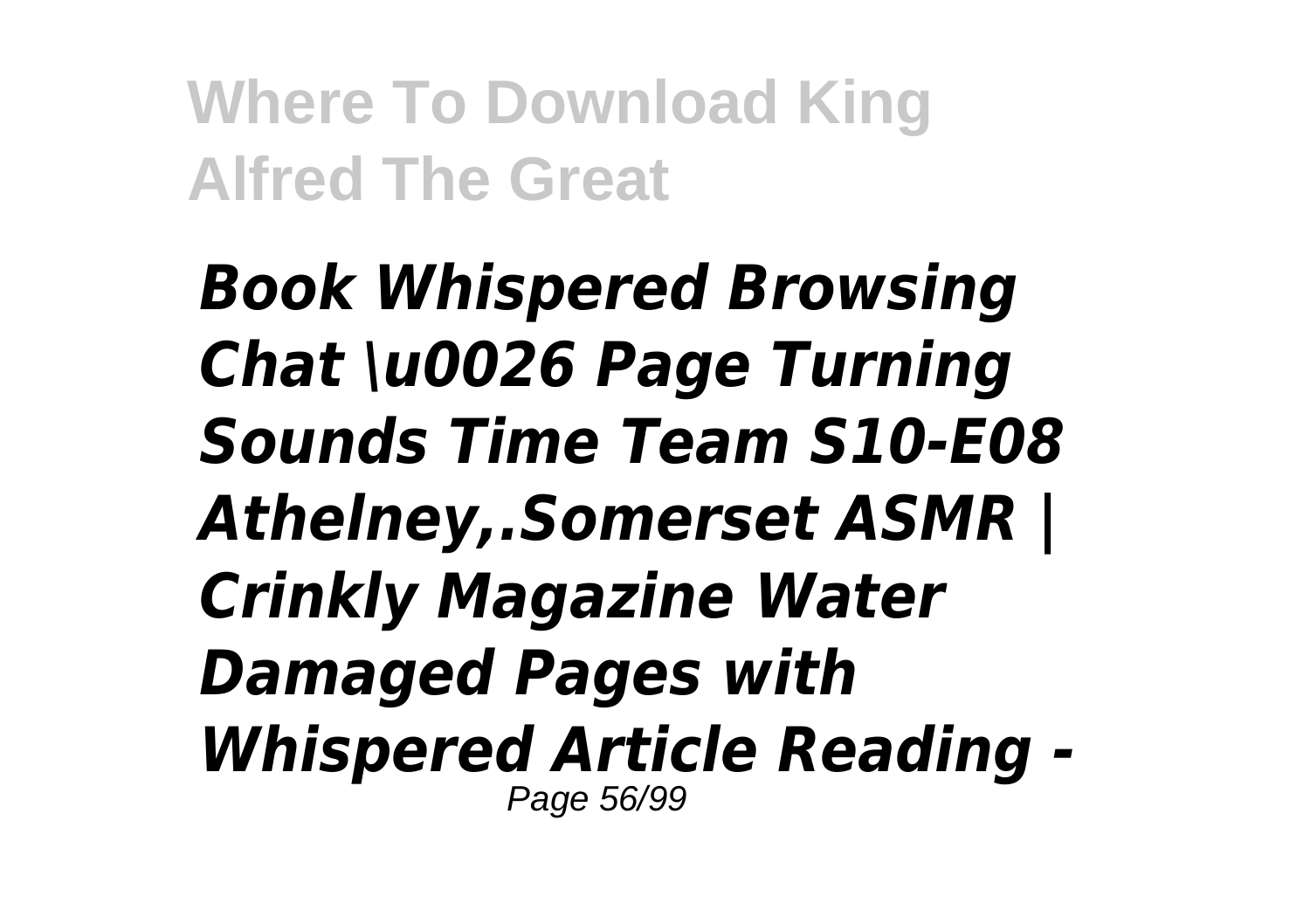***Book Whispered Browsing Chat \u0026 Page Turning Sounds Time Team S10-E08 Athelney,.Somerset ASMR | Crinkly Magazine Water Damaged Pages with Whispered Article Reading -***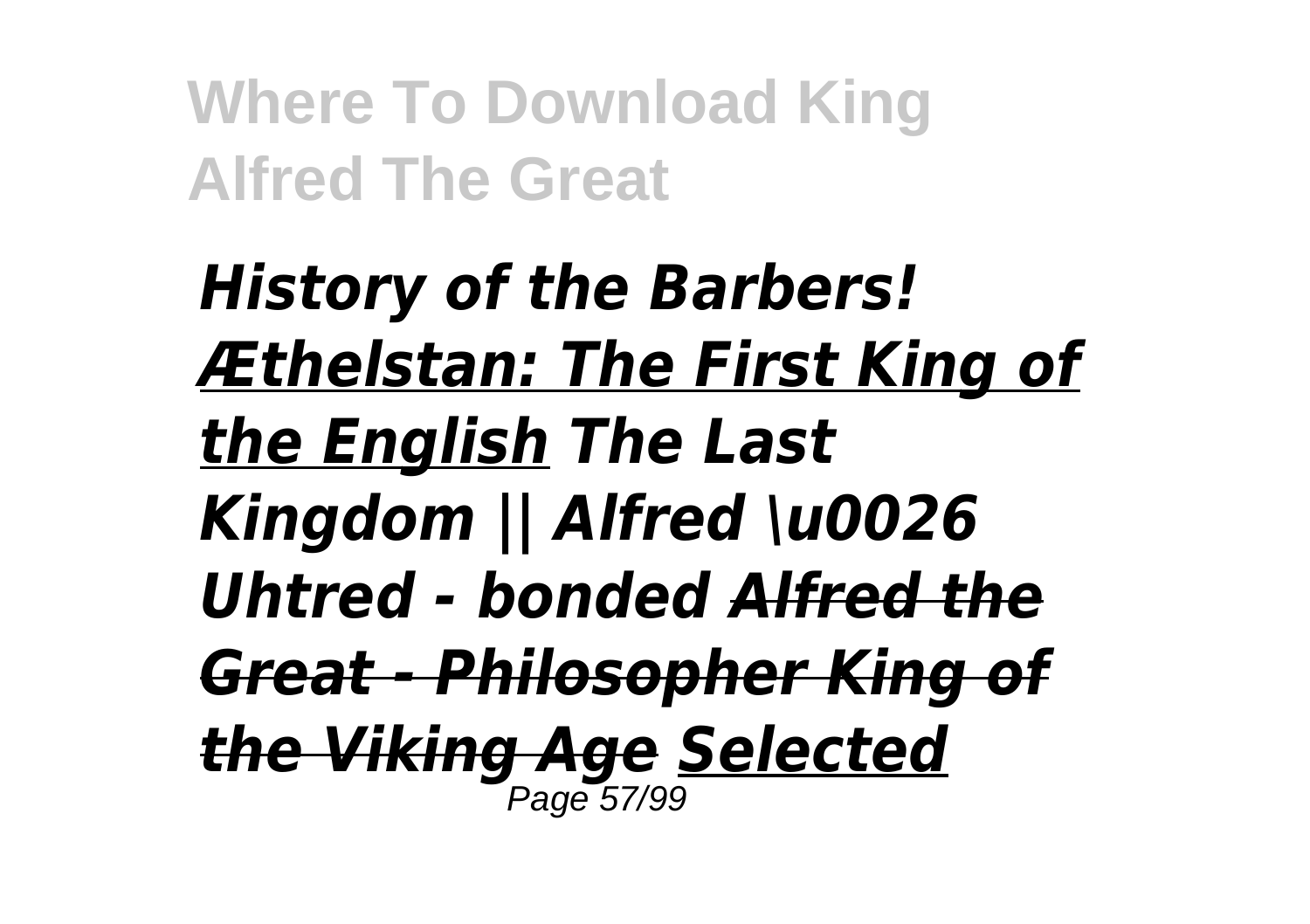*History of the Barbers!* *Æthelstan: The First King of the English* *The Last Kingdom || Alfred \u0026 Uhtred - bonded* ~~*Alfred the Great - Philosopher King of the Viking Age*~~ *Selected*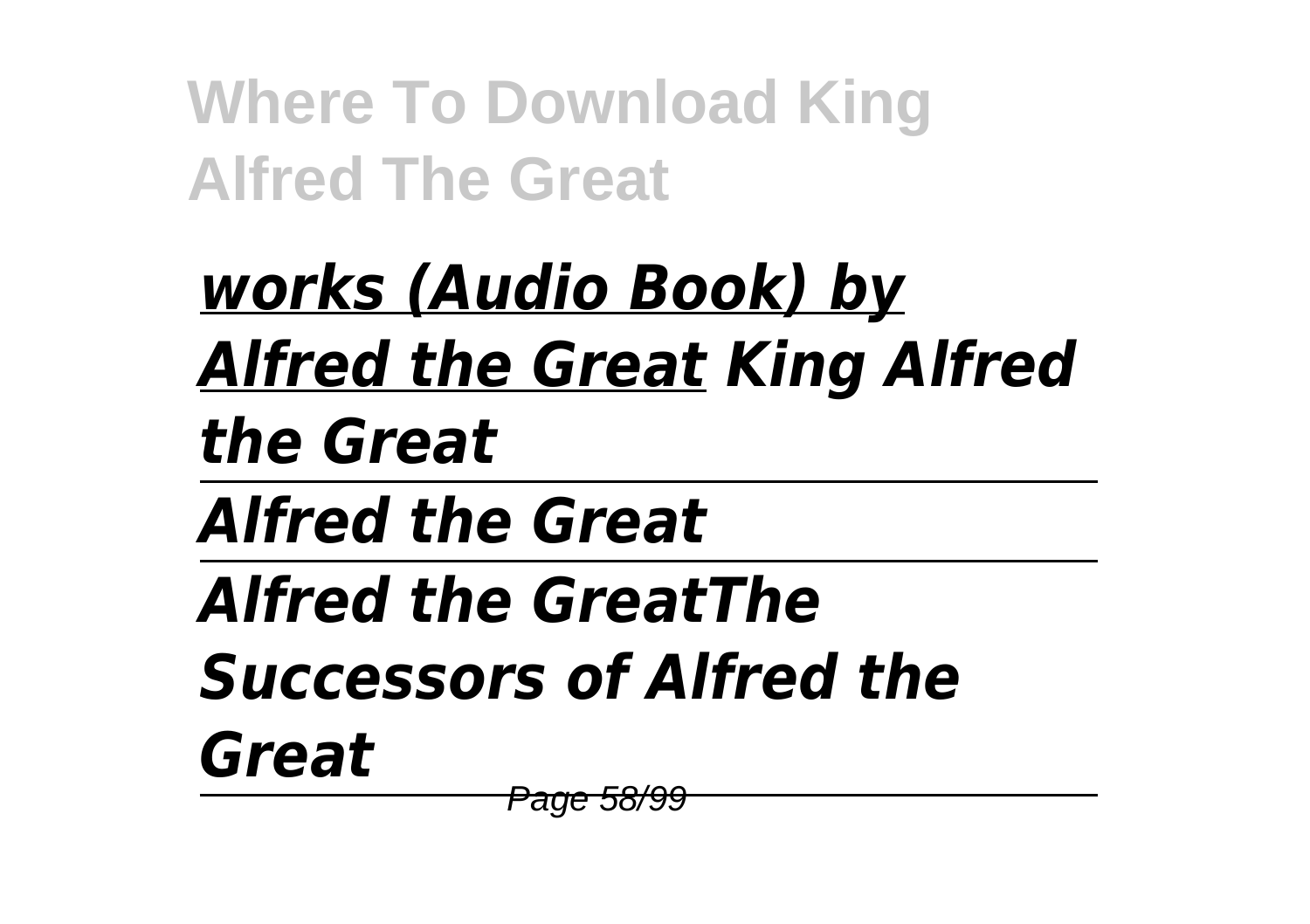*works (Audio Book) by Alfred the Great* *King Alfred the Great*

---

*Alfred the Great*

---

*Alfred the GreatThe Successors of Alfred the Great*

---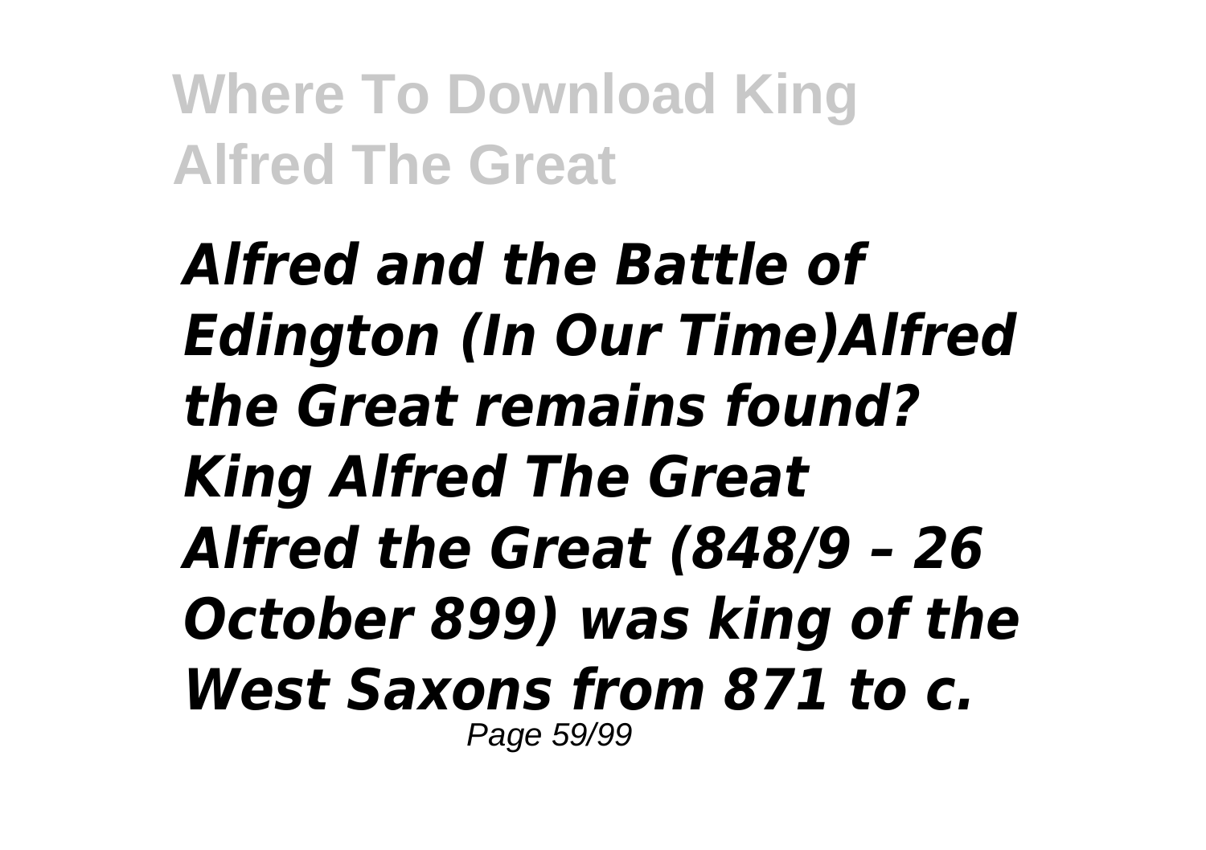*Alfred and the Battle of Edington (In Our Time)Alfred the Great remains found? King Alfred The Great Alfred the Great (848/9 – 26 October 899) was king of the West Saxons from 871 to c.*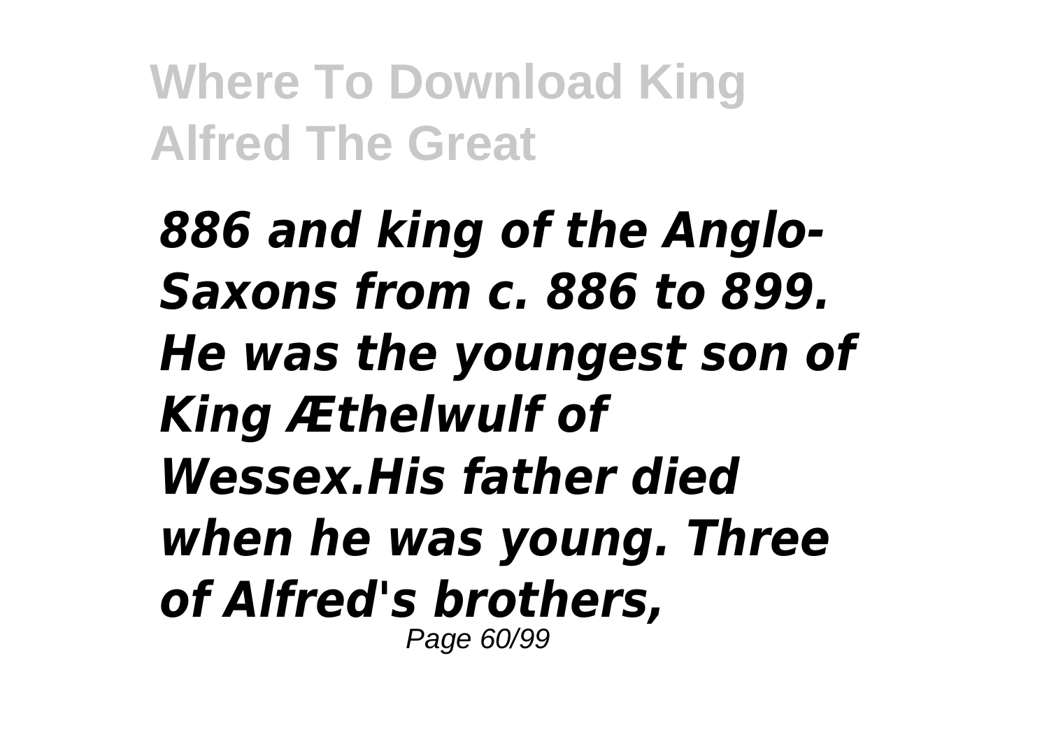*886 and king of the Anglo-Saxons from c. 886 to 899. He was the youngest son of King Æthelwulf of Wessex.His father died when he was young. Three of Alfred's brothers,*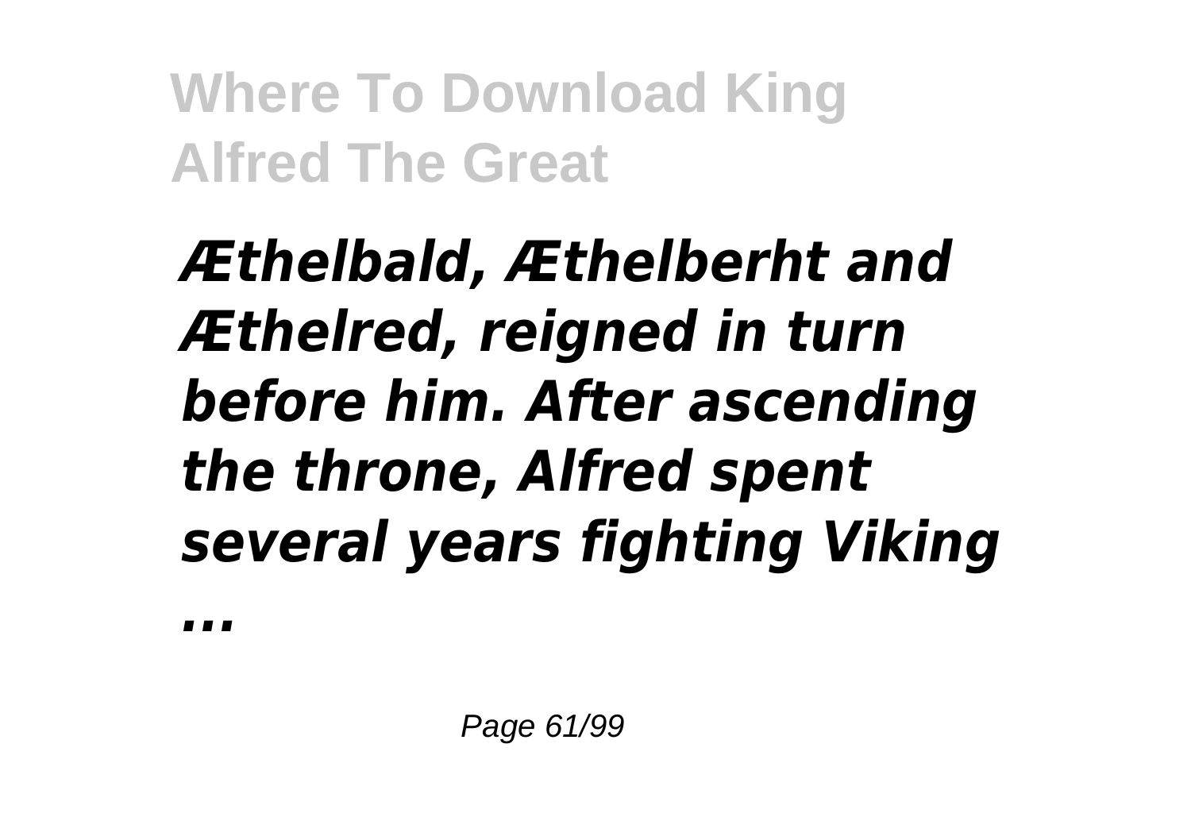***Æthelbald, Æthelberht and Æthelred, reigned in turn before him. After ascending the throne, Alfred spent several years fighting Viking ...***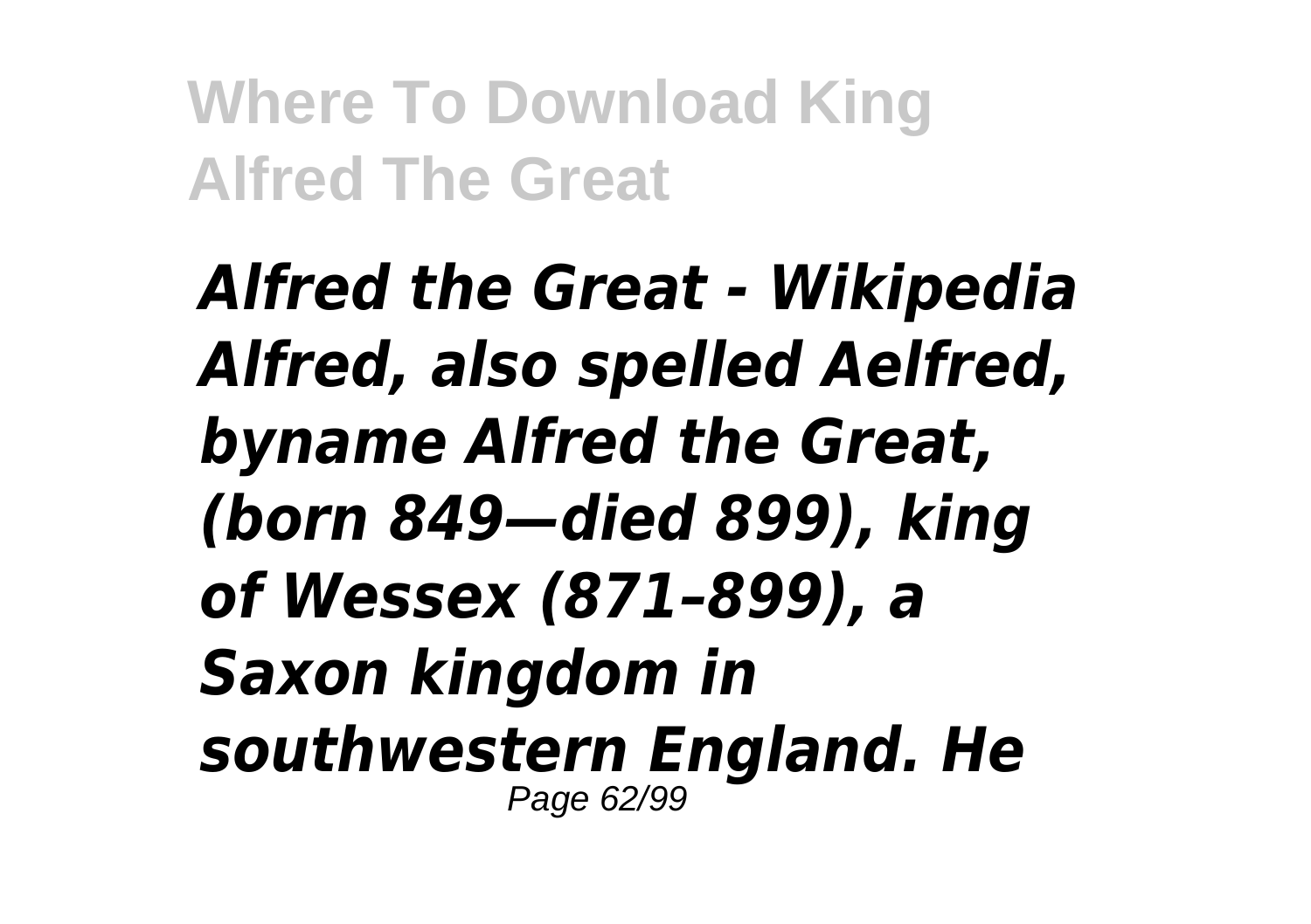*Alfred the Great - Wikipedia Alfred, also spelled Aelfred, byname Alfred the Great, (born 849—died 899), king of Wessex (871–899), a Saxon kingdom in southwestern England. He*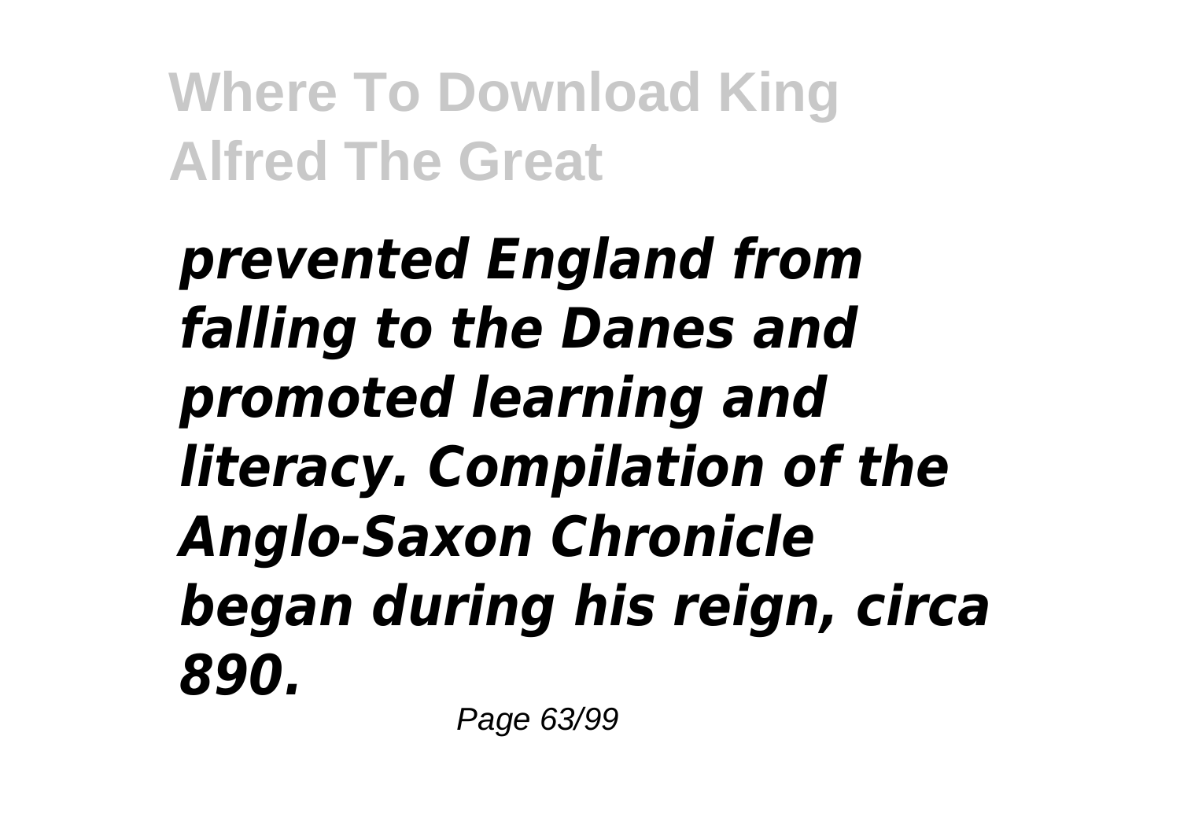*prevented England from falling to the Danes and promoted learning and literacy. Compilation of the Anglo-Saxon Chronicle began during his reign, circa 890.*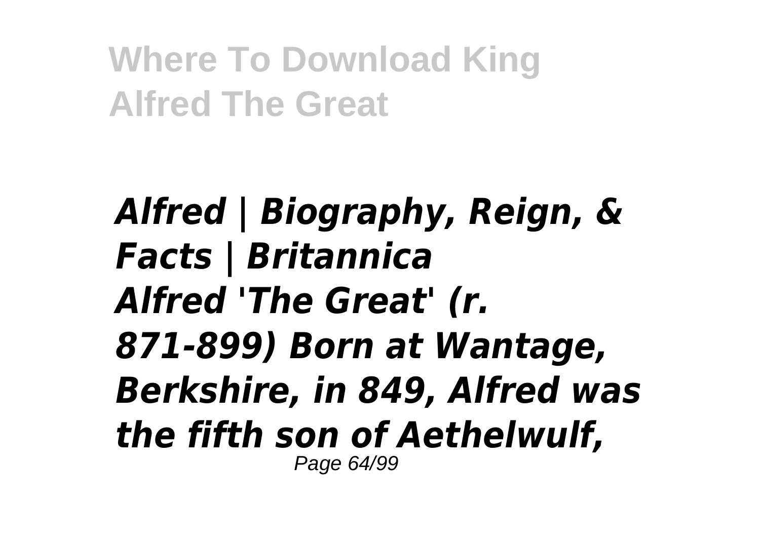***Alfred | Biography, Reign, & Facts | Britannica***

***Alfred 'The Great' (r. 871-899) Born at Wantage, Berkshire, in 849, Alfred was the fifth son of Aethelwulf,***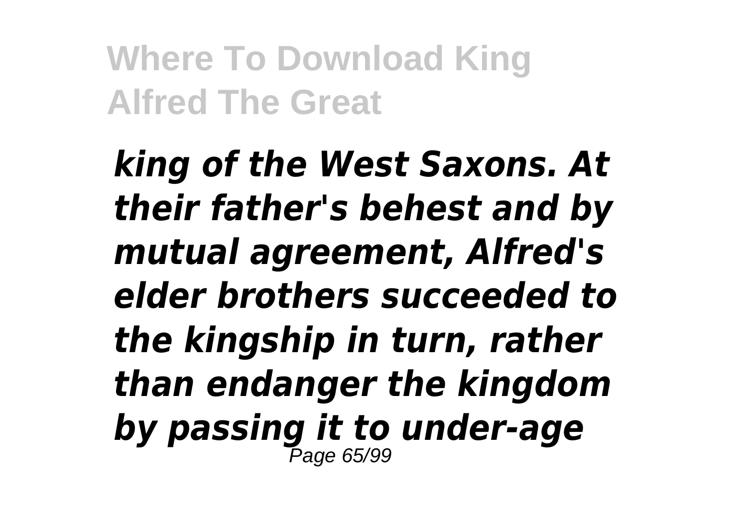*king of the West Saxons. At their father's behest and by mutual agreement, Alfred's elder brothers succeeded to the kingship in turn, rather than endanger the kingdom by passing it to under-age*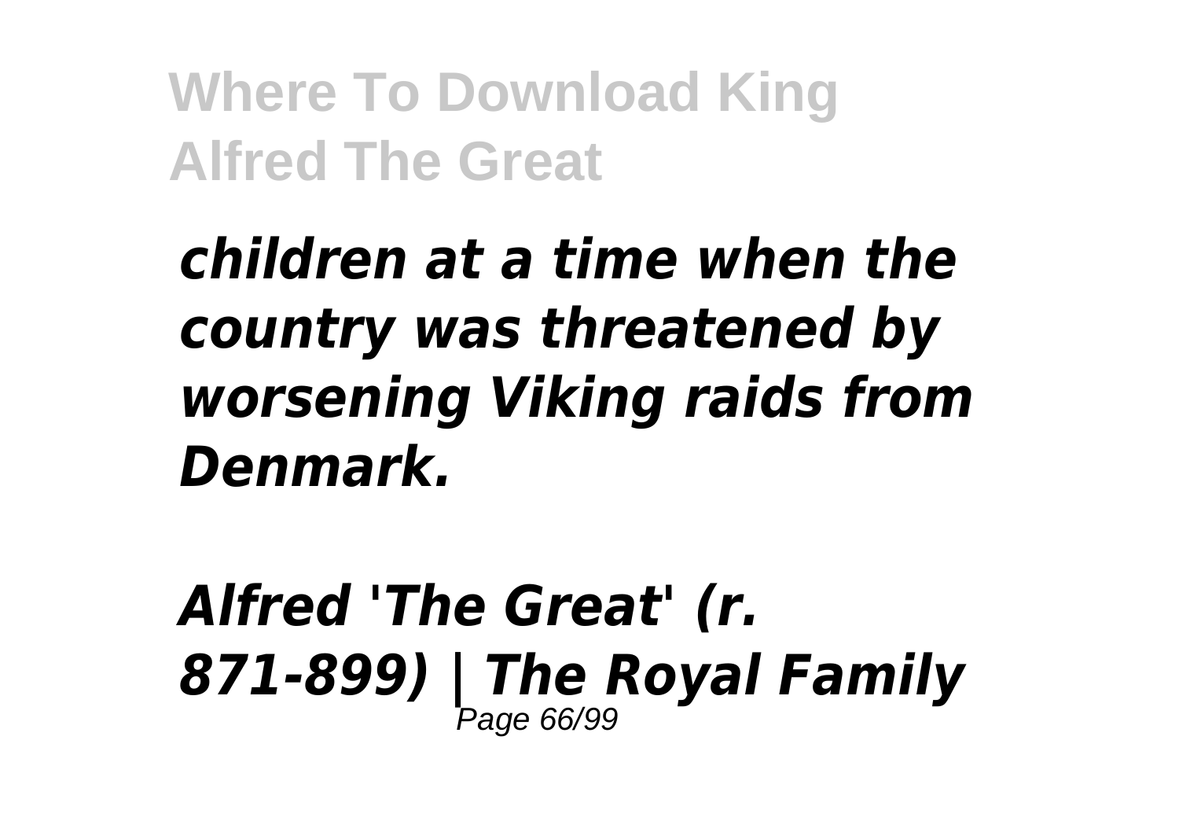*children at a time when the country was threatened by worsening Viking raids from Denmark.*

***Alfred 'The Great' (r. 871-899) | The Royal Family***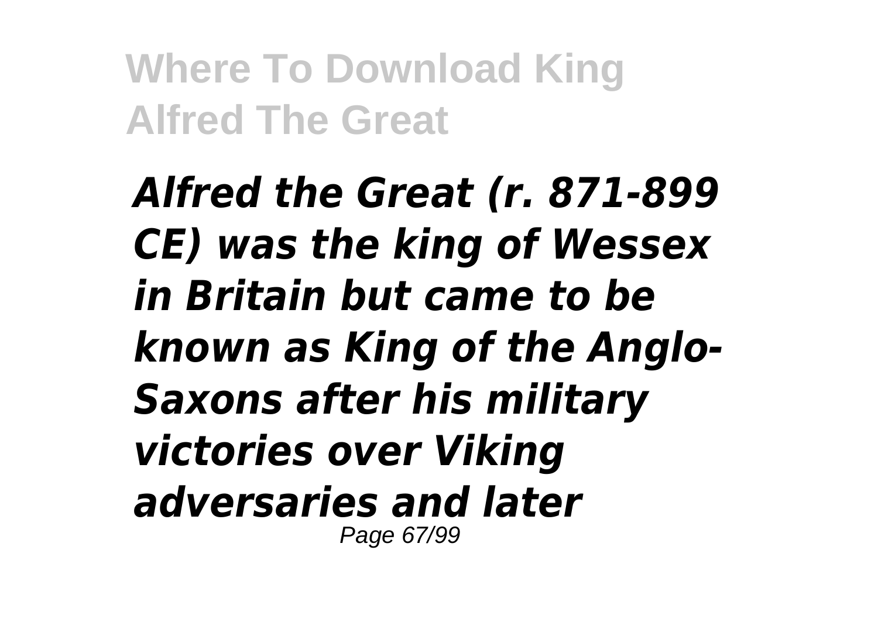*Alfred the Great (r. 871-899 CE) was the king of Wessex in Britain but came to be known as King of the Anglo-Saxons after his military victories over Viking adversaries and later*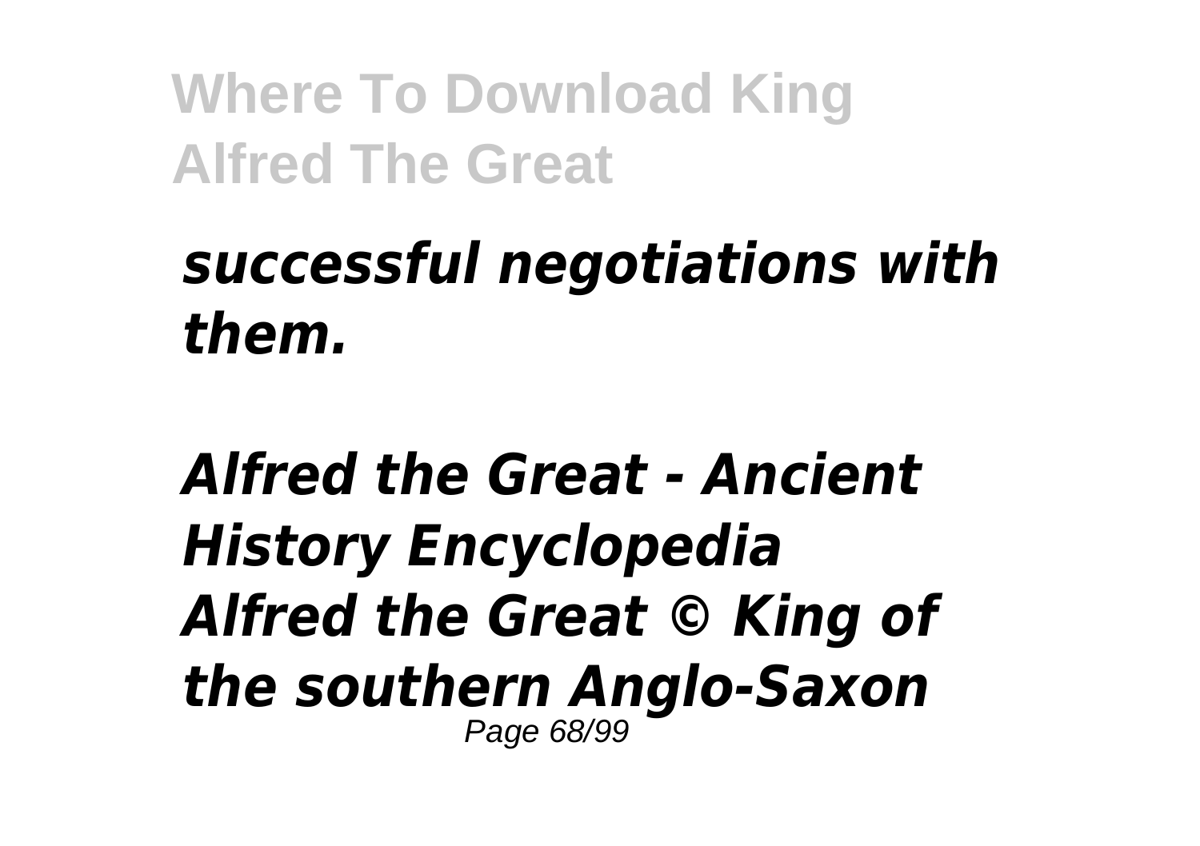*successful negotiations with them.*

***Alfred the Great - Ancient History Encyclopedia***
***Alfred the Great © King of the southern Anglo-Saxon***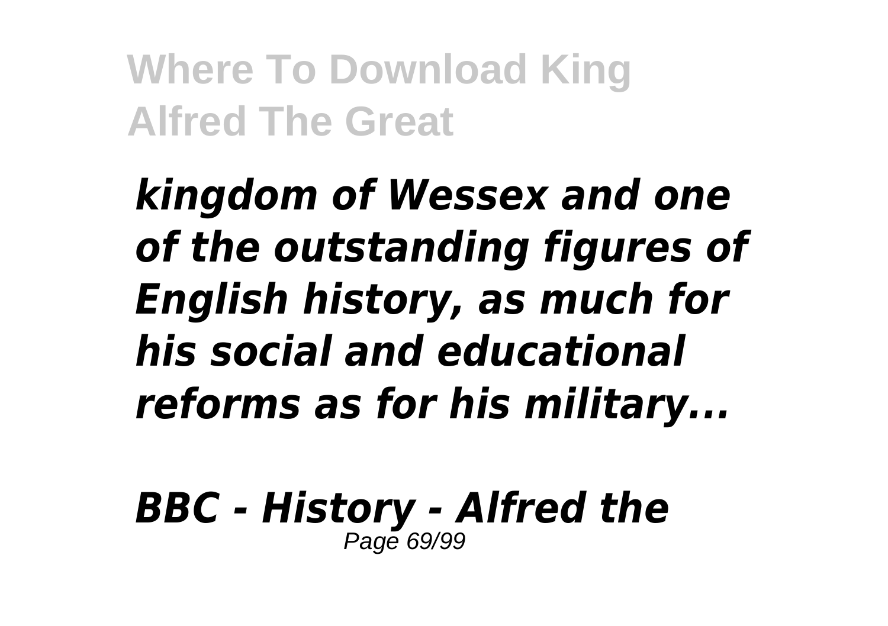*kingdom of Wessex and one of the outstanding figures of English history, as much for his social and educational reforms as for his military...*

***BBC - History - Alfred the***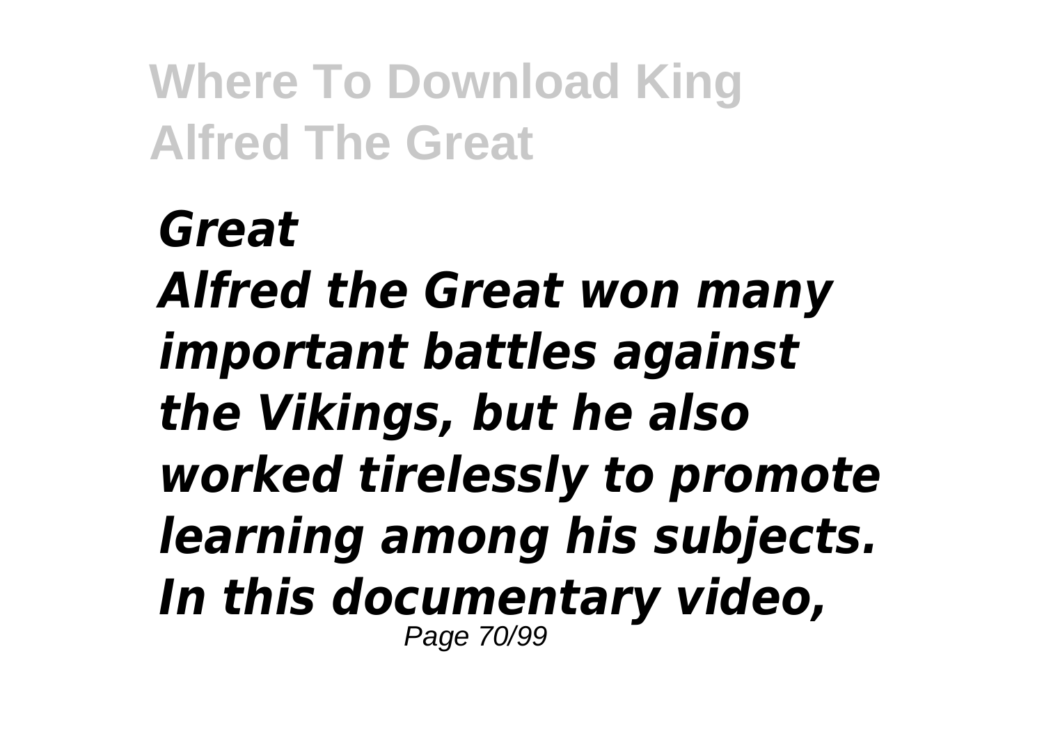*Great*
*Alfred the Great won many important battles against the Vikings, but he also worked tirelessly to promote learning among his subjects. In this documentary video,*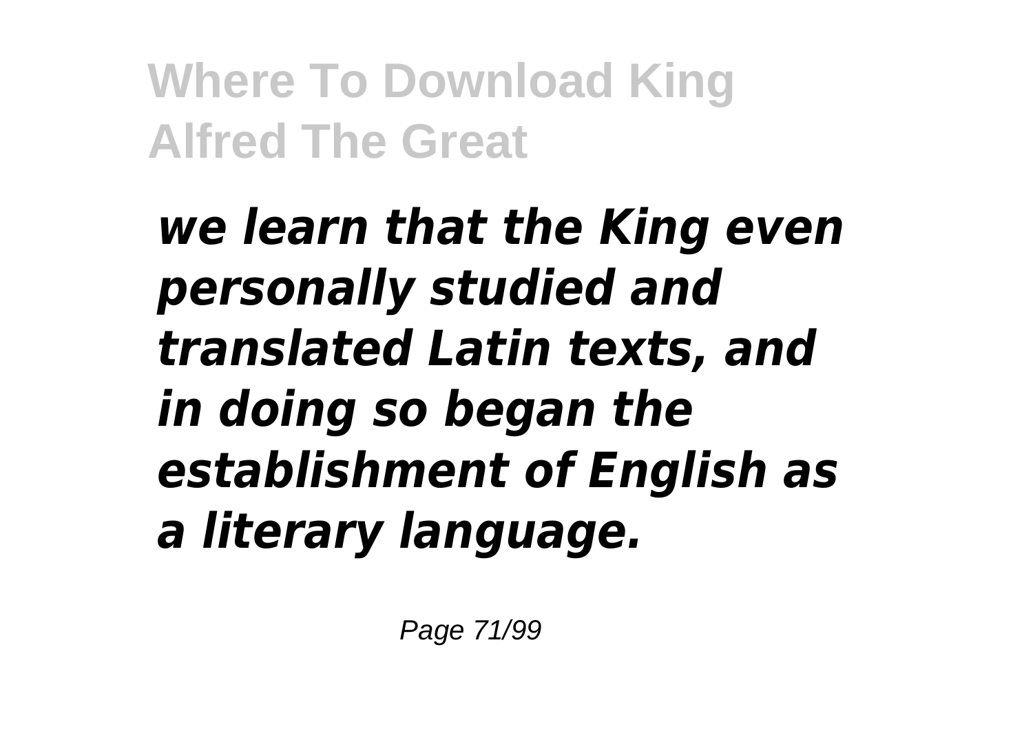*we learn that the King even personally studied and translated Latin texts, and in doing so began the establishment of English as a literary language.*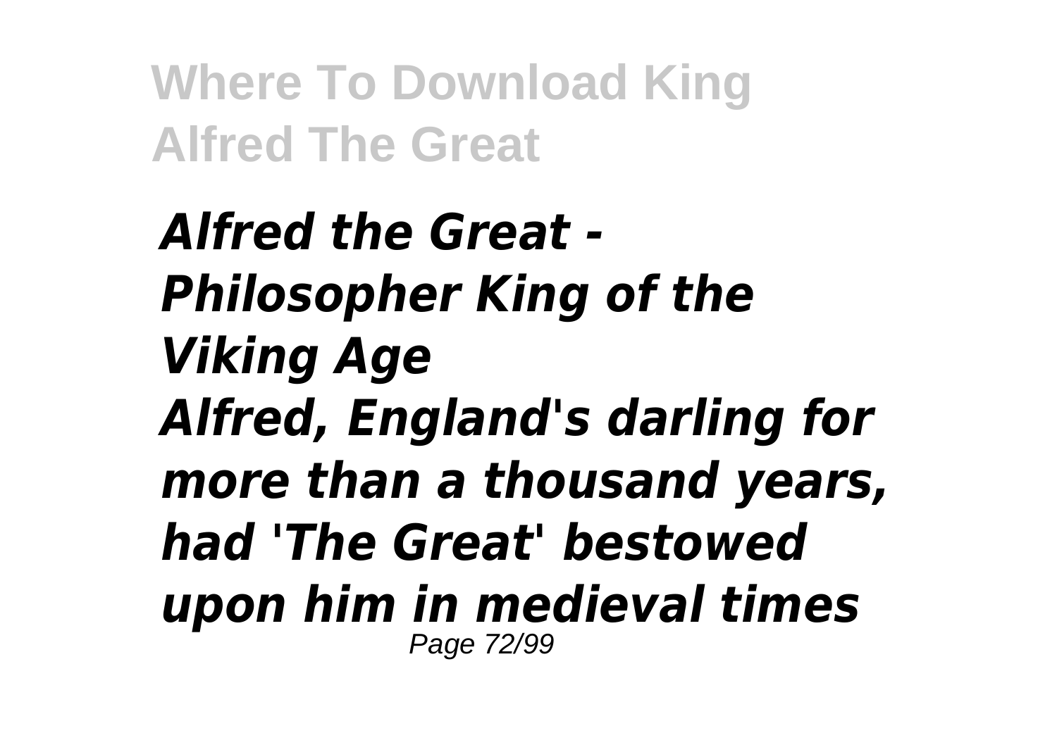***Alfred the Great - Philosopher King of the Viking Age***

***Alfred, England's darling for more than a thousand years, had 'The Great' bestowed upon him in medieval times***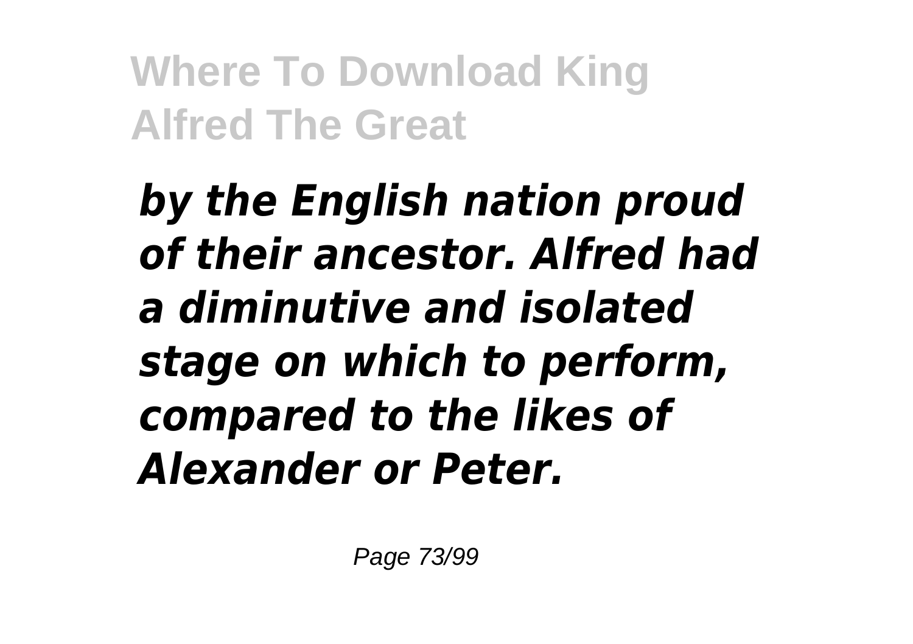*by the English nation proud of their ancestor. Alfred had a diminutive and isolated stage on which to perform, compared to the likes of Alexander or Peter.*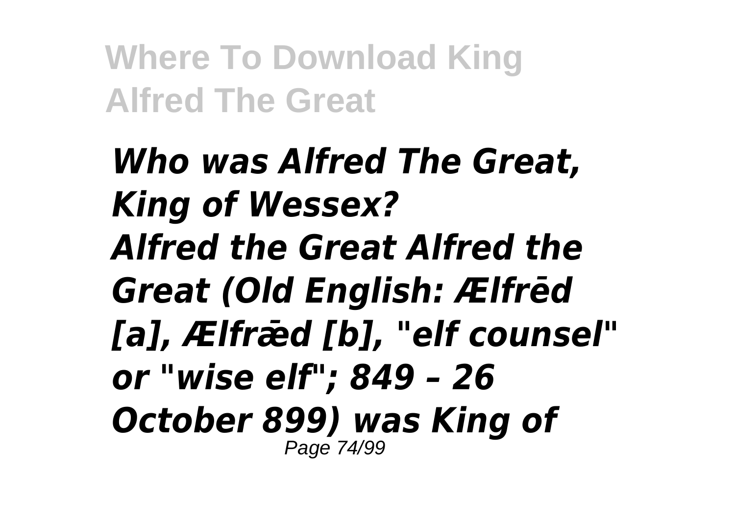*Who was Alfred The Great, King of Wessex?*
*Alfred the Great Alfred the Great (Old English: Ælfrēd [a], Ælfrǣd [b], "elf counsel" or "wise elf"; 849 – 26 October 899) was King of*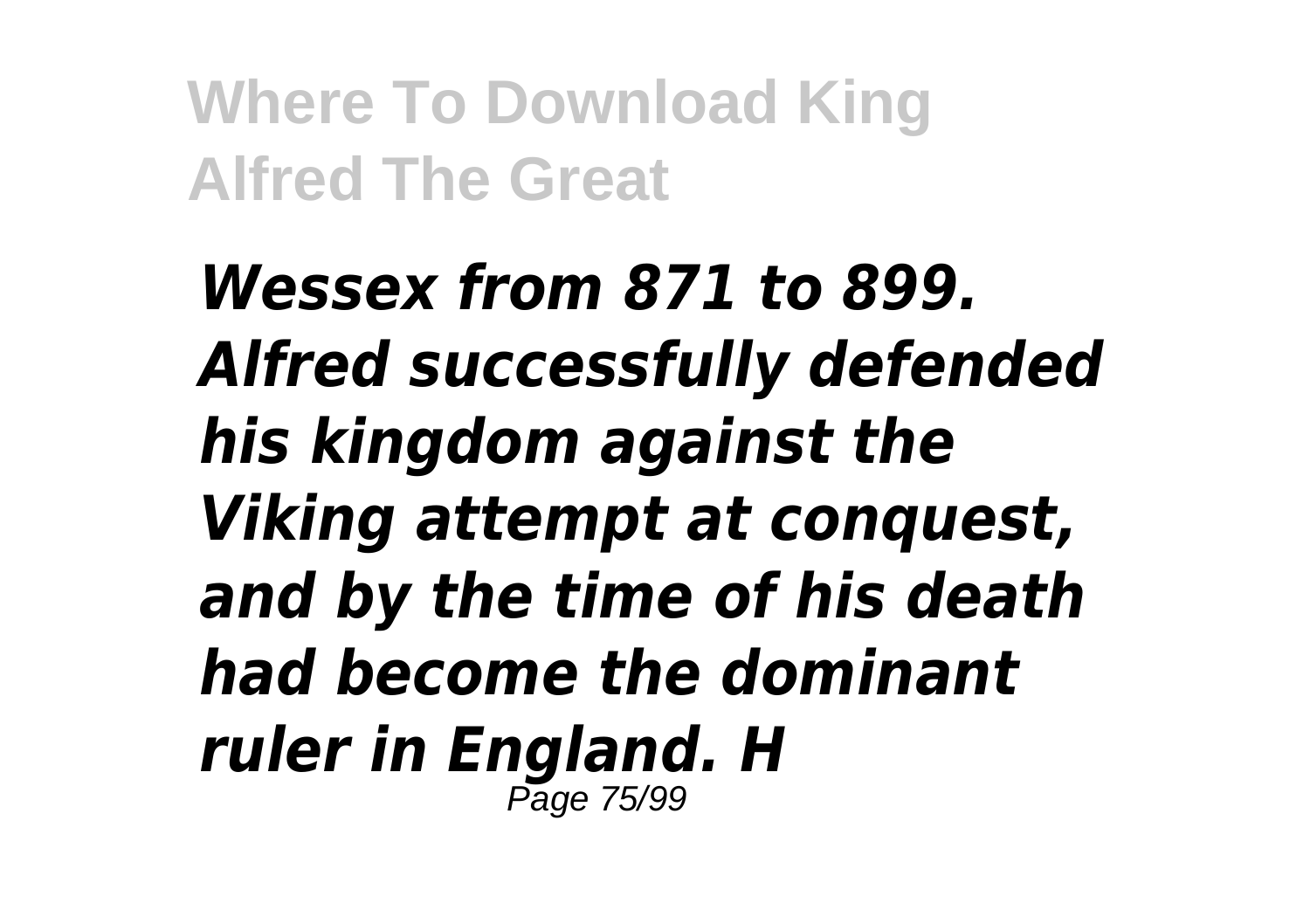*Wessex from 871 to 899. Alfred successfully defended his kingdom against the Viking attempt at conquest, and by the time of his death had become the dominant ruler in England. H*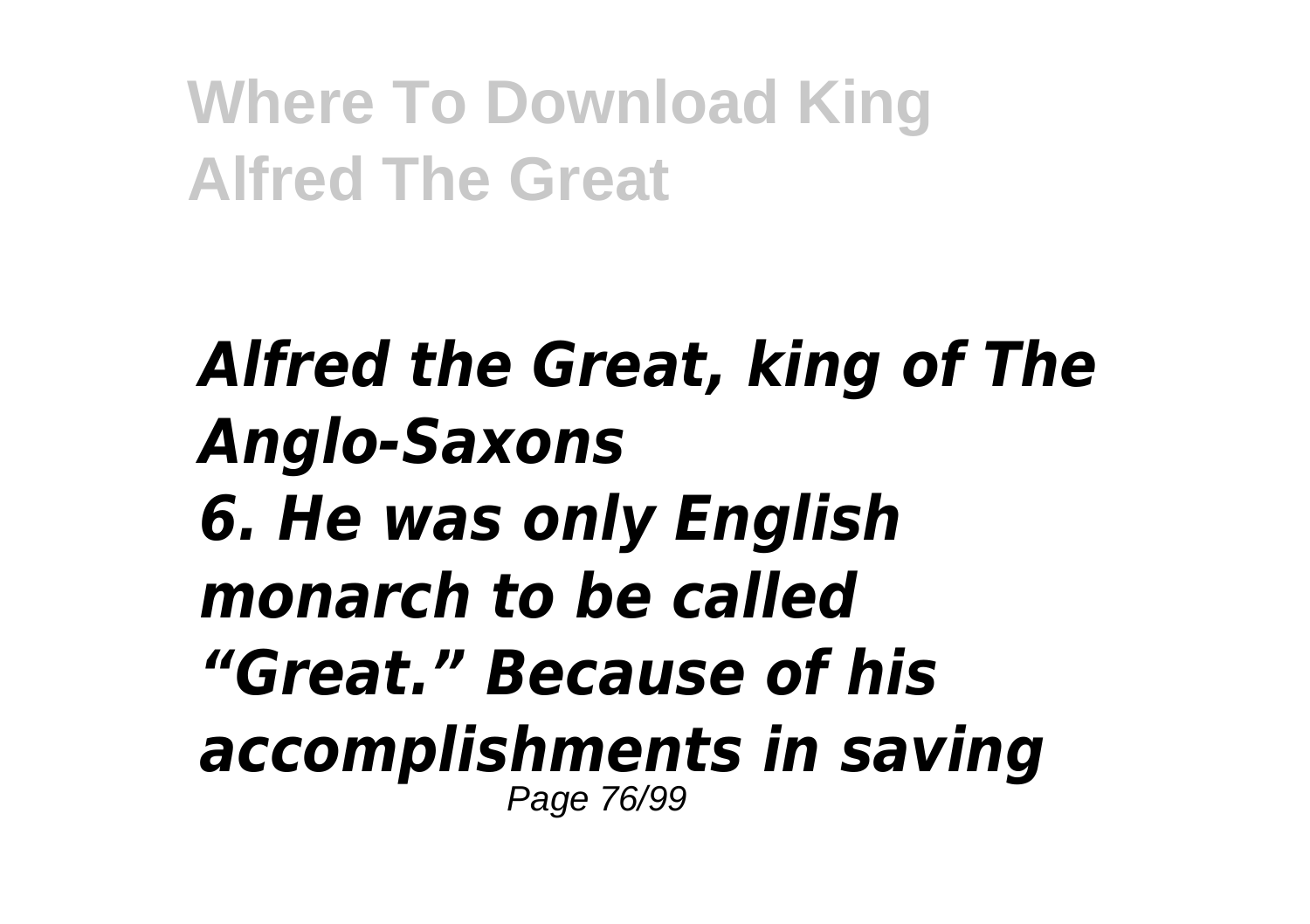***Alfred the Great, king of The Anglo-Saxons***
***6. He was only English monarch to be called "Great." Because of his accomplishments in saving***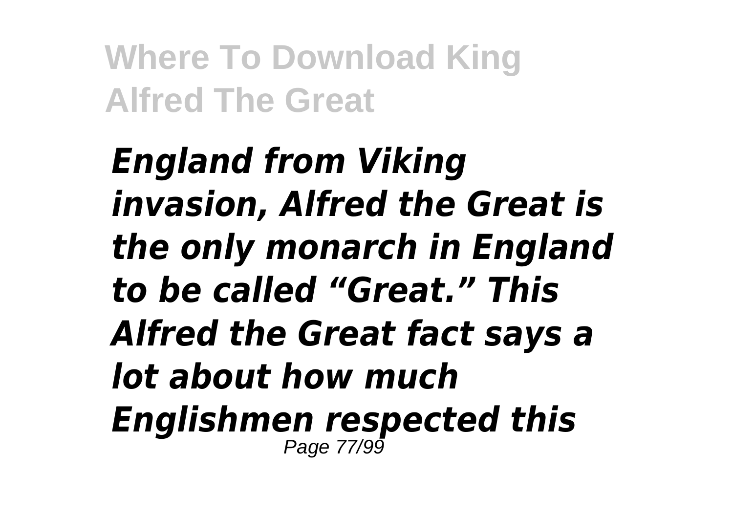*England from Viking invasion, Alfred the Great is the only monarch in England to be called "Great." This Alfred the Great fact says a lot about how much Englishmen respected this*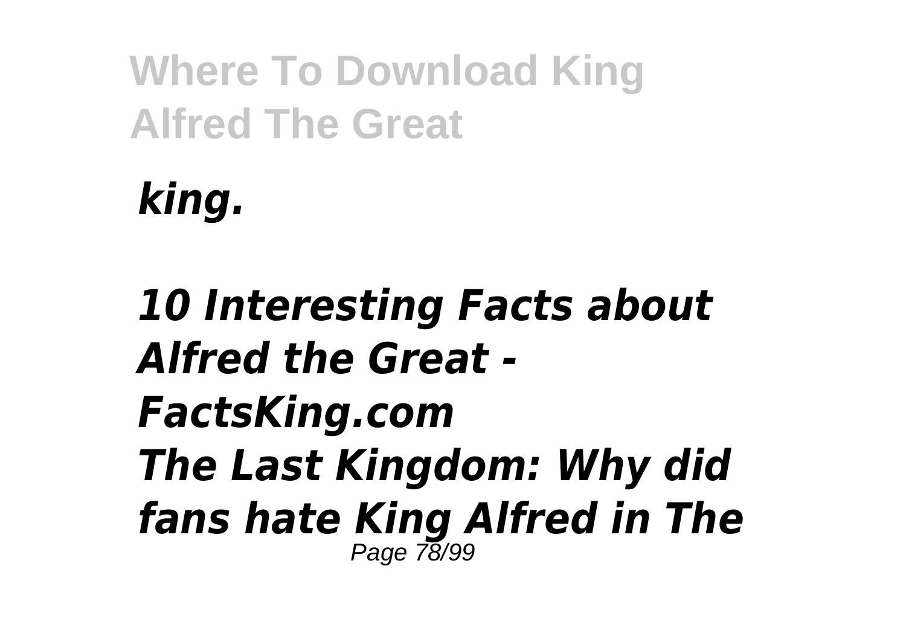*king.*

***10 Interesting Facts about Alfred the Great - FactsKing.com***

***The Last Kingdom: Why did fans hate King Alfred in The***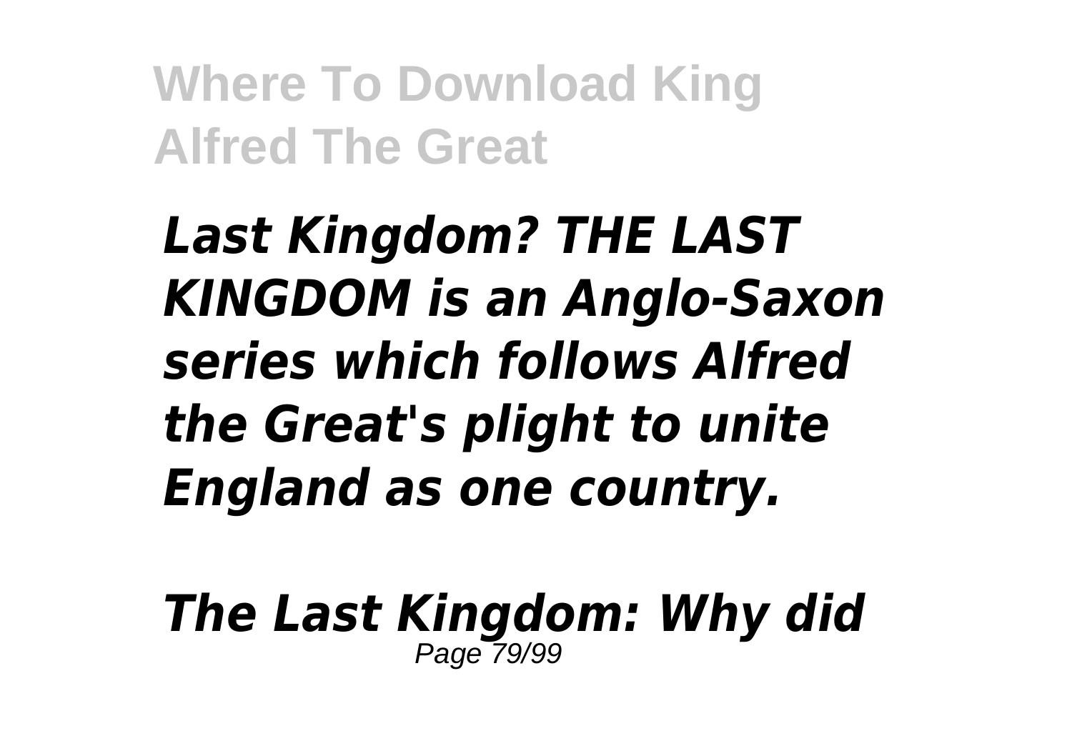*Last Kingdom? THE LAST KINGDOM is an Anglo-Saxon series which follows Alfred the Great's plight to unite England as one country.*

*The Last Kingdom: Why did*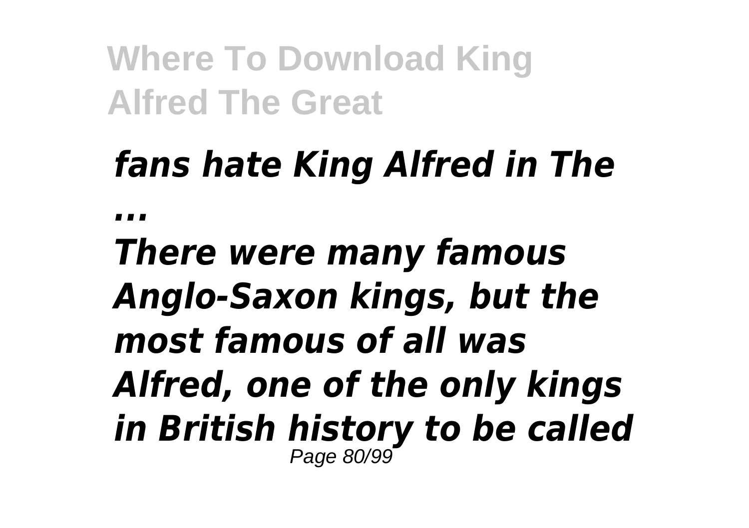*fans hate King Alfred in The ...*

*There were many famous Anglo-Saxon kings, but the most famous of all was Alfred, one of the only kings in British history to be called*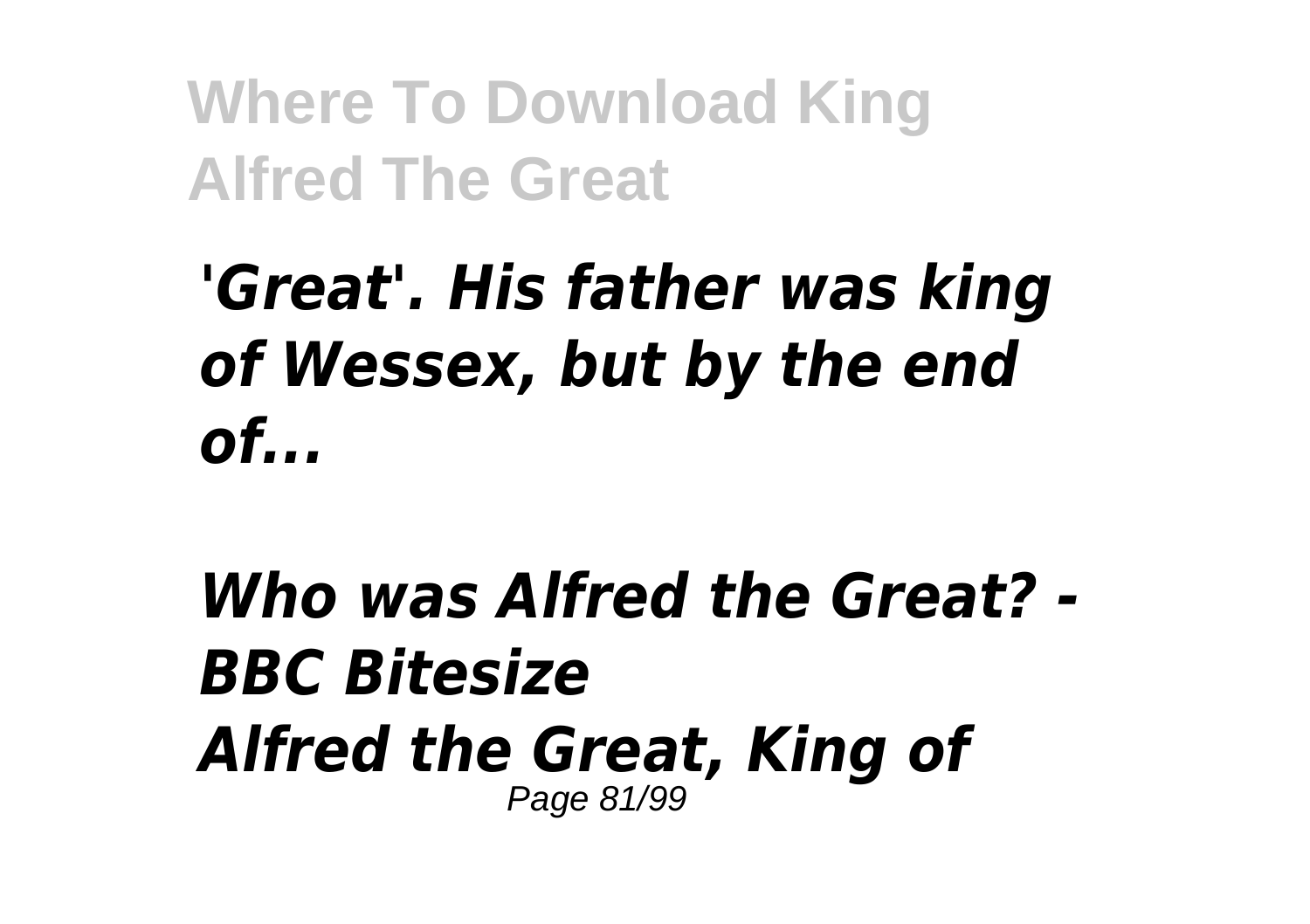*'Great'. His father was king of Wessex, but by the end of...*

*Who was Alfred the Great? - BBC Bitesize*
*Alfred the Great, King of*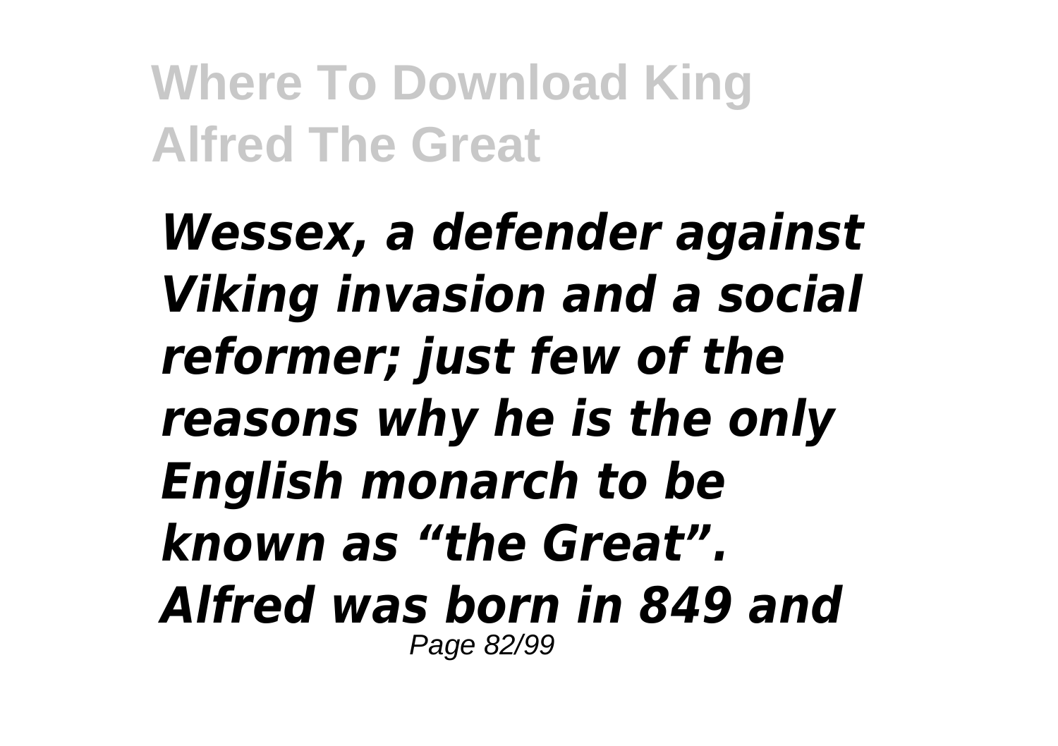*Wessex, a defender against Viking invasion and a social reformer; just few of the reasons why he is the only English monarch to be known as “the Great”. Alfred was born in 849 and*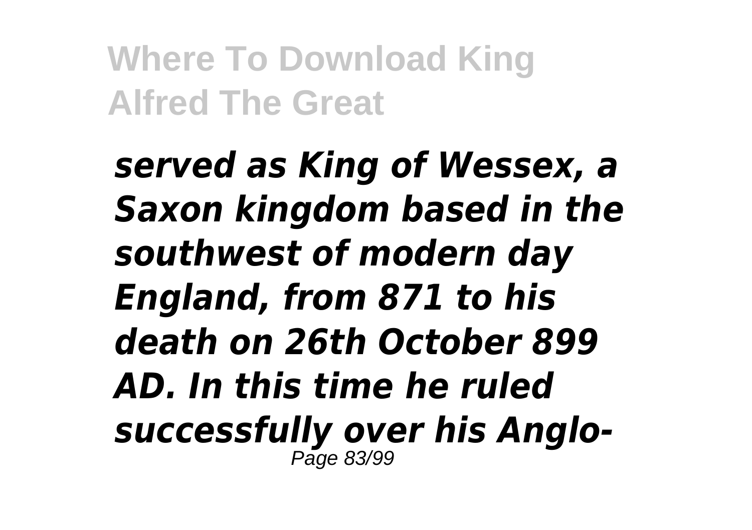*served as King of Wessex, a Saxon kingdom based in the southwest of modern day England, from 871 to his death on 26th October 899 AD. In this time he ruled successfully over his Anglo-*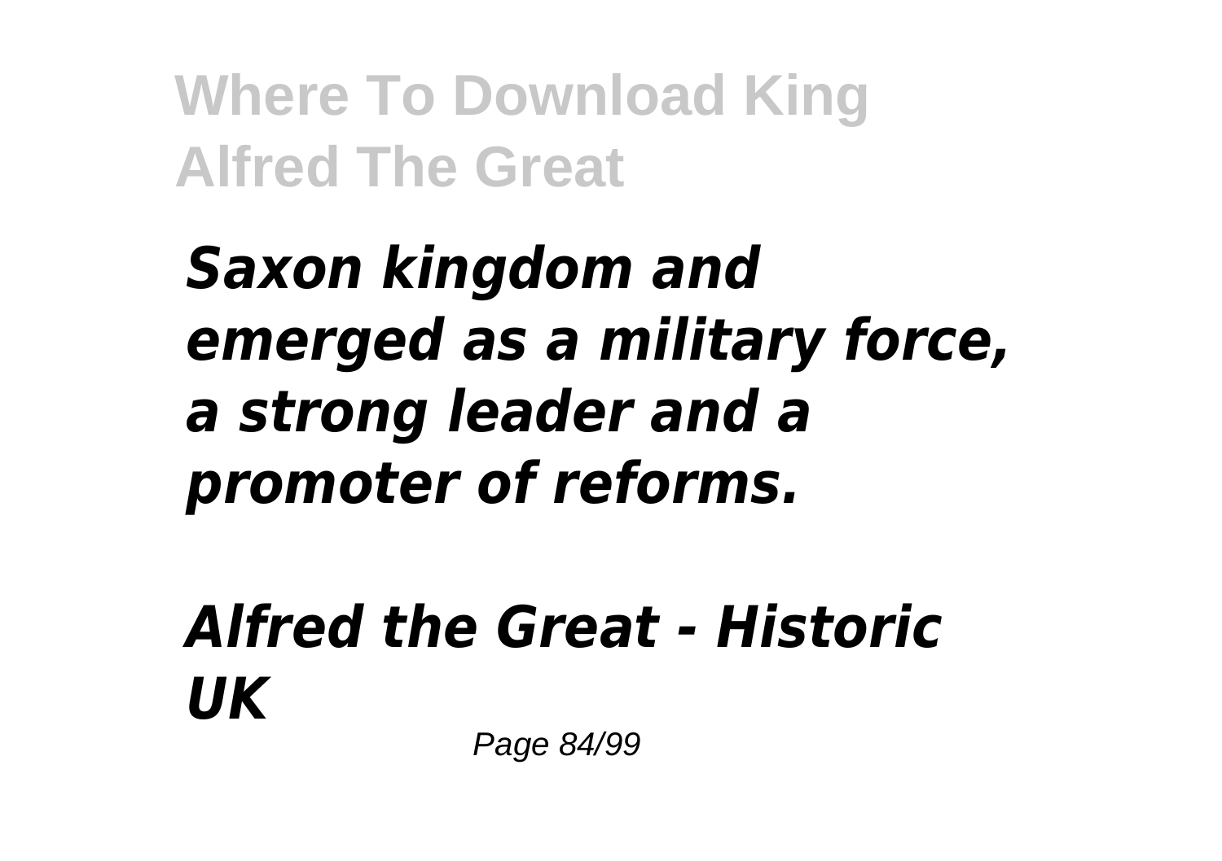*Saxon kingdom and emerged as a military force, a strong leader and a promoter of reforms.*

***Alfred the Great - Historic UK***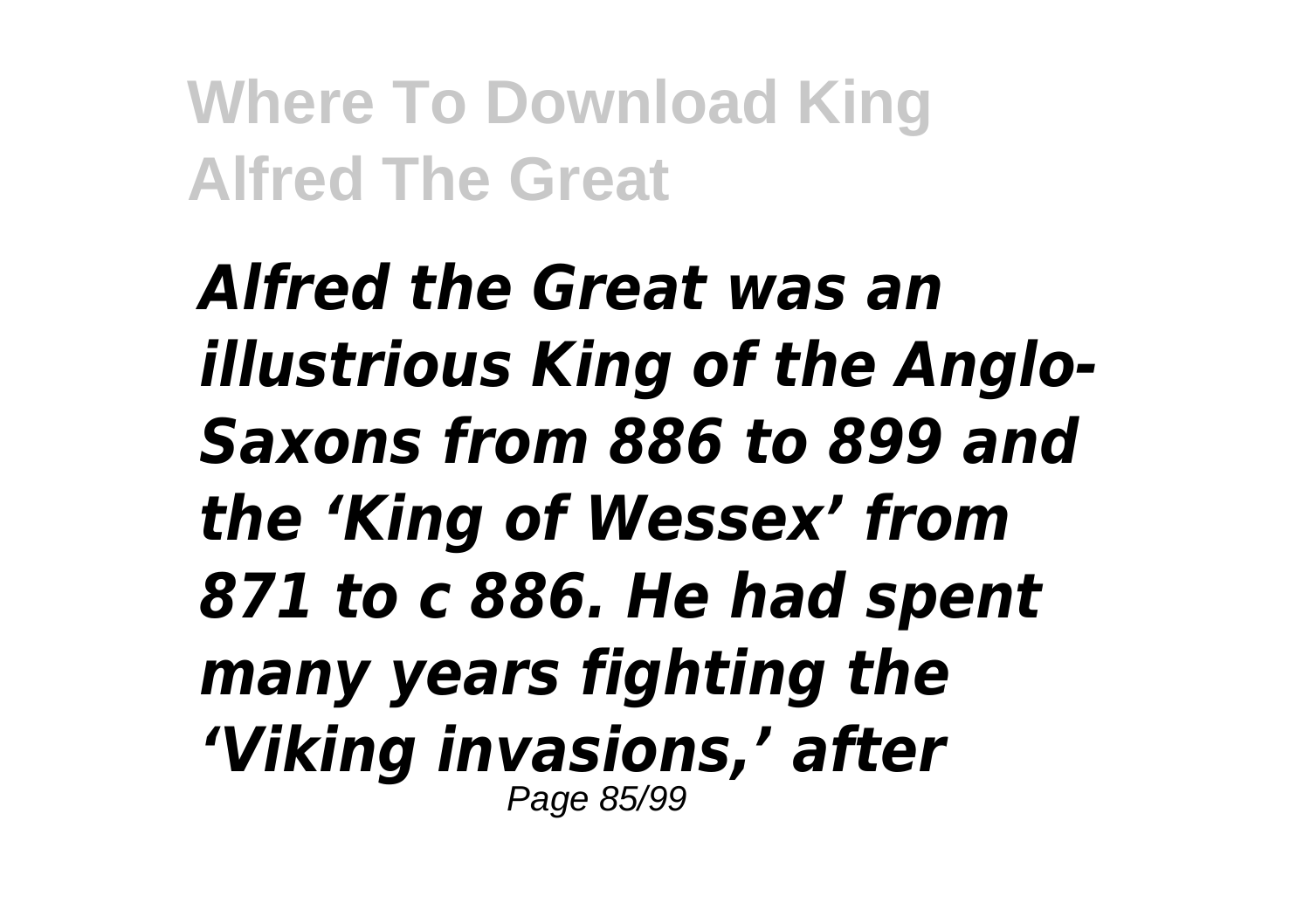*Alfred the Great was an illustrious King of the Anglo-Saxons from 886 to 899 and the 'King of Wessex' from 871 to c 886. He had spent many years fighting the 'Viking invasions,' after*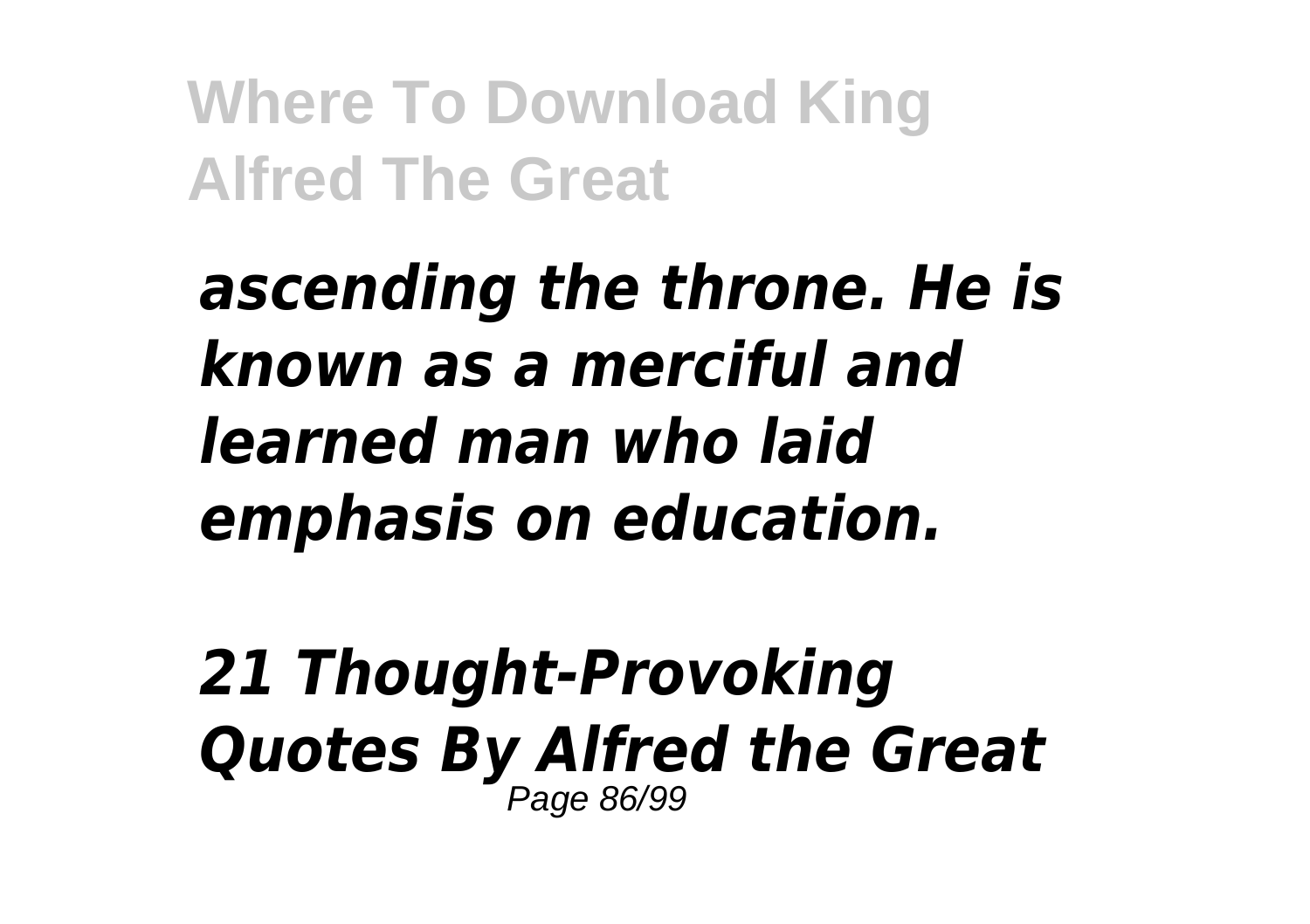*ascending the throne. He is known as a merciful and learned man who laid emphasis on education.*

***21 Thought-Provoking Quotes By Alfred the Great***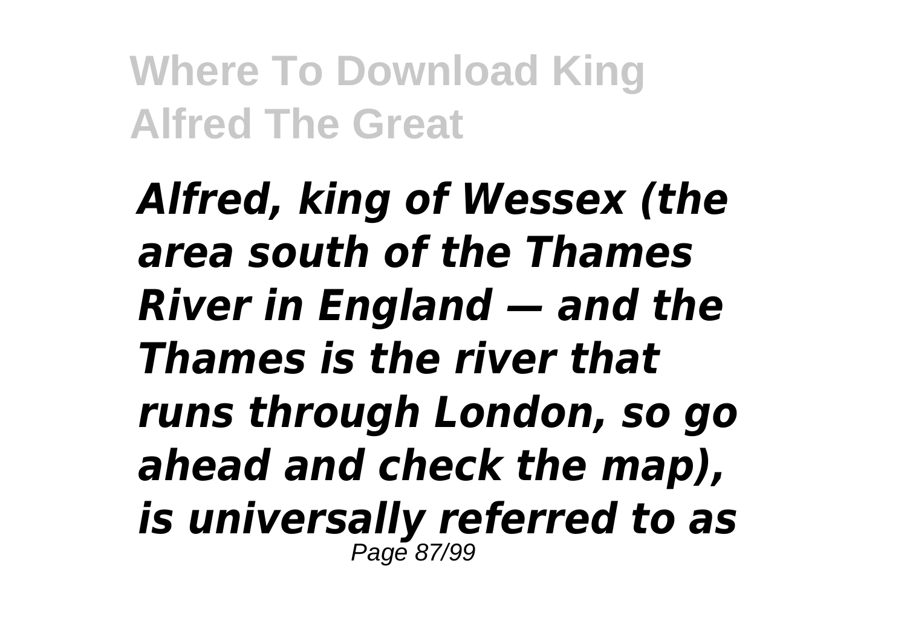*Alfred, king of Wessex (the area south of the Thames River in England — and the Thames is the river that runs through London, so go ahead and check the map), is universally referred to as*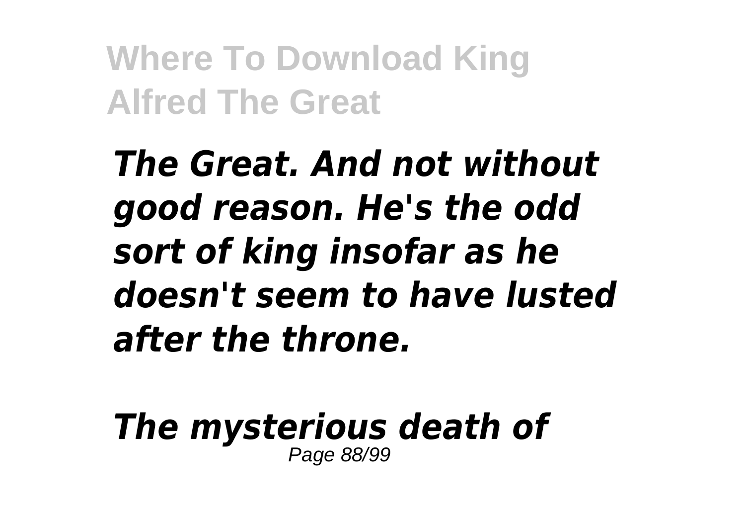*The Great. And not without good reason. He's the odd sort of king insofar as he doesn't seem to have lusted after the throne.*

*The mysterious death of*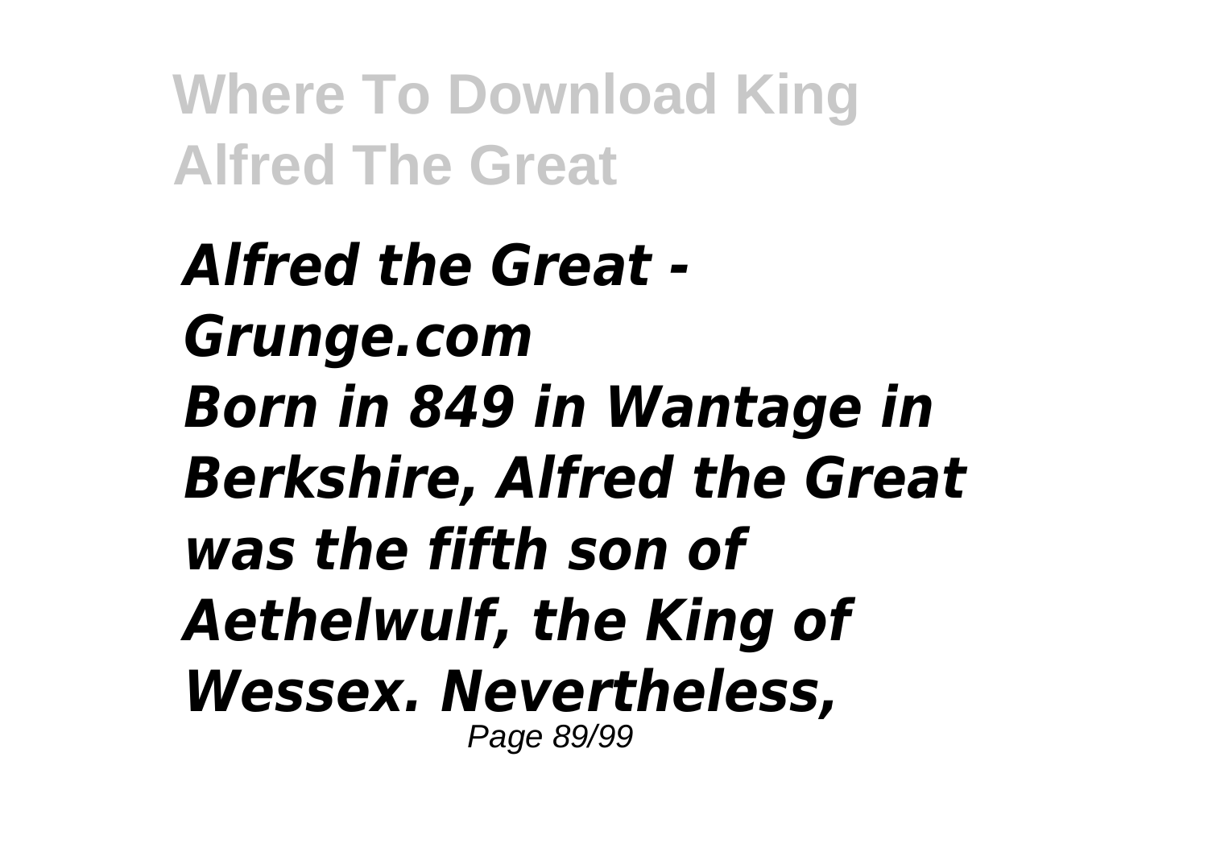***Alfred the Great - Grunge.com***

***Born in 849 in Wantage in Berkshire, Alfred the Great was the fifth son of Aethelwulf, the King of Wessex. Nevertheless,***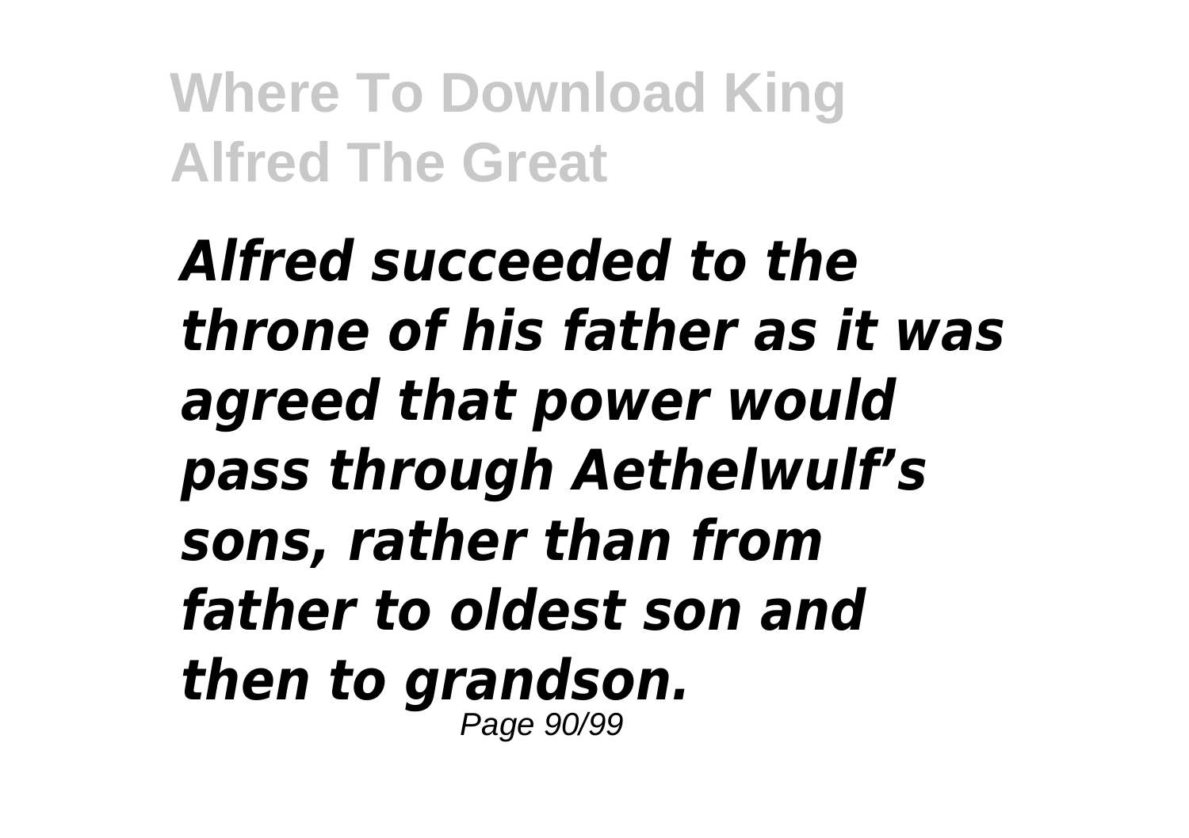*Alfred succeeded to the throne of his father as it was agreed that power would pass through Aethelwulf's sons, rather than from father to oldest son and then to grandson.*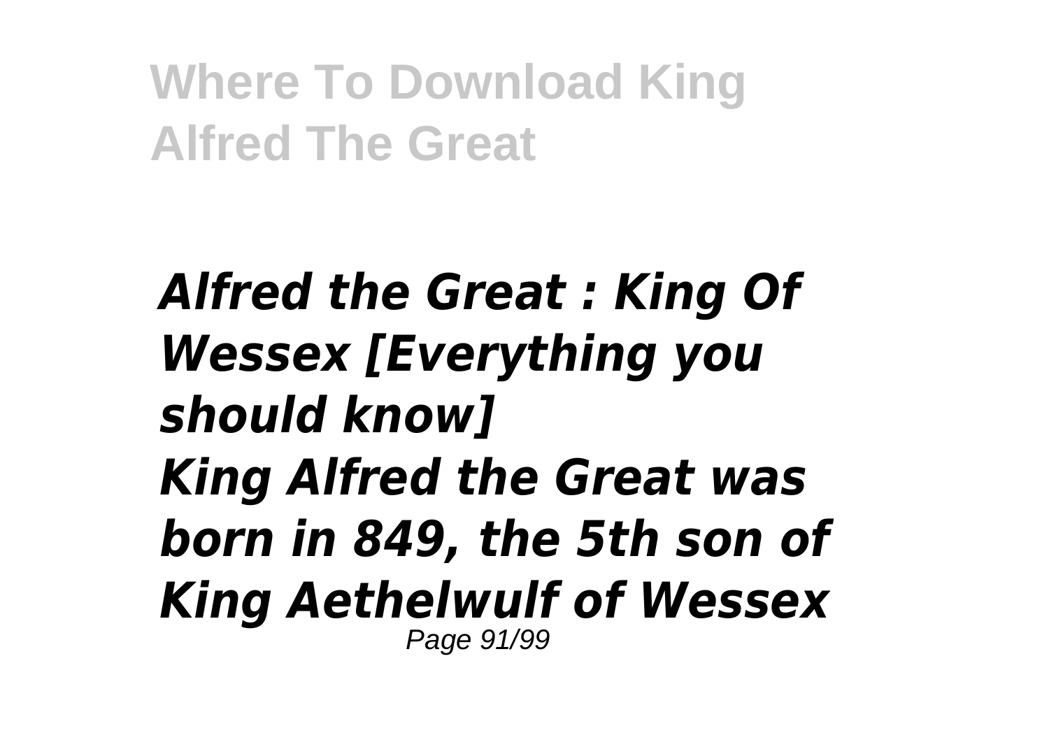*Alfred the Great : King Of Wessex [Everything you should know]*

*King Alfred the Great was born in 849, the 5th son of King Aethelwulf of Wessex*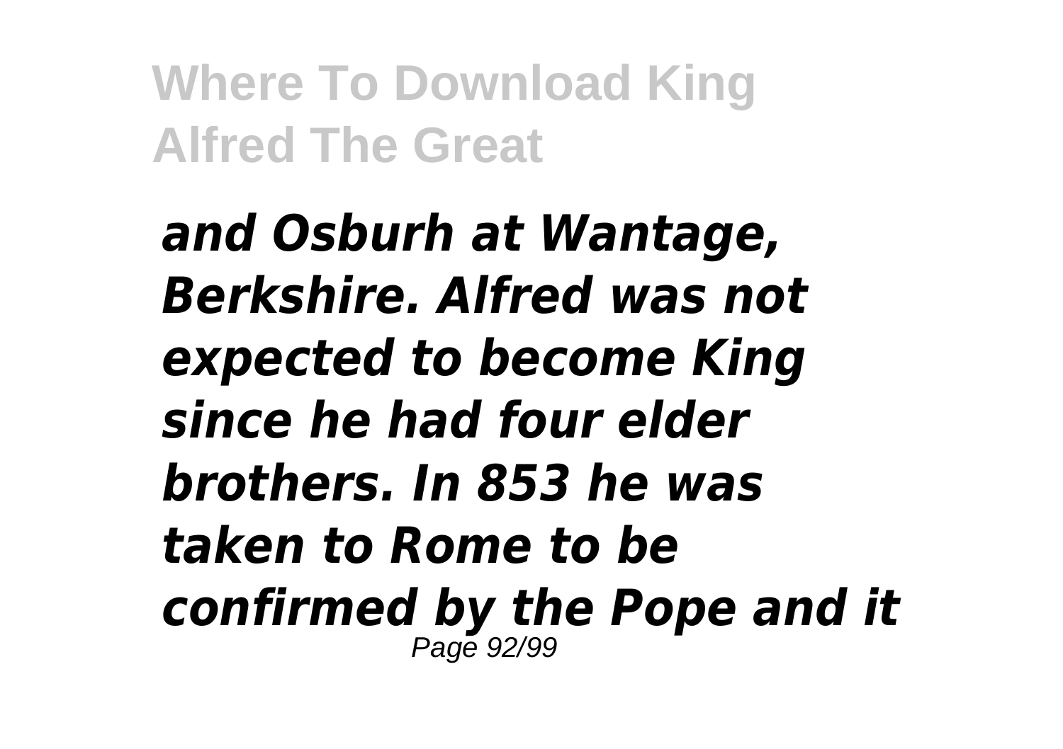*and Osburh at Wantage, Berkshire. Alfred was not expected to become King since he had four elder brothers. In 853 he was taken to Rome to be confirmed by the Pope and it*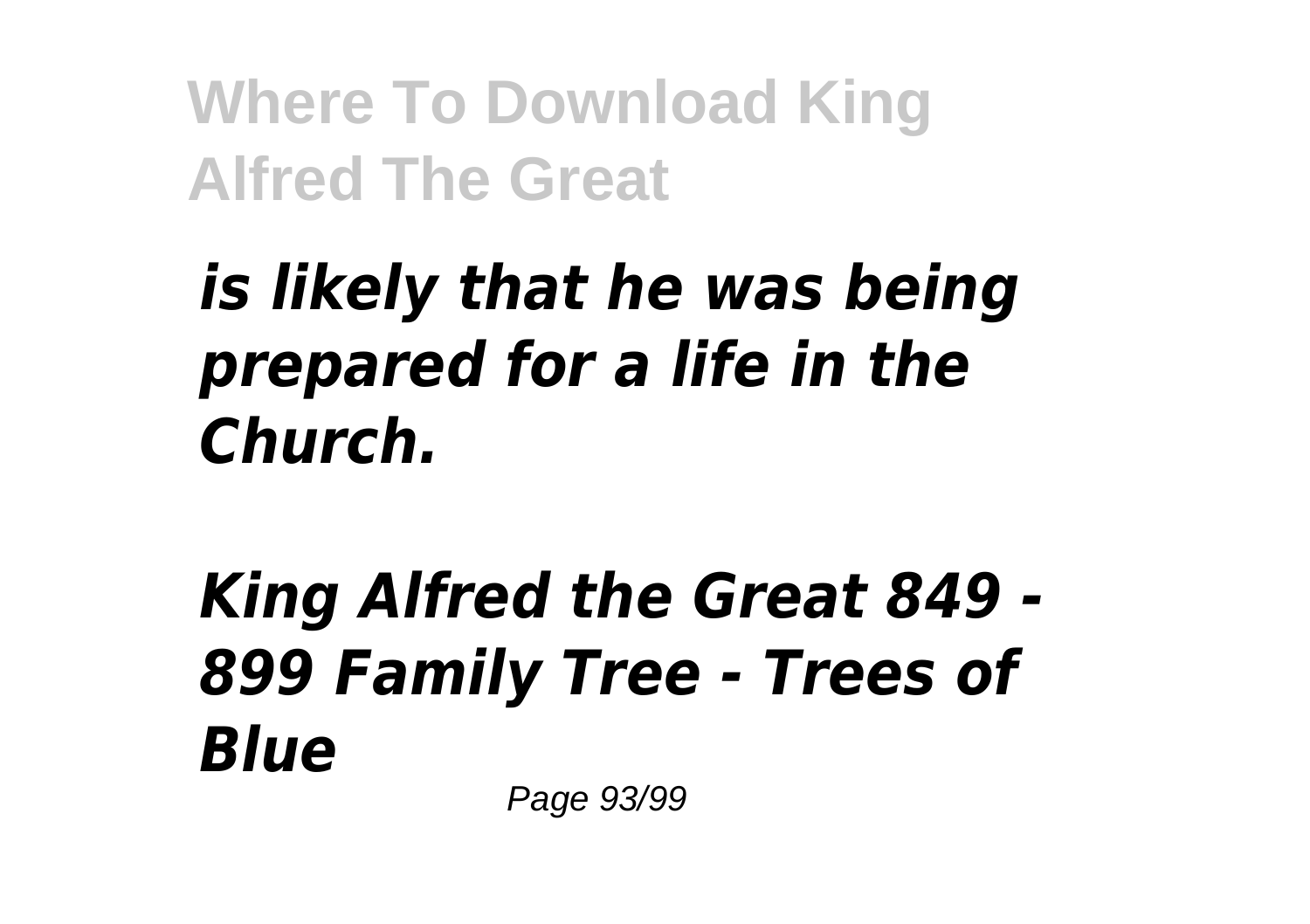*is likely that he was being prepared for a life in the Church.*

*King Alfred the Great 849 - 899 Family Tree - Trees of Blue*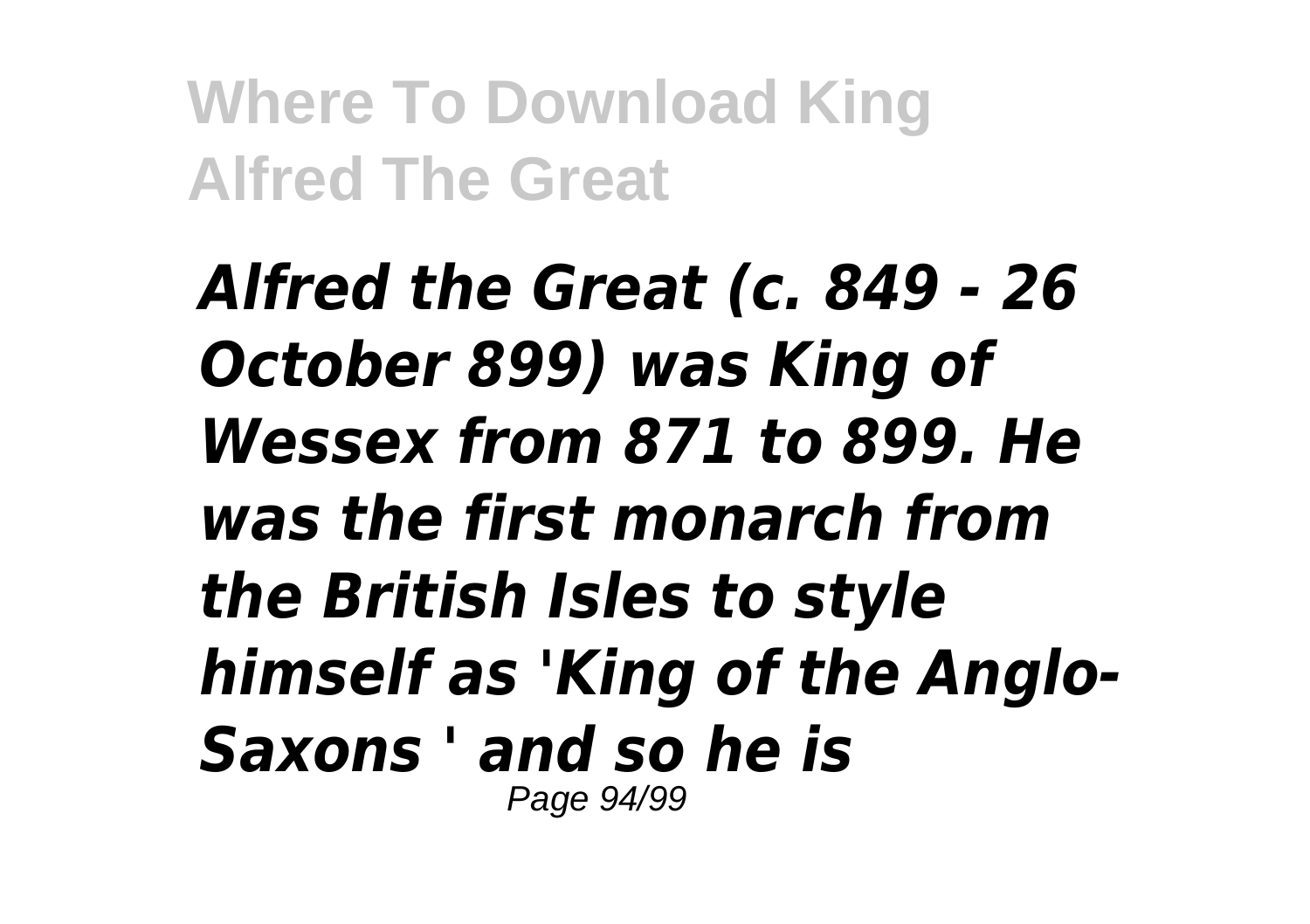*Alfred the Great (c. 849 - 26 October 899) was King of Wessex from 871 to 899. He was the first monarch from the British Isles to style himself as 'King of the Anglo-Saxons ' and so he is*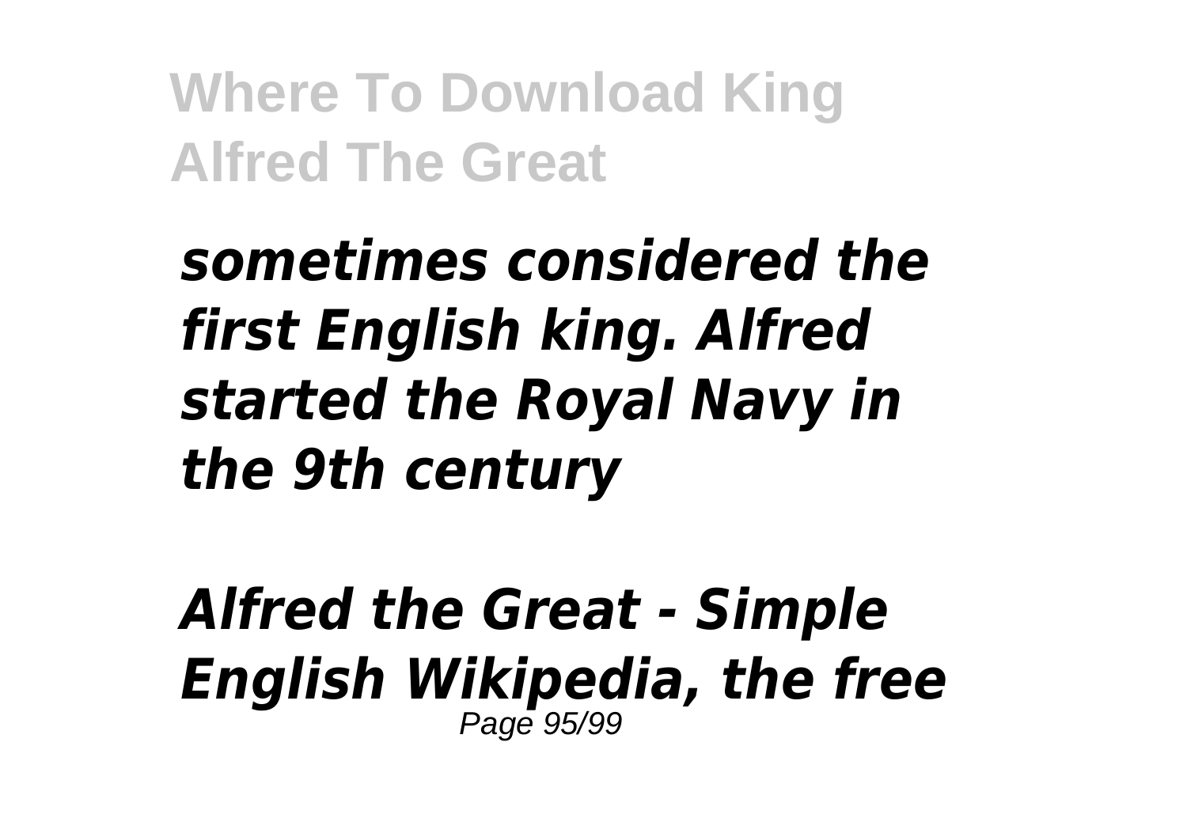*sometimes considered the first English king. Alfred started the Royal Navy in the 9th century*

*Alfred the Great - Simple English Wikipedia, the free*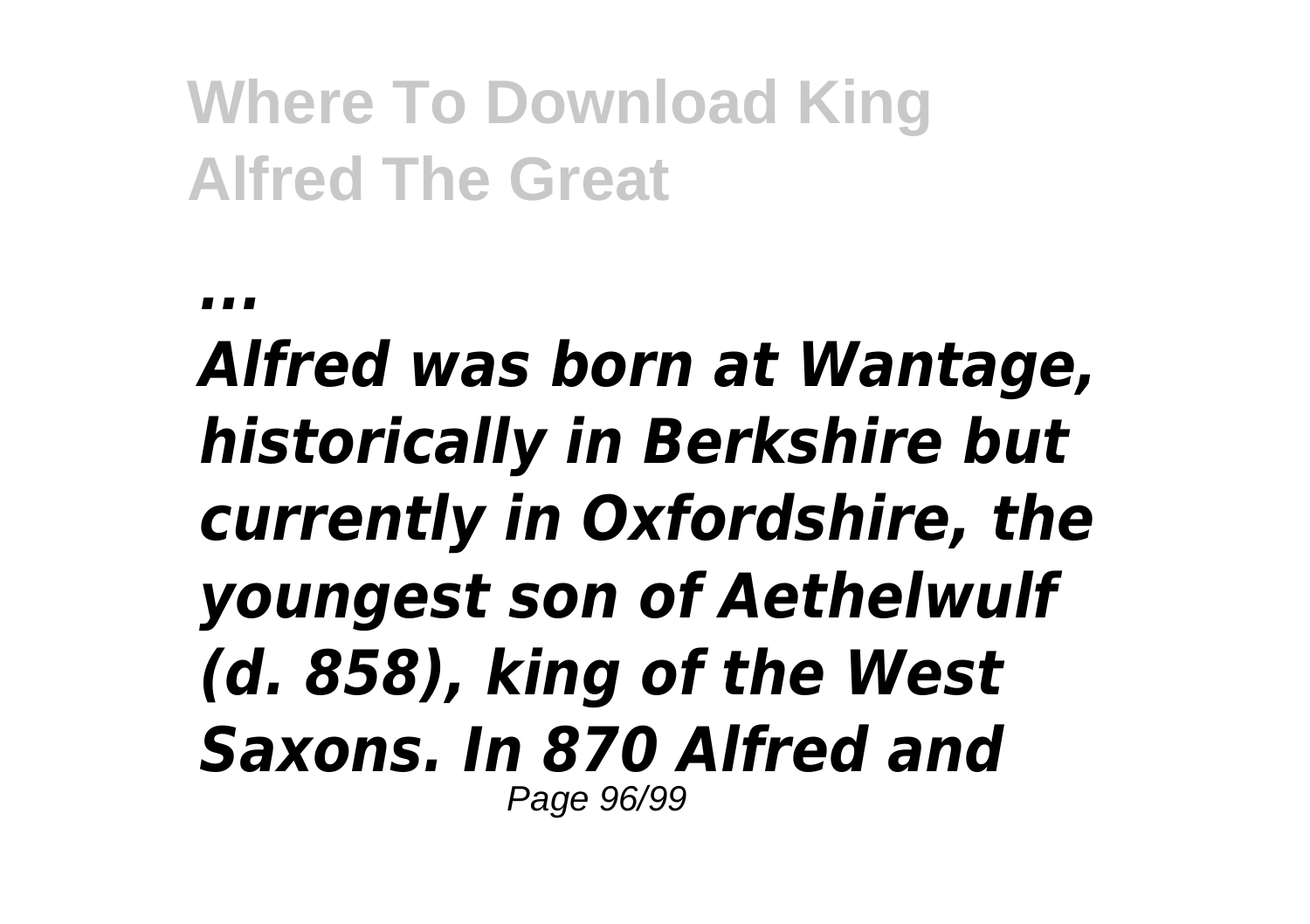*...*

***Alfred was born at Wantage, historically in Berkshire but currently in Oxfordshire, the youngest son of Aethelwulf (d. 858), king of the West Saxons. In 870 Alfred and***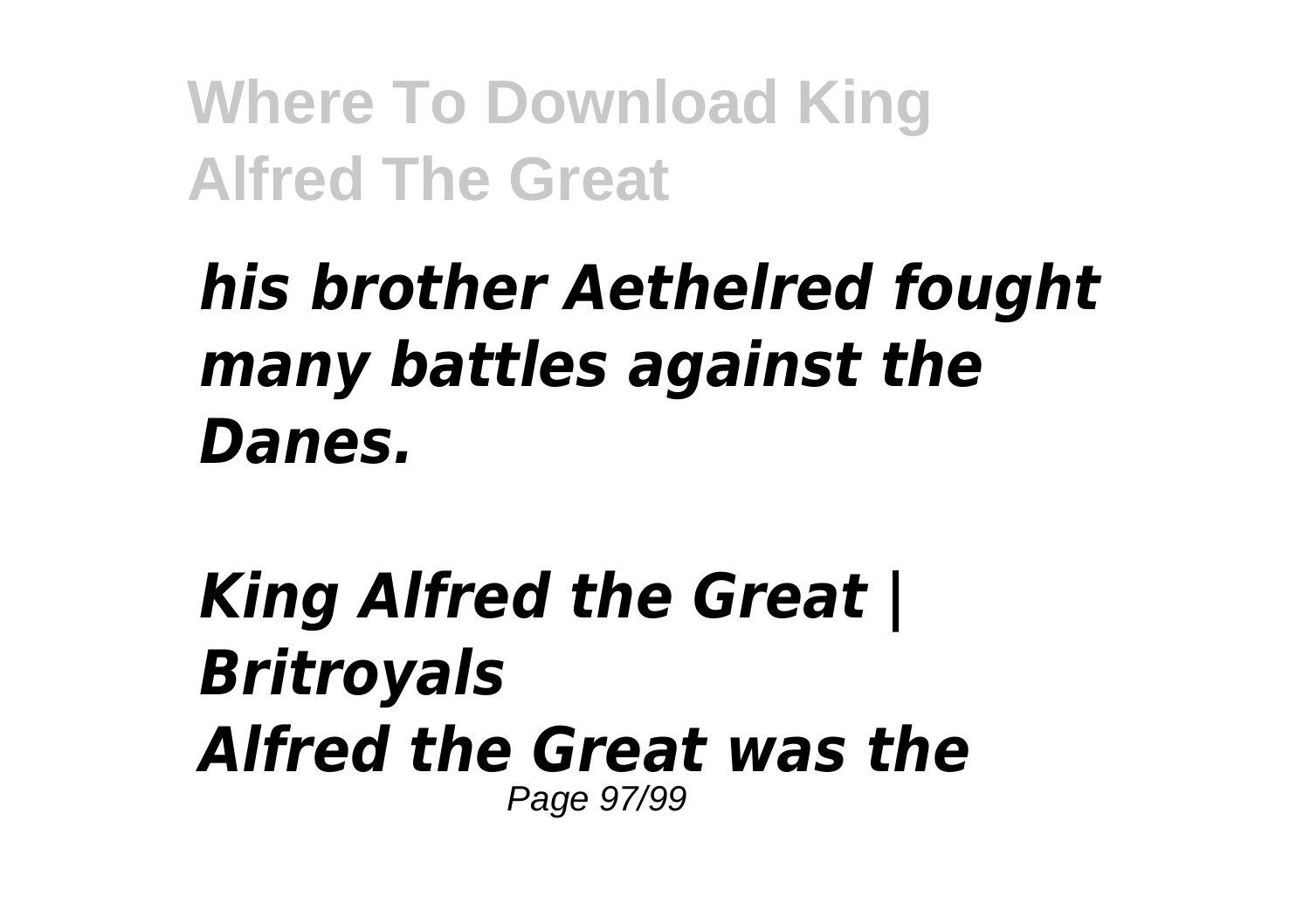*his brother Aethelred fought many battles against the Danes.*

*King Alfred the Great | Britroyals*
*Alfred the Great was the*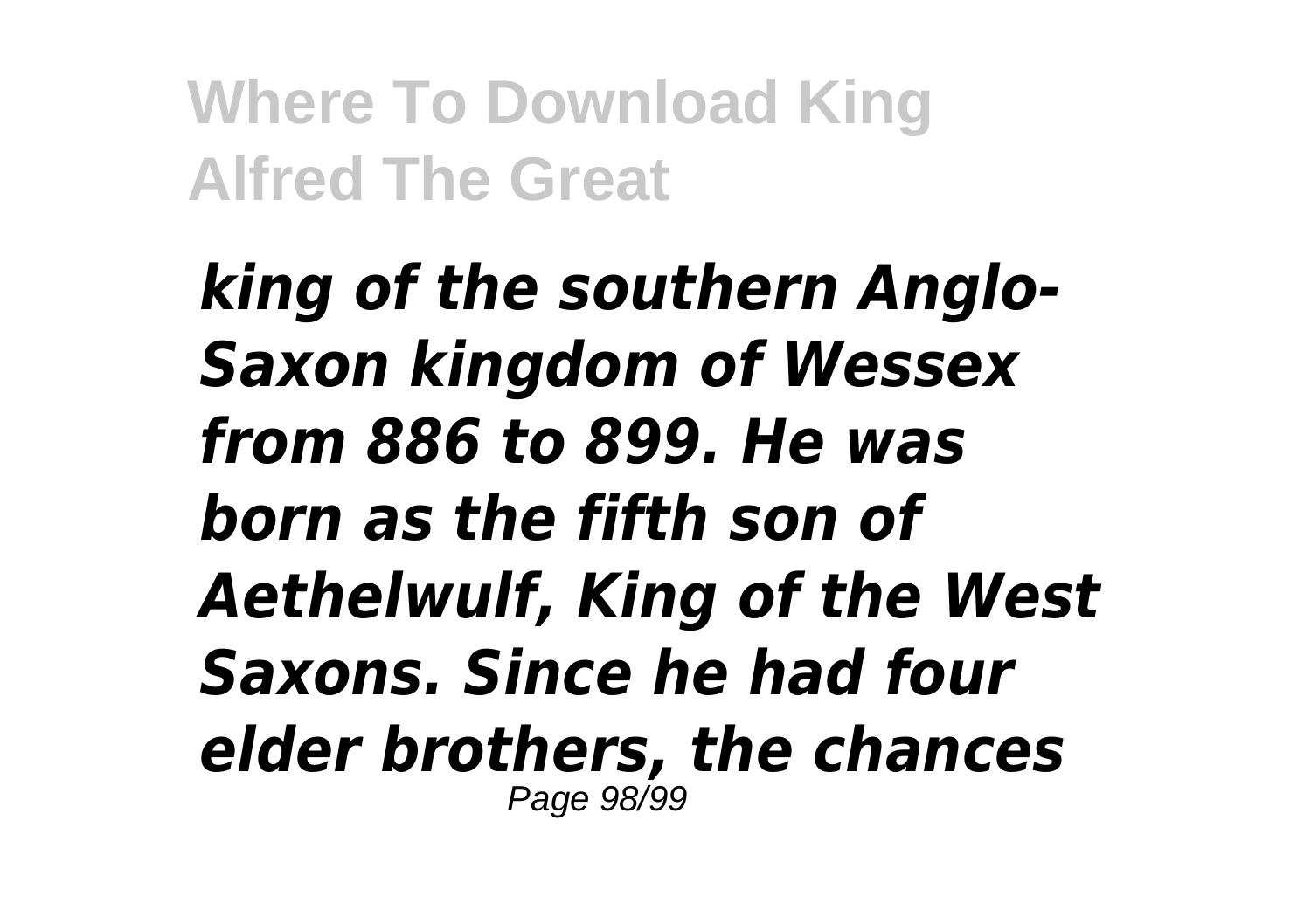*king of the southern Anglo-Saxon kingdom of Wessex from 886 to 899. He was born as the fifth son of Aethelwulf, King of the West Saxons. Since he had four elder brothers, the chances*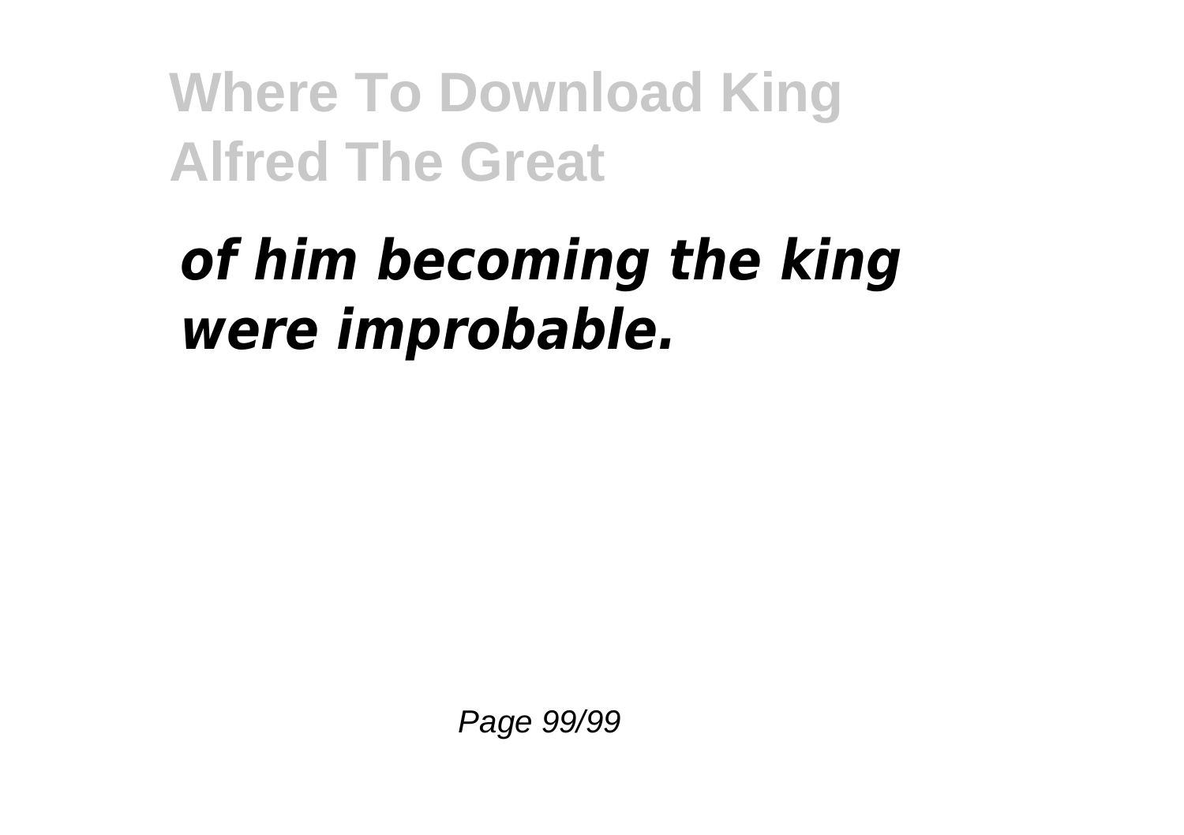***of him becoming the king were improbable.***